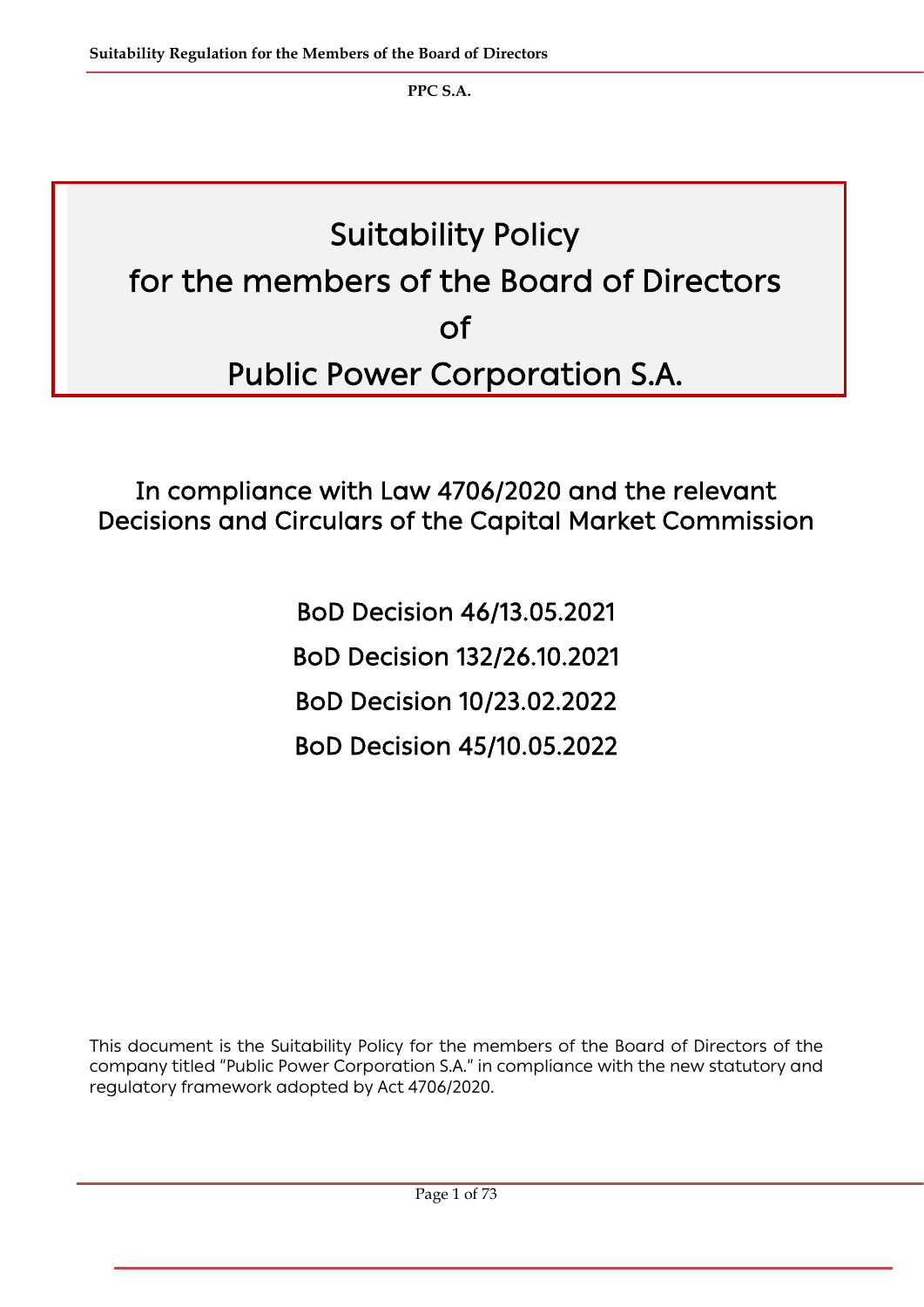# Suitability Policy for the members of the Board of Directors of Public Power Corporation S.A.

In compliance with Law 4706/2020 and the relevant Decisions and Circulars of the Capital Market Commission

BoD Decision 46/13.05.2021

BoD Decision 132/26.10.2021

BoD Decision 10/23.02.2022

BoD Decision 45/10.05.2022

This document is the Suitability Policy for the members of the Board of Directors of the company titled "Public Power Corporation S.A." in compliance with the new statutory and regulatory framework adopted by Act 4706/2020.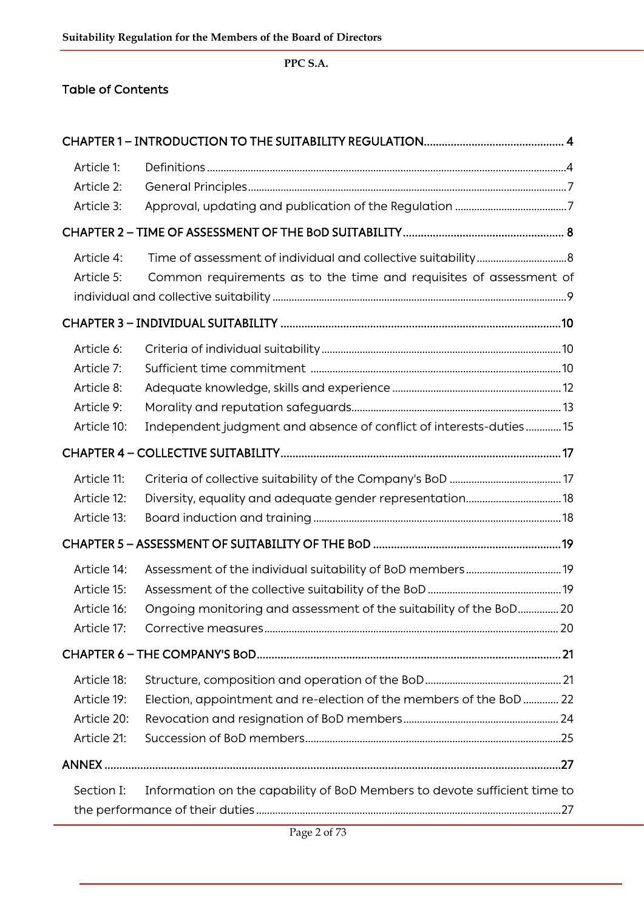PPC S.A.

## Table of Contents

CHAPTER 1 – INTRODUCTION TO THE SUITABILITY REGULATION ........ 4

- Article 1: Definitions ........ 4
- Article 2: General Principles ........ 7
- Article 3: Approval, updating and publication of the Regulation ........ 7

CHAPTER 2 – TIME OF ASSESSMENT OF THE BOD SUITABILITY ........ 8

- Article 4: Time of assessment of individual and collective suitability ........ 8
- Article 5: Common requirements as to the time and requisites of assessment of individual and collective suitability ........ 9

CHAPTER 3 – INDIVIDUAL SUITABILITY ........ 10

- Article 6: Criteria of individual suitability ........ 10
- Article 7: Sufficient time commitment ........ 10
- Article 8: Adequate knowledge, skills and experience ........ 12
- Article 9: Morality and reputation safeguards ........ 13
- Article 10: Independent judgment and absence of conflict of interests-duties ........ 15

CHAPTER 4 – COLLECTIVE SUITABILITY ........ 17

- Article 11: Criteria of collective suitability of the Company's BoD ........ 17
- Article 12: Diversity, equality and adequate gender representation ........ 18
- Article 13: Board induction and training ........ 18

CHAPTER 5 – ASSESSMENT OF SUITABILITY OF THE BOD ........ 19

- Article 14: Assessment of the individual suitability of BoD members ........ 19
- Article 15: Assessment of the collective suitability of the BoD ........ 19
- Article 16: Ongoing monitoring and assessment of the suitability of the BoD ........ 20
- Article 17: Corrective measures ........ 20

CHAPTER 6 – THE COMPANY'S BOD ........ 21

- Article 18: Structure, composition and operation of the BoD ........ 21
- Article 19: Election, appointment and re-election of the members of the BoD ........ 22
- Article 20: Revocation and resignation of BoD members ........ 24
- Article 21: Succession of BoD members ........ 25

ANNEX ........ 27

- Section I: Information on the capability of BoD Members to devote sufficient time to the performance of their duties ........ 27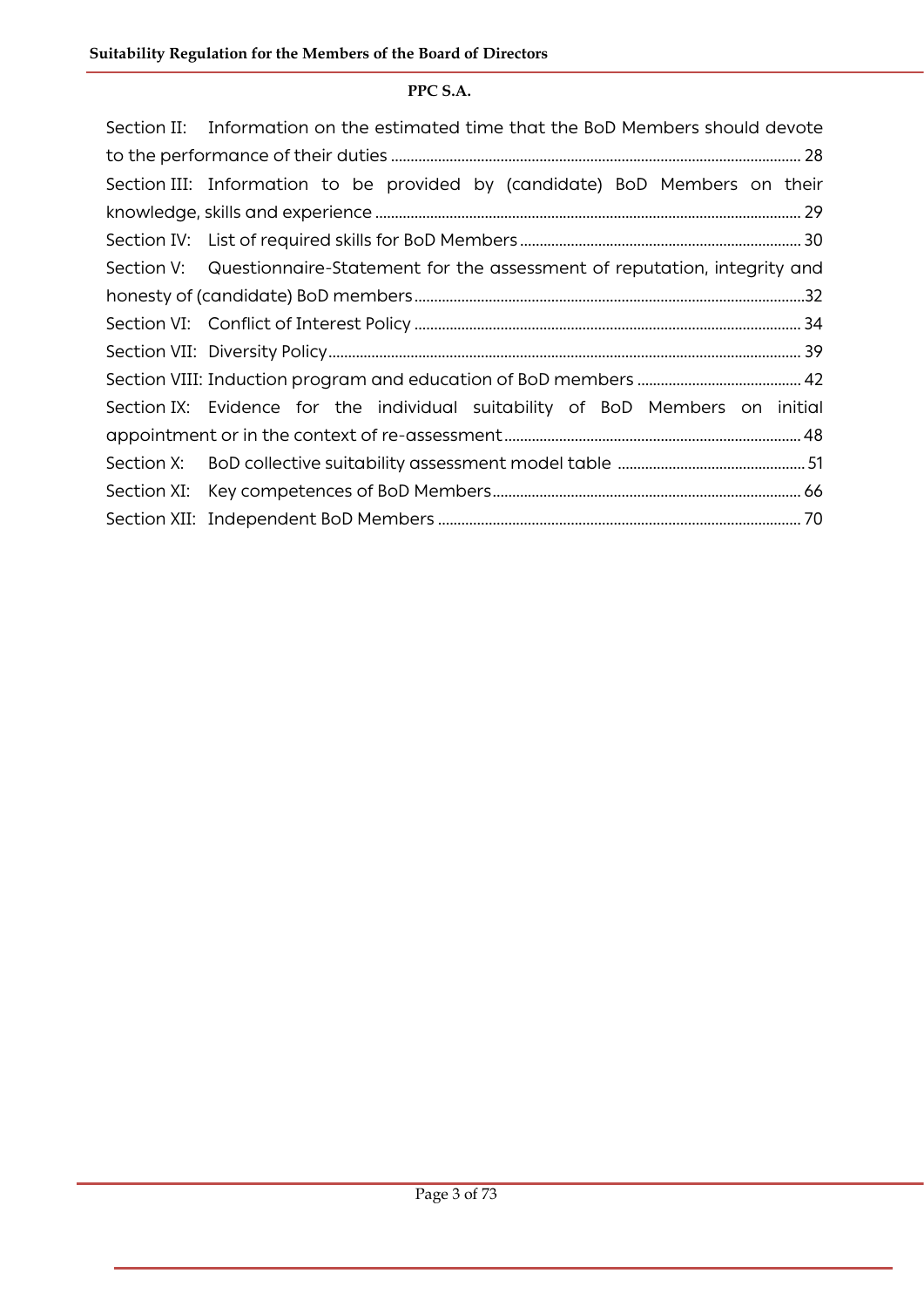Section II: Information on the estimated time that the BoD Members should devote to the performance of their duties ........ 28

Section III: Information to be provided by (candidate) BoD Members on their knowledge, skills and experience ........ 29

Section IV: List of required skills for BoD Members ........ 30

Section V: Questionnaire-Statement for the assessment of reputation, integrity and honesty of (candidate) BoD members ........ 32

Section VI: Conflict of Interest Policy ........ 34

Section VII: Diversity Policy ........ 39

Section VIII: Induction program and education of BoD members ........ 42

Section IX: Evidence for the individual suitability of BoD Members on initial appointment or in the context of re-assessment ........ 48

Section X: BoD collective suitability assessment model table ........ 51

Section XI: Key competences of BoD Members ........ 66

Section XII: Independent BoD Members ........ 70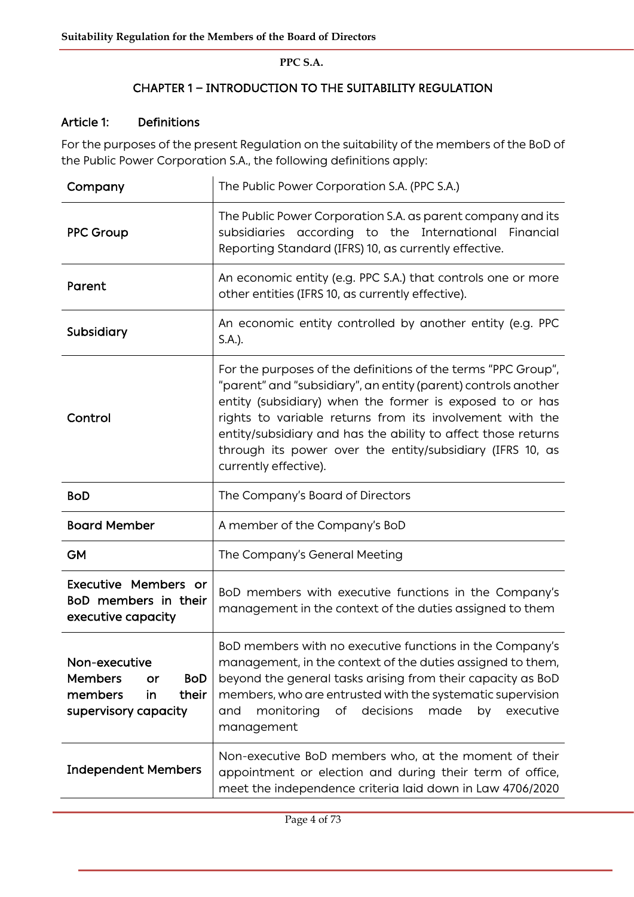**PPC S.A.**

## CHAPTER 1 – INTRODUCTION TO THE SUITABILITY REGULATION

### Article 1: Definitions

For the purposes of the present Regulation on the suitability of the members of the BoD of the Public Power Corporation S.A., the following definitions apply:

| | |
|---|---|
| **Company** | The Public Power Corporation S.A. (PPC S.A.) |
| **PPC Group** | The Public Power Corporation S.A. as parent company and its subsidiaries according to the International Financial Reporting Standard (IFRS) 10, as currently effective. |
| **Parent** | An economic entity (e.g. PPC S.A.) that controls one or more other entities (IFRS 10, as currently effective). |
| **Subsidiary** | An economic entity controlled by another entity (e.g. PPC S.A.). |
| **Control** | For the purposes of the definitions of the terms "PPC Group", "parent" and "subsidiary", an entity (parent) controls another entity (subsidiary) when the former is exposed to or has rights to variable returns from its involvement with the entity/subsidiary and has the ability to affect those returns through its power over the entity/subsidiary (IFRS 10, as currently effective). |
| **BoD** | The Company's Board of Directors |
| **Board Member** | A member of the Company's BoD |
| **GM** | The Company's General Meeting |
| **Executive Members or BoD members in their executive capacity** | BoD members with executive functions in the Company's management in the context of the duties assigned to them |
| **Non-executive Members or BoD members in their supervisory capacity** | BoD members with no executive functions in the Company's management, in the context of the duties assigned to them, beyond the general tasks arising from their capacity as BoD members, who are entrusted with the systematic supervision and monitoring of decisions made by executive management |
| **Independent Members** | Non-executive BoD members who, at the moment of their appointment or election and during their term of office, meet the independence criteria laid down in Law 4706/2020 |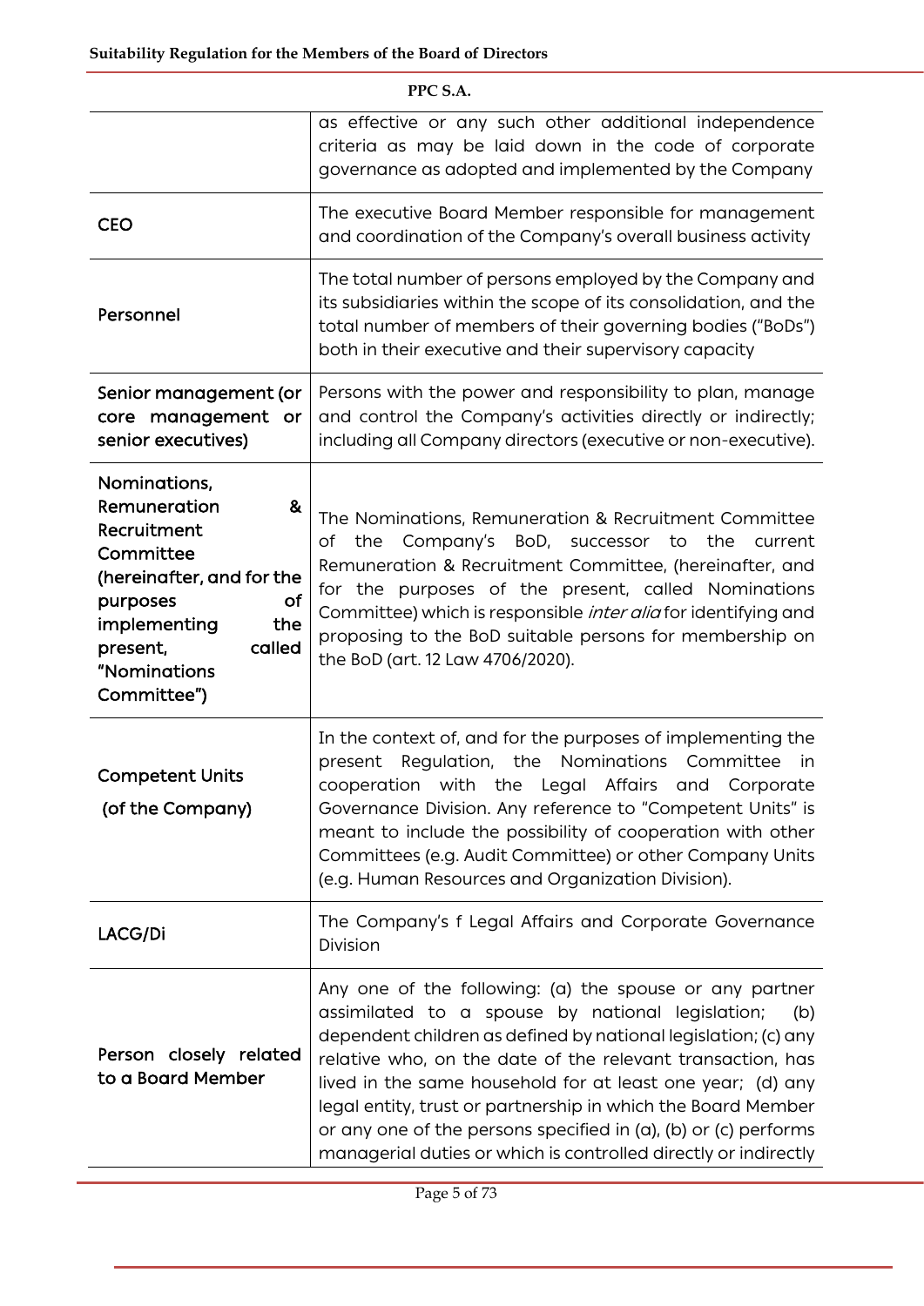| | |
|---|---|
| | as effective or any such other additional independence criteria as may be laid down in the code of corporate governance as adopted and implemented by the Company |
| CEO | The executive Board Member responsible for management and coordination of the Company's overall business activity |
| Personnel | The total number of persons employed by the Company and its subsidiaries within the scope of its consolidation, and the total number of members of their governing bodies ("BoDs") both in their executive and their supervisory capacity |
| Senior management (or core management or senior executives) | Persons with the power and responsibility to plan, manage and control the Company's activities directly or indirectly; including all Company directors (executive or non-executive). |
| Nominations, Remuneration & Recruitment Committee (hereinafter, and for the purposes of implementing the present, called "Nominations Committee") | The Nominations, Remuneration & Recruitment Committee of the Company's BoD, successor to the current Remuneration & Recruitment Committee, (hereinafter, and for the purposes of the present, called Nominations Committee) which is responsible *inter alia* for identifying and proposing to the BoD suitable persons for membership on the BoD (art. 12 Law 4706/2020). |
| Competent Units (of the Company) | In the context of, and for the purposes of implementing the present Regulation, the Nominations Committee in cooperation with the Legal Affairs and Corporate Governance Division. Any reference to "Competent Units" is meant to include the possibility of cooperation with other Committees (e.g. Audit Committee) or other Company Units (e.g. Human Resources and Organization Division). |
| LACG/Di | The Company's f Legal Affairs and Corporate Governance Division |
| Person closely related to a Board Member | Any one of the following: (a) the spouse or any partner assimilated to a spouse by national legislation; (b) dependent children as defined by national legislation; (c) any relative who, on the date of the relevant transaction, has lived in the same household for at least one year; (d) any legal entity, trust or partnership in which the Board Member or any one of the persons specified in (a), (b) or (c) performs managerial duties or which is controlled directly or indirectly |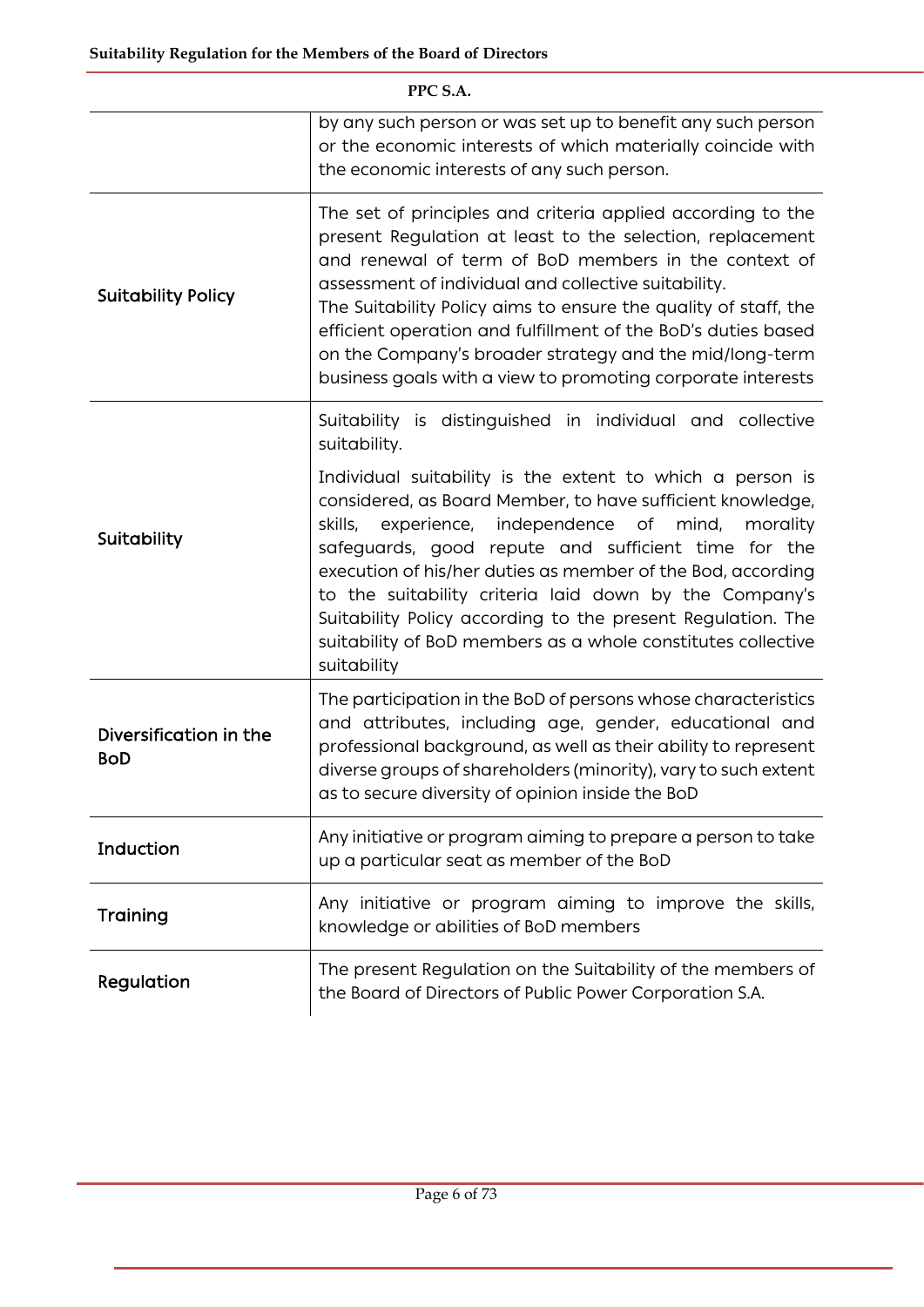| | |
|---|---|
| | by any such person or was set up to benefit any such person or the economic interests of which materially coincide with the economic interests of any such person. |
| Suitability Policy | The set of principles and criteria applied according to the present Regulation at least to the selection, replacement and renewal of term of BoD members in the context of assessment of individual and collective suitability.<br>The Suitability Policy aims to ensure the quality of staff, the efficient operation and fulfillment of the BoD's duties based on the Company's broader strategy and the mid/long-term business goals with a view to promoting corporate interests |
| Suitability | Suitability is distinguished in individual and collective suitability.<br>Individual suitability is the extent to which a person is considered, as Board Member, to have sufficient knowledge, skills, experience, independence of mind, morality safeguards, good repute and sufficient time for the execution of his/her duties as member of the Bod, according to the suitability criteria laid down by the Company's Suitability Policy according to the present Regulation. The suitability of BoD members as a whole constitutes collective suitability |
| Diversification in the BoD | The participation in the BoD of persons whose characteristics and attributes, including age, gender, educational and professional background, as well as their ability to represent diverse groups of shareholders (minority), vary to such extent as to secure diversity of opinion inside the BoD |
| Induction | Any initiative or program aiming to prepare a person to take up a particular seat as member of the BoD |
| Training | Any initiative or program aiming to improve the skills, knowledge or abilities of BoD members |
| Regulation | The present Regulation on the Suitability of the members of the Board of Directors of Public Power Corporation S.A. |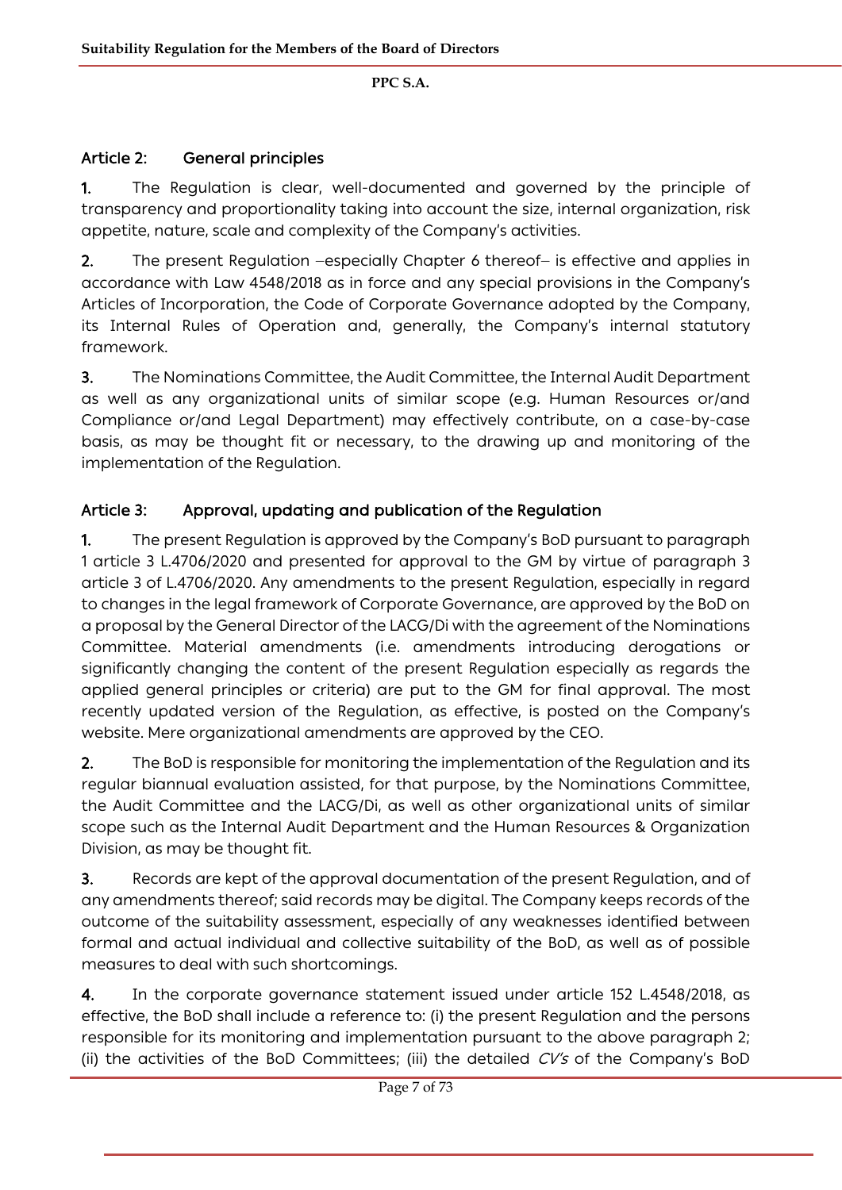## Article 2: General principles

**1.** The Regulation is clear, well-documented and governed by the principle of transparency and proportionality taking into account the size, internal organization, risk appetite, nature, scale and complexity of the Company's activities.

**2.** The present Regulation –especially Chapter 6 thereof– is effective and applies in accordance with Law 4548/2018 as in force and any special provisions in the Company's Articles of Incorporation, the Code of Corporate Governance adopted by the Company, its Internal Rules of Operation and, generally, the Company's internal statutory framework.

**3.** The Nominations Committee, the Audit Committee, the Internal Audit Department as well as any organizational units of similar scope (e.g. Human Resources or/and Compliance or/and Legal Department) may effectively contribute, on a case-by-case basis, as may be thought fit or necessary, to the drawing up and monitoring of the implementation of the Regulation.

## Article 3: Approval, updating and publication of the Regulation

**1.** The present Regulation is approved by the Company's BoD pursuant to paragraph 1 article 3 L.4706/2020 and presented for approval to the GM by virtue of paragraph 3 article 3 of L.4706/2020. Any amendments to the present Regulation, especially in regard to changes in the legal framework of Corporate Governance, are approved by the BoD on a proposal by the General Director of the LACG/Di with the agreement of the Nominations Committee. Material amendments (i.e. amendments introducing derogations or significantly changing the content of the present Regulation especially as regards the applied general principles or criteria) are put to the GM for final approval. The most recently updated version of the Regulation, as effective, is posted on the Company's website. Mere organizational amendments are approved by the CEO.

**2.** The BoD is responsible for monitoring the implementation of the Regulation and its regular biannual evaluation assisted, for that purpose, by the Nominations Committee, the Audit Committee and the LACG/Di, as well as other organizational units of similar scope such as the Internal Audit Department and the Human Resources & Organization Division, as may be thought fit.

**3.** Records are kept of the approval documentation of the present Regulation, and of any amendments thereof; said records may be digital. The Company keeps records of the outcome of the suitability assessment, especially of any weaknesses identified between formal and actual individual and collective suitability of the BoD, as well as of possible measures to deal with such shortcomings.

**4.** In the corporate governance statement issued under article 152 L.4548/2018, as effective, the BoD shall include a reference to: (i) the present Regulation and the persons responsible for its monitoring and implementation pursuant to the above paragraph 2; (ii) the activities of the BoD Committees; (iii) the detailed *CV's* of the Company's BoD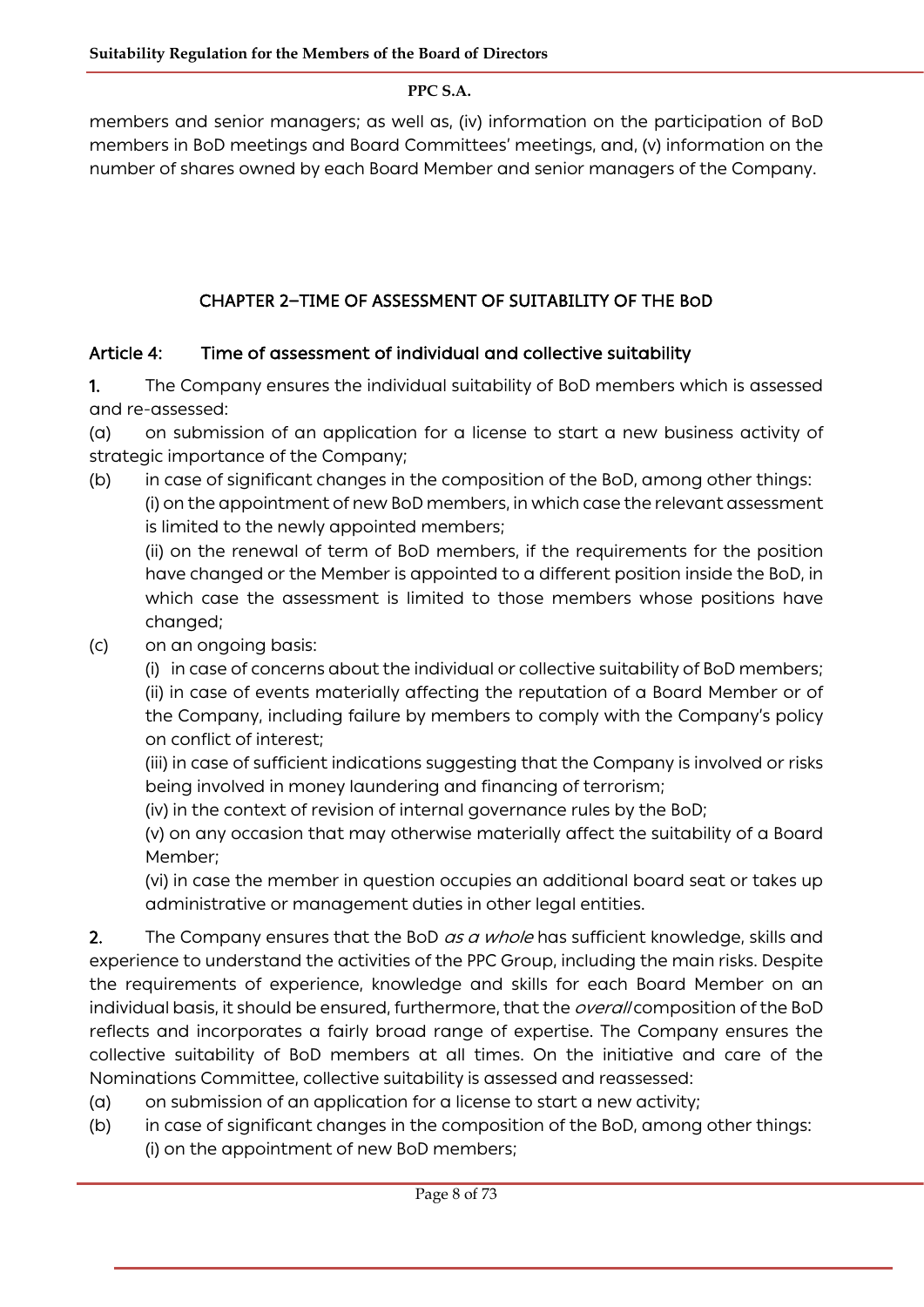members and senior managers; as well as, (iv) information on the participation of BoD members in BoD meetings and Board Committees' meetings, and, (v) information on the number of shares owned by each Board Member and senior managers of the Company.

## CHAPTER 2–TIME OF ASSESSMENT OF SUITABILITY OF THE BoD

### Article 4: Time of assessment of individual and collective suitability

**1.** The Company ensures the individual suitability of BoD members which is assessed and re-assessed:

(a) on submission of an application for a license to start a new business activity of strategic importance of the Company;

(b) in case of significant changes in the composition of the BoD, among other things:

(i) on the appointment of new BoD members, in which case the relevant assessment is limited to the newly appointed members;

(ii) on the renewal of term of BoD members, if the requirements for the position have changed or the Member is appointed to a different position inside the BoD, in which case the assessment is limited to those members whose positions have changed;

(c) on an ongoing basis:

(i) in case of concerns about the individual or collective suitability of BoD members;

(ii) in case of events materially affecting the reputation of a Board Member or of the Company, including failure by members to comply with the Company's policy on conflict of interest;

(iii) in case of sufficient indications suggesting that the Company is involved or risks being involved in money laundering and financing of terrorism;

(iv) in the context of revision of internal governance rules by the BoD;

(v) on any occasion that may otherwise materially affect the suitability of a Board Member;

(vi) in case the member in question occupies an additional board seat or takes up administrative or management duties in other legal entities.

**2.** The Company ensures that the BoD *as a whole* has sufficient knowledge, skills and experience to understand the activities of the PPC Group, including the main risks. Despite the requirements of experience, knowledge and skills for each Board Member on an individual basis, it should be ensured, furthermore, that the *overall* composition of the BoD reflects and incorporates a fairly broad range of expertise. The Company ensures the collective suitability of BoD members at all times. On the initiative and care of the Nominations Committee, collective suitability is assessed and reassessed:

(a) on submission of an application for a license to start a new activity;

(b) in case of significant changes in the composition of the BoD, among other things:

(i) on the appointment of new BoD members;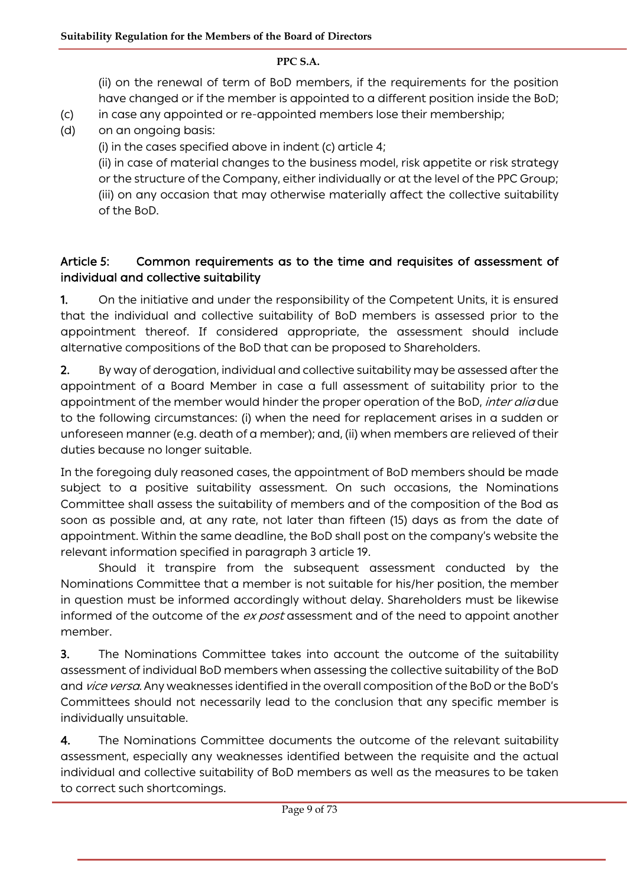(ii) on the renewal of term of BoD members, if the requirements for the position have changed or if the member is appointed to a different position inside the BoD;

(c) in case any appointed or re-appointed members lose their membership;

(d) on an ongoing basis:

(i) in the cases specified above in indent (c) article 4;

(ii) in case of material changes to the business model, risk appetite or risk strategy or the structure of the Company, either individually or at the level of the PPC Group;

(iii) on any occasion that may otherwise materially affect the collective suitability of the BoD.

## Article 5: Common requirements as to the time and requisites of assessment of individual and collective suitability

**1.** On the initiative and under the responsibility of the Competent Units, it is ensured that the individual and collective suitability of BoD members is assessed prior to the appointment thereof. If considered appropriate, the assessment should include alternative compositions of the BoD that can be proposed to Shareholders.

**2.** By way of derogation, individual and collective suitability may be assessed after the appointment of a Board Member in case a full assessment of suitability prior to the appointment of the member would hinder the proper operation of the BoD, *inter alia* due to the following circumstances: (i) when the need for replacement arises in a sudden or unforeseen manner (e.g. death of a member); and, (ii) when members are relieved of their duties because no longer suitable.

In the foregoing duly reasoned cases, the appointment of BoD members should be made subject to a positive suitability assessment. On such occasions, the Nominations Committee shall assess the suitability of members and of the composition of the Bod as soon as possible and, at any rate, not later than fifteen (15) days as from the date of appointment. Within the same deadline, the BoD shall post on the company's website the relevant information specified in paragraph 3 article 19.

Should it transpire from the subsequent assessment conducted by the Nominations Committee that a member is not suitable for his/her position, the member in question must be informed accordingly without delay. Shareholders must be likewise informed of the outcome of the *ex post* assessment and of the need to appoint another member.

**3.** The Nominations Committee takes into account the outcome of the suitability assessment of individual BoD members when assessing the collective suitability of the BoD and *vice versa*. Any weaknesses identified in the overall composition of the BoD or the BoD's Committees should not necessarily lead to the conclusion that any specific member is individually unsuitable.

**4.** The Nominations Committee documents the outcome of the relevant suitability assessment, especially any weaknesses identified between the requisite and the actual individual and collective suitability of BoD members as well as the measures to be taken to correct such shortcomings.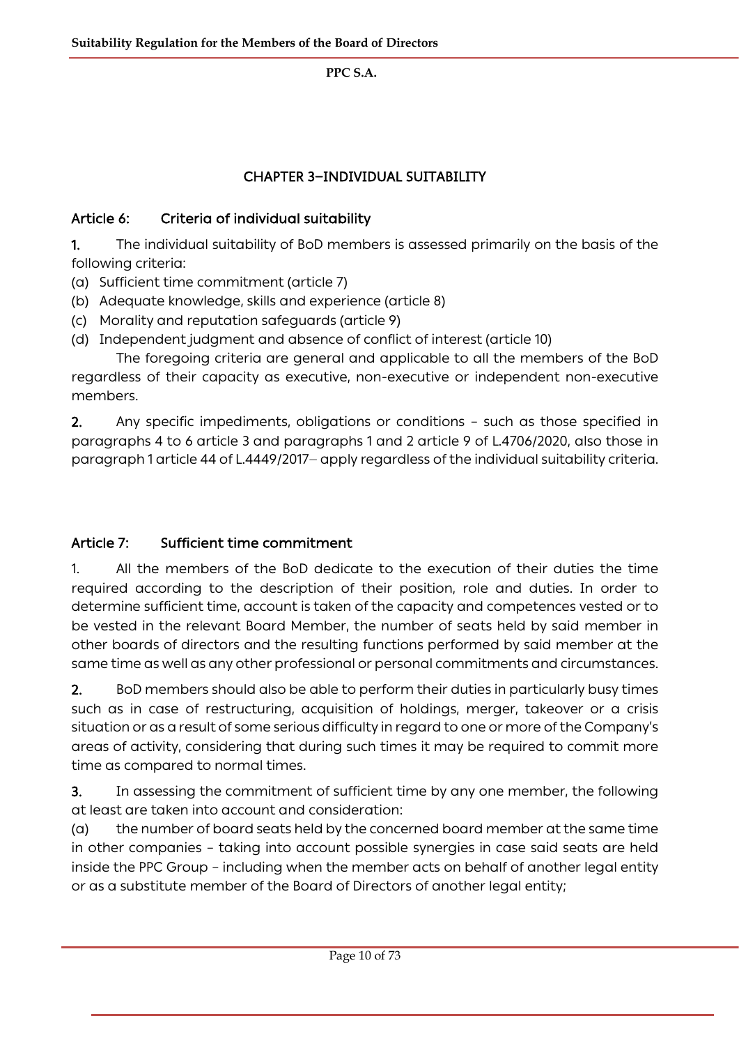## CHAPTER 3–INDIVIDUAL SUITABILITY

### Article 6: Criteria of individual suitability

**1.** The individual suitability of BoD members is assessed primarily on the basis of the following criteria:

(a) Sufficient time commitment (article 7)

(b) Adequate knowledge, skills and experience (article 8)

(c) Morality and reputation safeguards (article 9)

(d) Independent judgment and absence of conflict of interest (article 10)

The foregoing criteria are general and applicable to all the members of the BoD regardless of their capacity as executive, non-executive or independent non-executive members.

**2.** Any specific impediments, obligations or conditions – such as those specified in paragraphs 4 to 6 article 3 and paragraphs 1 and 2 article 9 of L.4706/2020, also those in paragraph 1 article 44 of L.4449/2017– apply regardless of the individual suitability criteria.

### Article 7: Sufficient time commitment

1. All the members of the BoD dedicate to the execution of their duties the time required according to the description of their position, role and duties. In order to determine sufficient time, account is taken of the capacity and competences vested or to be vested in the relevant Board Member, the number of seats held by said member in other boards of directors and the resulting functions performed by said member at the same time as well as any other professional or personal commitments and circumstances.

**2.** BoD members should also be able to perform their duties in particularly busy times such as in case of restructuring, acquisition of holdings, merger, takeover or a crisis situation or as a result of some serious difficulty in regard to one or more of the Company's areas of activity, considering that during such times it may be required to commit more time as compared to normal times.

**3.** In assessing the commitment of sufficient time by any one member, the following at least are taken into account and consideration:

(a) the number of board seats held by the concerned board member at the same time in other companies – taking into account possible synergies in case said seats are held inside the PPC Group – including when the member acts on behalf of another legal entity or as a substitute member of the Board of Directors of another legal entity;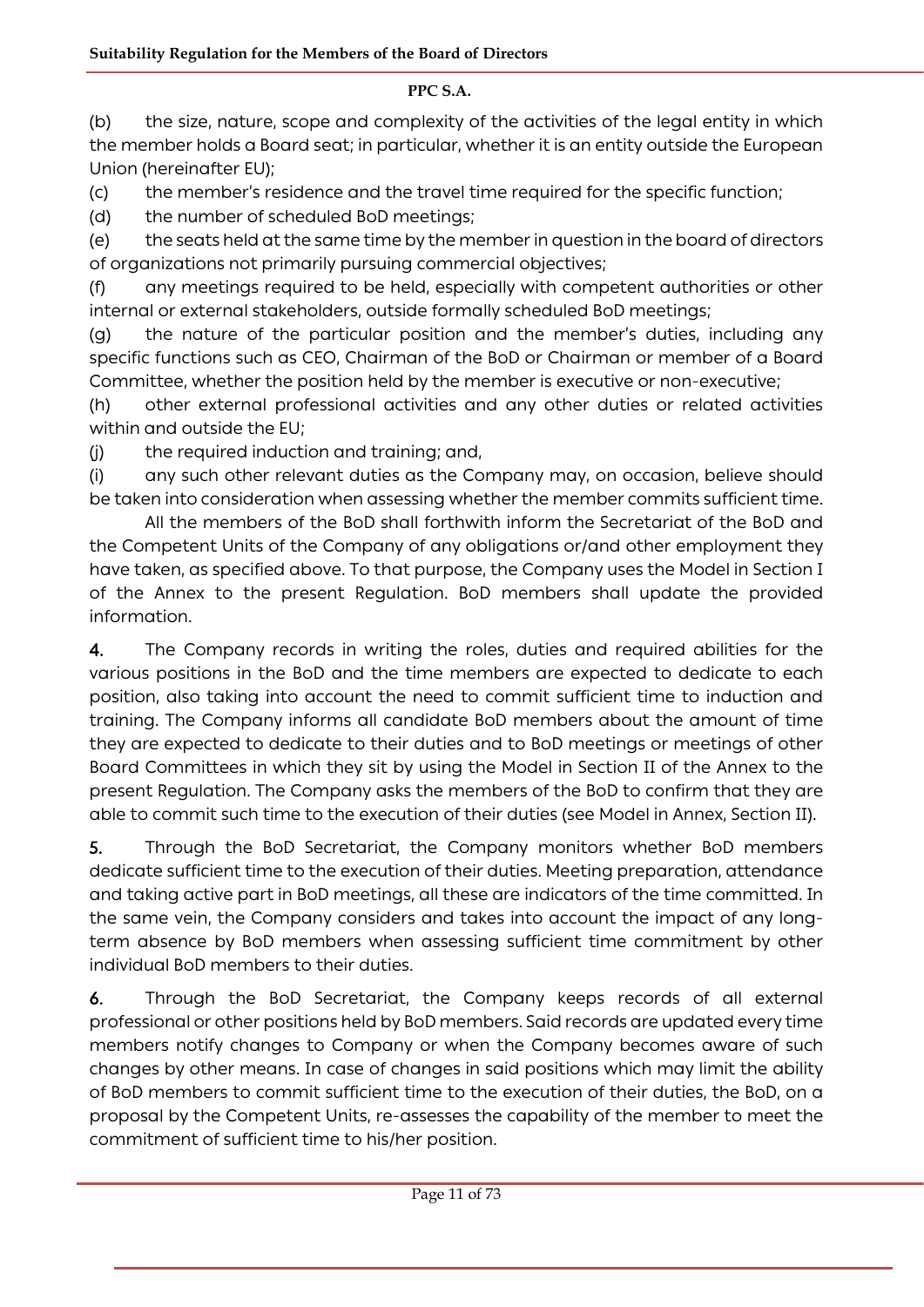(b) the size, nature, scope and complexity of the activities of the legal entity in which the member holds a Board seat; in particular, whether it is an entity outside the European Union (hereinafter EU);

(c) the member's residence and the travel time required for the specific function;

(d) the number of scheduled BoD meetings;

(e) the seats held at the same time by the member in question in the board of directors of organizations not primarily pursuing commercial objectives;

(f) any meetings required to be held, especially with competent authorities or other internal or external stakeholders, outside formally scheduled BoD meetings;

(g) the nature of the particular position and the member's duties, including any specific functions such as CEO, Chairman of the BoD or Chairman or member of a Board Committee, whether the position held by the member is executive or non-executive;

(h) other external professional activities and any other duties or related activities within and outside the EU;

(j) the required induction and training; and,

(i) any such other relevant duties as the Company may, on occasion, believe should be taken into consideration when assessing whether the member commits sufficient time.

All the members of the BoD shall forthwith inform the Secretariat of the BoD and the Competent Units of the Company of any obligations or/and other employment they have taken, as specified above. To that purpose, the Company uses the Model in Section I of the Annex to the present Regulation. BoD members shall update the provided information.

**4.** The Company records in writing the roles, duties and required abilities for the various positions in the BoD and the time members are expected to dedicate to each position, also taking into account the need to commit sufficient time to induction and training. The Company informs all candidate BoD members about the amount of time they are expected to dedicate to their duties and to BoD meetings or meetings of other Board Committees in which they sit by using the Model in Section II of the Annex to the present Regulation. The Company asks the members of the BoD to confirm that they are able to commit such time to the execution of their duties (see Model in Annex, Section II).

**5.** Through the BoD Secretariat, the Company monitors whether BoD members dedicate sufficient time to the execution of their duties. Meeting preparation, attendance and taking active part in BoD meetings, all these are indicators of the time committed. In the same vein, the Company considers and takes into account the impact of any long-term absence by BoD members when assessing sufficient time commitment by other individual BoD members to their duties.

**6.** Through the BoD Secretariat, the Company keeps records of all external professional or other positions held by BoD members. Said records are updated every time members notify changes to Company or when the Company becomes aware of such changes by other means. In case of changes in said positions which may limit the ability of BoD members to commit sufficient time to the execution of their duties, the BoD, on a proposal by the Competent Units, re-assesses the capability of the member to meet the commitment of sufficient time to his/her position.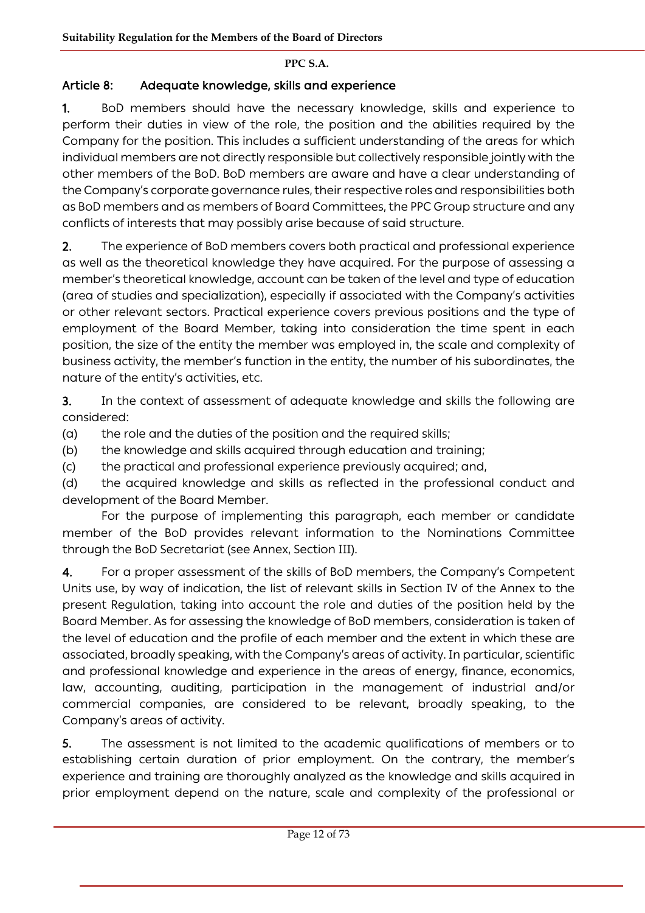## Article 8: Adequate knowledge, skills and experience

1. BoD members should have the necessary knowledge, skills and experience to perform their duties in view of the role, the position and the abilities required by the Company for the position. This includes a sufficient understanding of the areas for which individual members are not directly responsible but collectively responsible jointly with the other members of the BoD. BoD members are aware and have a clear understanding of the Company's corporate governance rules, their respective roles and responsibilities both as BoD members and as members of Board Committees, the PPC Group structure and any conflicts of interests that may possibly arise because of said structure.

2. The experience of BoD members covers both practical and professional experience as well as the theoretical knowledge they have acquired. For the purpose of assessing a member's theoretical knowledge, account can be taken of the level and type of education (area of studies and specialization), especially if associated with the Company's activities or other relevant sectors. Practical experience covers previous positions and the type of employment of the Board Member, taking into consideration the time spent in each position, the size of the entity the member was employed in, the scale and complexity of business activity, the member's function in the entity, the number of his subordinates, the nature of the entity's activities, etc.

3. In the context of assessment of adequate knowledge and skills the following are considered:

(a) the role and the duties of the position and the required skills;

(b) the knowledge and skills acquired through education and training;

(c) the practical and professional experience previously acquired; and,

(d) the acquired knowledge and skills as reflected in the professional conduct and development of the Board Member.

For the purpose of implementing this paragraph, each member or candidate member of the BoD provides relevant information to the Nominations Committee through the BoD Secretariat (see Annex, Section III).

4. For a proper assessment of the skills of BoD members, the Company's Competent Units use, by way of indication, the list of relevant skills in Section IV of the Annex to the present Regulation, taking into account the role and duties of the position held by the Board Member. As for assessing the knowledge of BoD members, consideration is taken of the level of education and the profile of each member and the extent in which these are associated, broadly speaking, with the Company's areas of activity. In particular, scientific and professional knowledge and experience in the areas of energy, finance, economics, law, accounting, auditing, participation in the management of industrial and/or commercial companies, are considered to be relevant, broadly speaking, to the Company's areas of activity.

5. The assessment is not limited to the academic qualifications of members or to establishing certain duration of prior employment. On the contrary, the member's experience and training are thoroughly analyzed as the knowledge and skills acquired in prior employment depend on the nature, scale and complexity of the professional or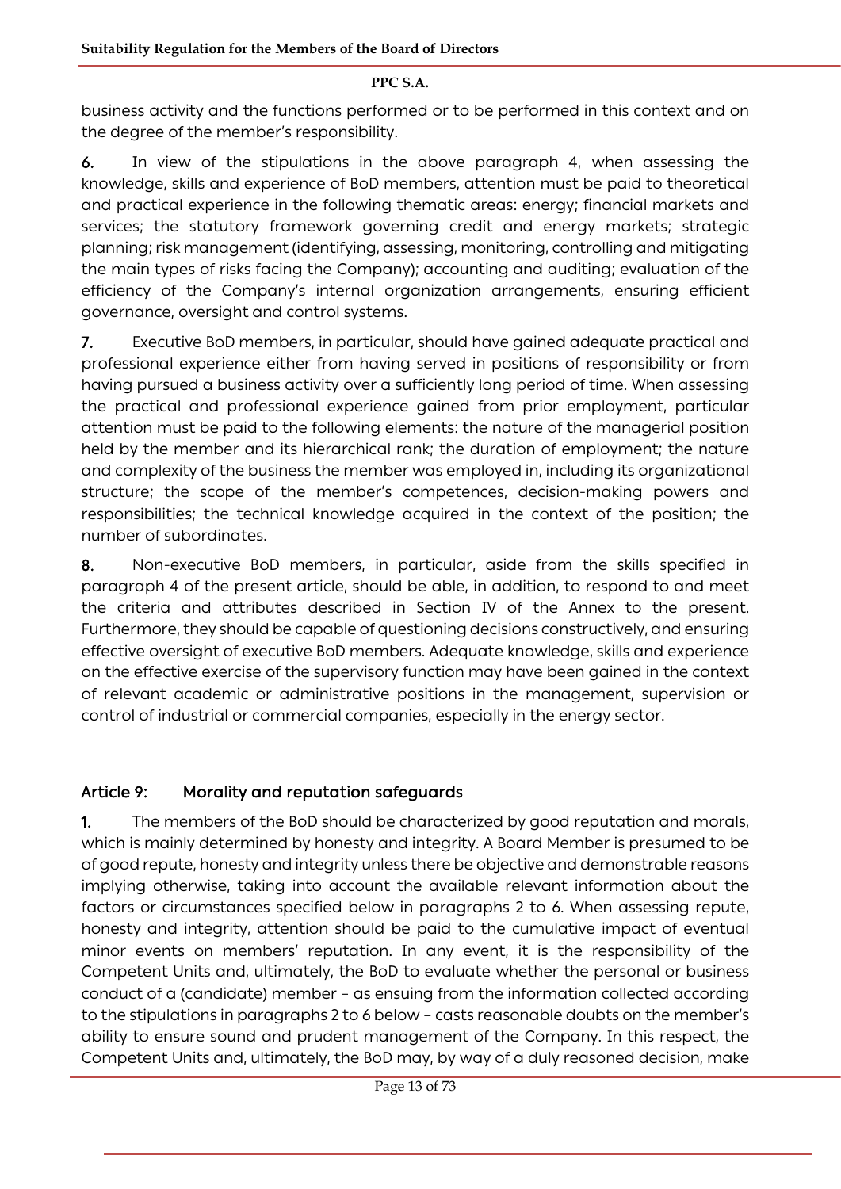business activity and the functions performed or to be performed in this context and on the degree of the member's responsibility.

**6.** In view of the stipulations in the above paragraph 4, when assessing the knowledge, skills and experience of BoD members, attention must be paid to theoretical and practical experience in the following thematic areas: energy; financial markets and services; the statutory framework governing credit and energy markets; strategic planning; risk management (identifying, assessing, monitoring, controlling and mitigating the main types of risks facing the Company); accounting and auditing; evaluation of the efficiency of the Company's internal organization arrangements, ensuring efficient governance, oversight and control systems.

**7.** Executive BoD members, in particular, should have gained adequate practical and professional experience either from having served in positions of responsibility or from having pursued a business activity over a sufficiently long period of time. When assessing the practical and professional experience gained from prior employment, particular attention must be paid to the following elements: the nature of the managerial position held by the member and its hierarchical rank; the duration of employment; the nature and complexity of the business the member was employed in, including its organizational structure; the scope of the member's competences, decision-making powers and responsibilities; the technical knowledge acquired in the context of the position; the number of subordinates.

**8.** Non-executive BoD members, in particular, aside from the skills specified in paragraph 4 of the present article, should be able, in addition, to respond to and meet the criteria and attributes described in Section IV of the Annex to the present. Furthermore, they should be capable of questioning decisions constructively, and ensuring effective oversight of executive BoD members. Adequate knowledge, skills and experience on the effective exercise of the supervisory function may have been gained in the context of relevant academic or administrative positions in the management, supervision or control of industrial or commercial companies, especially in the energy sector.

## Article 9: Morality and reputation safeguards

**1.** The members of the BoD should be characterized by good reputation and morals, which is mainly determined by honesty and integrity. A Board Member is presumed to be of good repute, honesty and integrity unless there be objective and demonstrable reasons implying otherwise, taking into account the available relevant information about the factors or circumstances specified below in paragraphs 2 to 6. When assessing repute, honesty and integrity, attention should be paid to the cumulative impact of eventual minor events on members' reputation. In any event, it is the responsibility of the Competent Units and, ultimately, the BoD to evaluate whether the personal or business conduct of a (candidate) member – as ensuing from the information collected according to the stipulations in paragraphs 2 to 6 below – casts reasonable doubts on the member's ability to ensure sound and prudent management of the Company. In this respect, the Competent Units and, ultimately, the BoD may, by way of a duly reasoned decision, make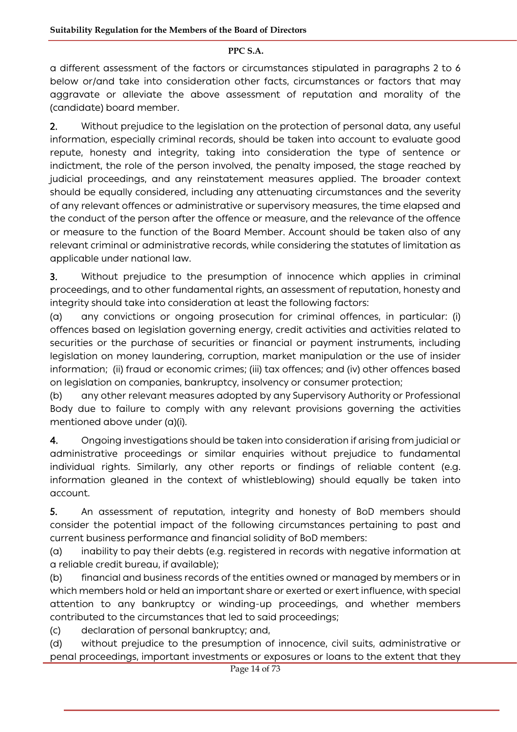a different assessment of the factors or circumstances stipulated in paragraphs 2 to 6 below or/and take into consideration other facts, circumstances or factors that may aggravate or alleviate the above assessment of reputation and morality of the (candidate) board member.

**2.** Without prejudice to the legislation on the protection of personal data, any useful information, especially criminal records, should be taken into account to evaluate good repute, honesty and integrity, taking into consideration the type of sentence or indictment, the role of the person involved, the penalty imposed, the stage reached by judicial proceedings, and any reinstatement measures applied. The broader context should be equally considered, including any attenuating circumstances and the severity of any relevant offences or administrative or supervisory measures, the time elapsed and the conduct of the person after the offence or measure, and the relevance of the offence or measure to the function of the Board Member. Account should be taken also of any relevant criminal or administrative records, while considering the statutes of limitation as applicable under national law.

**3.** Without prejudice to the presumption of innocence which applies in criminal proceedings, and to other fundamental rights, an assessment of reputation, honesty and integrity should take into consideration at least the following factors:

(a) any convictions or ongoing prosecution for criminal offences, in particular: (i) offences based on legislation governing energy, credit activities and activities related to securities or the purchase of securities or financial or payment instruments, including legislation on money laundering, corruption, market manipulation or the use of insider information; (ii) fraud or economic crimes; (iii) tax offences; and (iv) other offences based on legislation on companies, bankruptcy, insolvency or consumer protection;

(b) any other relevant measures adopted by any Supervisory Authority or Professional Body due to failure to comply with any relevant provisions governing the activities mentioned above under (a)(i).

**4.** Ongoing investigations should be taken into consideration if arising from judicial or administrative proceedings or similar enquiries without prejudice to fundamental individual rights. Similarly, any other reports or findings of reliable content (e.g. information gleaned in the context of whistleblowing) should equally be taken into account.

**5.** An assessment of reputation, integrity and honesty of BoD members should consider the potential impact of the following circumstances pertaining to past and current business performance and financial solidity of BoD members:

(a) inability to pay their debts (e.g. registered in records with negative information at a reliable credit bureau, if available);

(b) financial and business records of the entities owned or managed by members or in which members hold or held an important share or exerted or exert influence, with special attention to any bankruptcy or winding-up proceedings, and whether members contributed to the circumstances that led to said proceedings;

(c) declaration of personal bankruptcy; and,

(d) without prejudice to the presumption of innocence, civil suits, administrative or penal proceedings, important investments or exposures or loans to the extent that they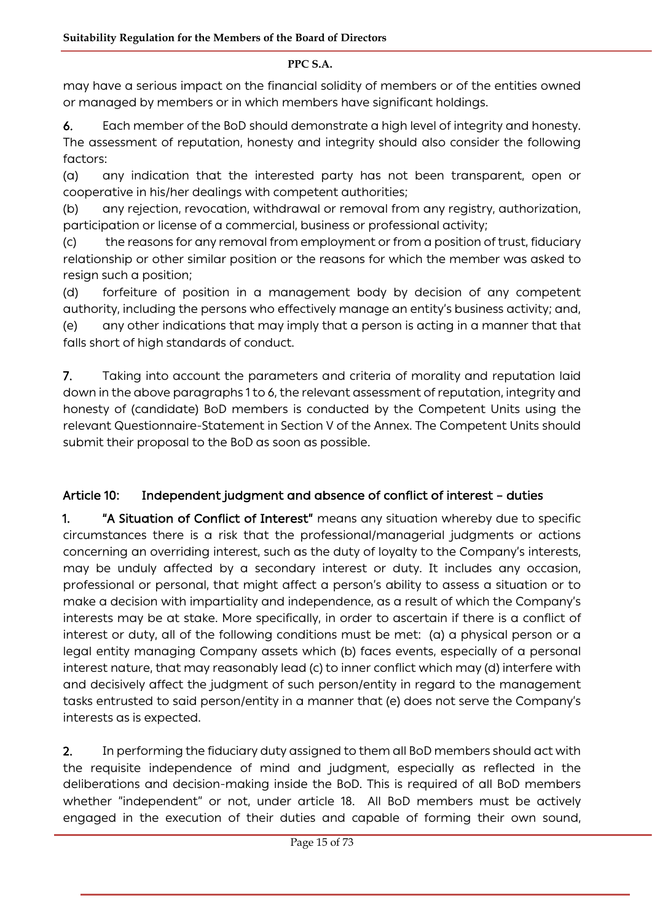may have a serious impact on the financial solidity of members or of the entities owned or managed by members or in which members have significant holdings.

**6.** Each member of the BoD should demonstrate a high level of integrity and honesty. The assessment of reputation, honesty and integrity should also consider the following factors:

(a) any indication that the interested party has not been transparent, open or cooperative in his/her dealings with competent authorities;

(b) any rejection, revocation, withdrawal or removal from any registry, authorization, participation or license of a commercial, business or professional activity;

(c) the reasons for any removal from employment or from a position of trust, fiduciary relationship or other similar position or the reasons for which the member was asked to resign such a position;

(d) forfeiture of position in a management body by decision of any competent authority, including the persons who effectively manage an entity's business activity; and,

(e) any other indications that may imply that a person is acting in a manner that that falls short of high standards of conduct.

**7.** Taking into account the parameters and criteria of morality and reputation laid down in the above paragraphs 1 to 6, the relevant assessment of reputation, integrity and honesty of (candidate) BoD members is conducted by the Competent Units using the relevant Questionnaire-Statement in Section V of the Annex. The Competent Units should submit their proposal to the BoD as soon as possible.

## Article 10: Independent judgment and absence of conflict of interest – duties

**1.** **"A Situation of Conflict of Interest"** means any situation whereby due to specific circumstances there is a risk that the professional/managerial judgments or actions concerning an overriding interest, such as the duty of loyalty to the Company's interests, may be unduly affected by a secondary interest or duty. It includes any occasion, professional or personal, that might affect a person's ability to assess a situation or to make a decision with impartiality and independence, as a result of which the Company's interests may be at stake. More specifically, in order to ascertain if there is a conflict of interest or duty, all of the following conditions must be met: (a) a physical person or a legal entity managing Company assets which (b) faces events, especially of a personal interest nature, that may reasonably lead (c) to inner conflict which may (d) interfere with and decisively affect the judgment of such person/entity in regard to the management tasks entrusted to said person/entity in a manner that (e) does not serve the Company's interests as is expected.

**2.** In performing the fiduciary duty assigned to them all BoD members should act with the requisite independence of mind and judgment, especially as reflected in the deliberations and decision-making inside the BoD. This is required of all BoD members whether "independent" or not, under article 18. All BoD members must be actively engaged in the execution of their duties and capable of forming their own sound,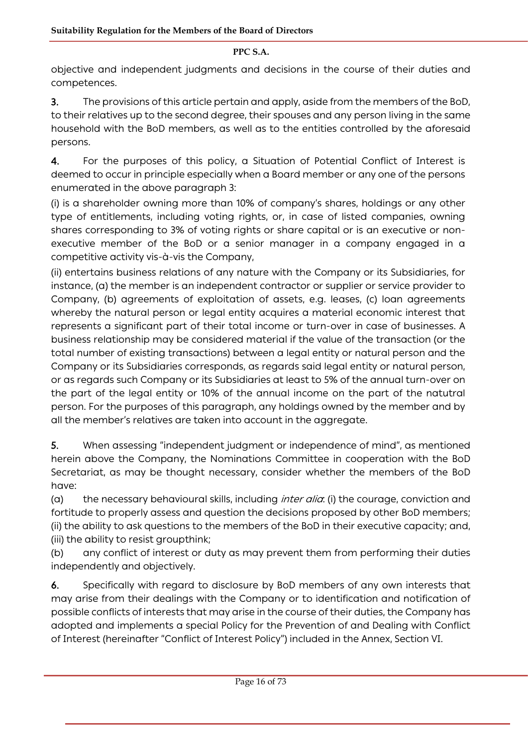objective and independent judgments and decisions in the course of their duties and competences.

**3.** The provisions of this article pertain and apply, aside from the members of the BoD, to their relatives up to the second degree, their spouses and any person living in the same household with the BoD members, as well as to the entities controlled by the aforesaid persons.

**4.** For the purposes of this policy, a Situation of Potential Conflict of Interest is deemed to occur in principle especially when a Board member or any one of the persons enumerated in the above paragraph 3:

(i) is a shareholder owning more than 10% of company's shares, holdings or any other type of entitlements, including voting rights, or, in case of listed companies, owning shares corresponding to 3% of voting rights or share capital or is an executive or non-executive member of the BoD or a senior manager in a company engaged in a competitive activity vis-à-vis the Company,

(ii) entertains business relations of any nature with the Company or its Subsidiaries, for instance, (a) the member is an independent contractor or supplier or service provider to Company, (b) agreements of exploitation of assets, e.g. leases, (c) loan agreements whereby the natural person or legal entity acquires a material economic interest that represents a significant part of their total income or turn-over in case of businesses. A business relationship may be considered material if the value of the transaction (or the total number of existing transactions) between a legal entity or natural person and the Company or its Subsidiaries corresponds, as regards said legal entity or natural person, or as regards such Company or its Subsidiaries at least to 5% of the annual turn-over on the part of the legal entity or 10% of the annual income on the part of the natutral person. For the purposes of this paragraph, any holdings owned by the member and by all the member's relatives are taken into account in the aggregate.

**5.** When assessing "independent judgment or independence of mind", as mentioned herein above the Company, the Nominations Committee in cooperation with the BoD Secretariat, as may be thought necessary, consider whether the members of the BoD have:

(a) the necessary behavioural skills, including *inter alia*: (i) the courage, conviction and fortitude to properly assess and question the decisions proposed by other BoD members; (ii) the ability to ask questions to the members of the BoD in their executive capacity; and, (iii) the ability to resist groupthink;

(b) any conflict of interest or duty as may prevent them from performing their duties independently and objectively.

**6.** Specifically with regard to disclosure by BoD members of any own interests that may arise from their dealings with the Company or to identification and notification of possible conflicts of interests that may arise in the course of their duties, the Company has adopted and implements a special Policy for the Prevention of and Dealing with Conflict of Interest (hereinafter "Conflict of Interest Policy") included in the Annex, Section VI.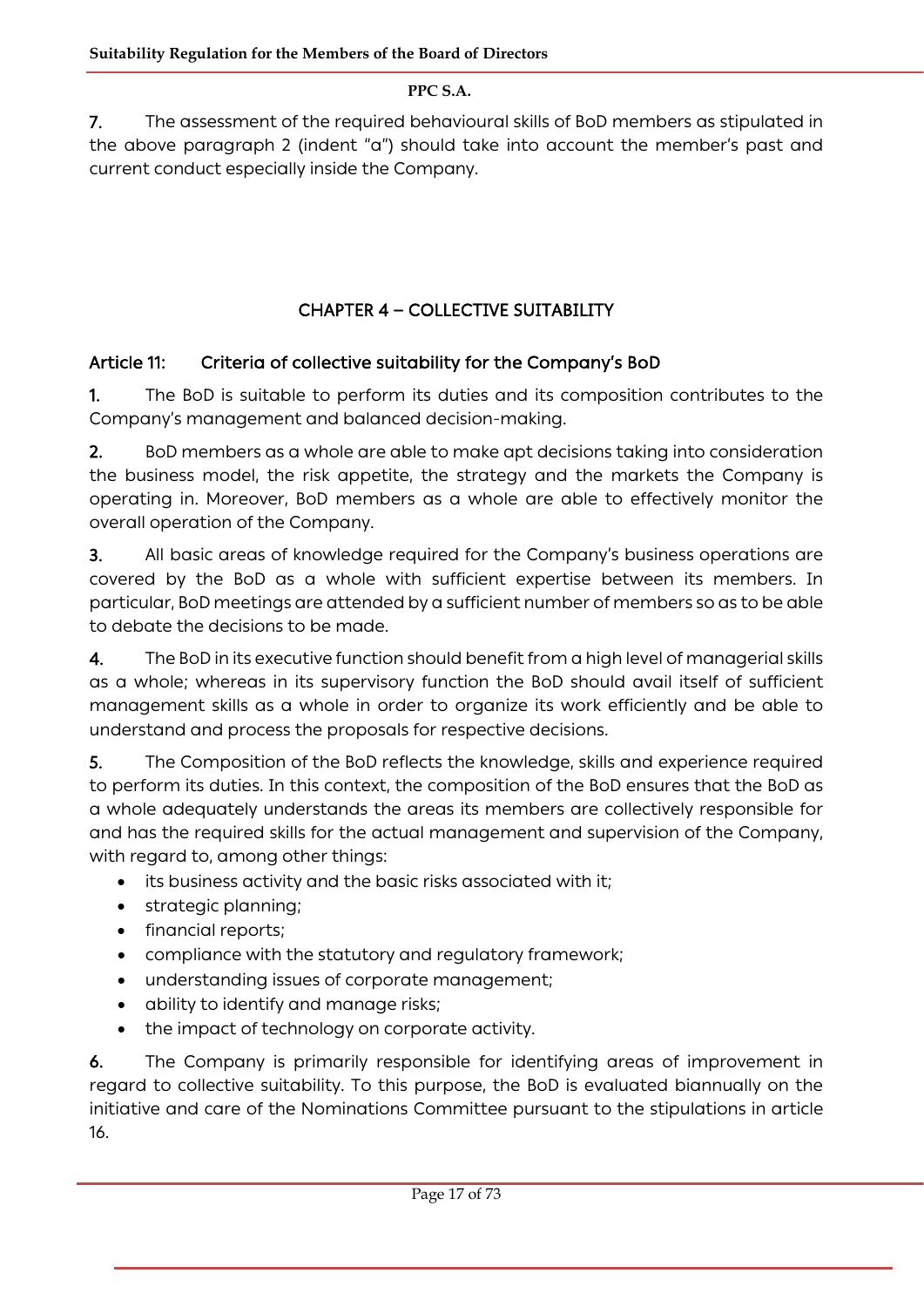7. The assessment of the required behavioural skills of BoD members as stipulated in the above paragraph 2 (indent "a") should take into account the member's past and current conduct especially inside the Company.

## CHAPTER 4 – COLLECTIVE SUITABILITY

### Article 11: Criteria of collective suitability for the Company's BoD

1. The BoD is suitable to perform its duties and its composition contributes to the Company's management and balanced decision-making.

2. BoD members as a whole are able to make apt decisions taking into consideration the business model, the risk appetite, the strategy and the markets the Company is operating in. Moreover, BoD members as a whole are able to effectively monitor the overall operation of the Company.

3. All basic areas of knowledge required for the Company's business operations are covered by the BoD as a whole with sufficient expertise between its members. In particular, BoD meetings are attended by a sufficient number of members so as to be able to debate the decisions to be made.

4. The BoD in its executive function should benefit from a high level of managerial skills as a whole; whereas in its supervisory function the BoD should avail itself of sufficient management skills as a whole in order to organize its work efficiently and be able to understand and process the proposals for respective decisions.

5. The Composition of the BoD reflects the knowledge, skills and experience required to perform its duties. In this context, the composition of the BoD ensures that the BoD as a whole adequately understands the areas its members are collectively responsible for and has the required skills for the actual management and supervision of the Company, with regard to, among other things:

- its business activity and the basic risks associated with it;
- strategic planning;
- financial reports;
- compliance with the statutory and regulatory framework;
- understanding issues of corporate management;
- ability to identify and manage risks;
- the impact of technology on corporate activity.

6. The Company is primarily responsible for identifying areas of improvement in regard to collective suitability. To this purpose, the BoD is evaluated biannually on the initiative and care of the Nominations Committee pursuant to the stipulations in article 16.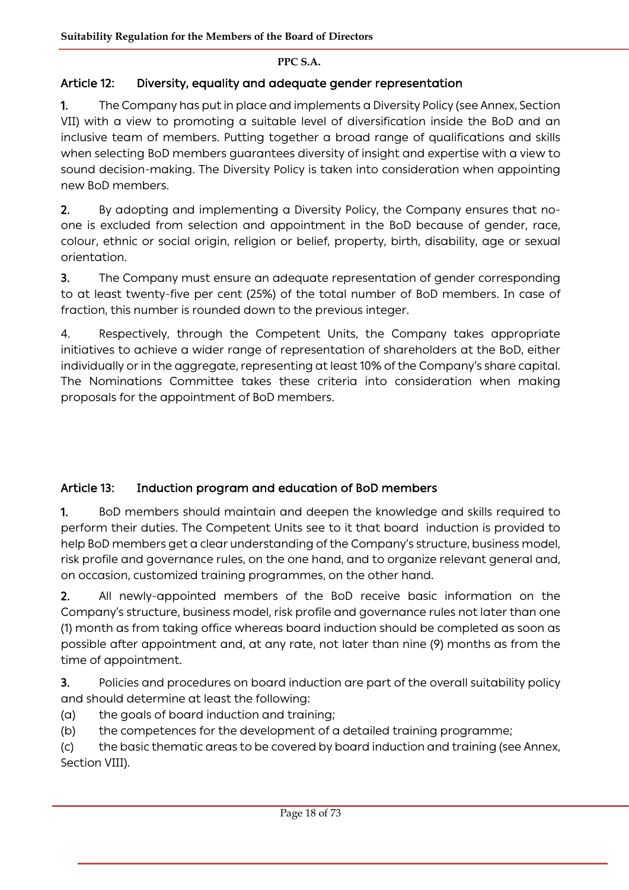## Article 12: Diversity, equality and adequate gender representation

1. The Company has put in place and implements a Diversity Policy (see Annex, Section VII) with a view to promoting a suitable level of diversification inside the BoD and an inclusive team of members. Putting together a broad range of qualifications and skills when selecting BoD members guarantees diversity of insight and expertise with a view to sound decision-making. The Diversity Policy is taken into consideration when appointing new BoD members.

2. By adopting and implementing a Diversity Policy, the Company ensures that no-one is excluded from selection and appointment in the BoD because of gender, race, colour, ethnic or social origin, religion or belief, property, birth, disability, age or sexual orientation.

3. The Company must ensure an adequate representation of gender corresponding to at least twenty-five per cent (25%) of the total number of BoD members. In case of fraction, this number is rounded down to the previous integer.

4. Respectively, through the Competent Units, the Company takes appropriate initiatives to achieve a wider range of representation of shareholders at the BoD, either individually or in the aggregate, representing at least 10% of the Company's share capital. The Nominations Committee takes these criteria into consideration when making proposals for the appointment of BoD members.

## Article 13: Induction program and education of BoD members

1. BoD members should maintain and deepen the knowledge and skills required to perform their duties. The Competent Units see to it that board induction is provided to help BoD members get a clear understanding of the Company's structure, business model, risk profile and governance rules, on the one hand, and to organize relevant general and, on occasion, customized training programmes, on the other hand.

2. All newly-appointed members of the BoD receive basic information on the Company's structure, business model, risk profile and governance rules not later than one (1) month as from taking office whereas board induction should be completed as soon as possible after appointment and, at any rate, not later than nine (9) months as from the time of appointment.

3. Policies and procedures on board induction are part of the overall suitability policy and should determine at least the following:

(a) the goals of board induction and training;

(b) the competences for the development of a detailed training programme;

(c) the basic thematic areas to be covered by board induction and training (see Annex, Section VIII).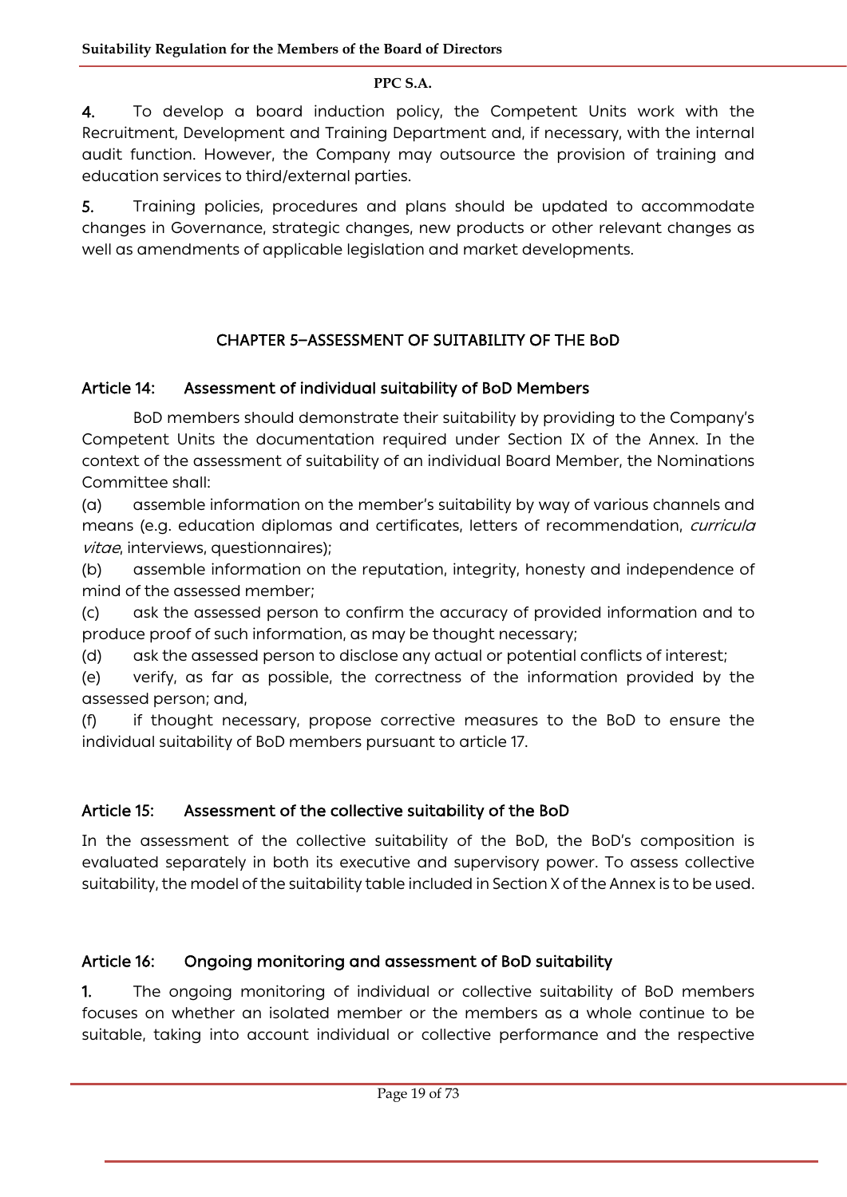4. To develop a board induction policy, the Competent Units work with the Recruitment, Development and Training Department and, if necessary, with the internal audit function. However, the Company may outsource the provision of training and education services to third/external parties.

5. Training policies, procedures and plans should be updated to accommodate changes in Governance, strategic changes, new products or other relevant changes as well as amendments of applicable legislation and market developments.

## CHAPTER 5–ASSESSMENT OF SUITABILITY OF THE BoD

### Article 14: Assessment of individual suitability of BoD Members

BoD members should demonstrate their suitability by providing to the Company's Competent Units the documentation required under Section IX of the Annex. In the context of the assessment of suitability of an individual Board Member, the Nominations Committee shall:

(a) assemble information on the member's suitability by way of various channels and means (e.g. education diplomas and certificates, letters of recommendation, *curricula vitae*, interviews, questionnaires);

(b) assemble information on the reputation, integrity, honesty and independence of mind of the assessed member;

(c) ask the assessed person to confirm the accuracy of provided information and to produce proof of such information, as may be thought necessary;

(d) ask the assessed person to disclose any actual or potential conflicts of interest;

(e) verify, as far as possible, the correctness of the information provided by the assessed person; and,

(f) if thought necessary, propose corrective measures to the BoD to ensure the individual suitability of BoD members pursuant to article 17.

### Article 15: Assessment of the collective suitability of the BoD

In the assessment of the collective suitability of the BoD, the BoD's composition is evaluated separately in both its executive and supervisory power. To assess collective suitability, the model of the suitability table included in Section X of the Annex is to be used.

### Article 16: Ongoing monitoring and assessment of BoD suitability

1. The ongoing monitoring of individual or collective suitability of BoD members focuses on whether an isolated member or the members as a whole continue to be suitable, taking into account individual or collective performance and the respective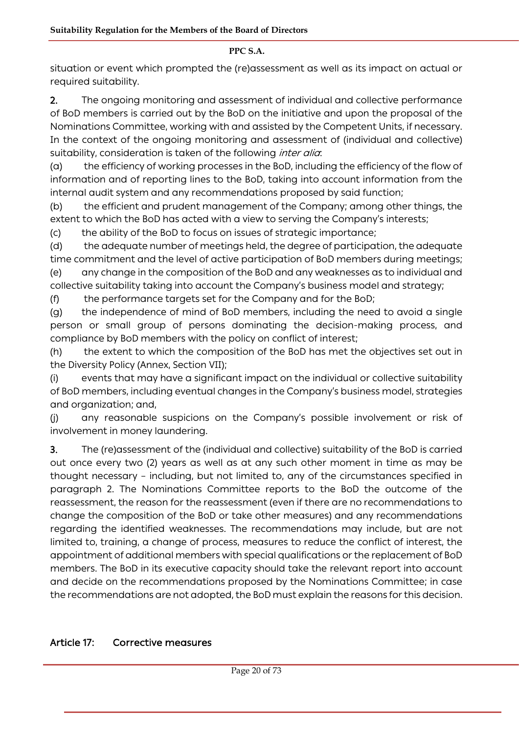situation or event which prompted the (re)assessment as well as its impact on actual or required suitability.

**2.** The ongoing monitoring and assessment of individual and collective performance of BoD members is carried out by the BoD on the initiative and upon the proposal of the Nominations Committee, working with and assisted by the Competent Units, if necessary. In the context of the ongoing monitoring and assessment of (individual and collective) suitability, consideration is taken of the following *inter alia*:

(a) the efficiency of working processes in the BoD, including the efficiency of the flow of information and of reporting lines to the BoD, taking into account information from the internal audit system and any recommendations proposed by said function;

(b) the efficient and prudent management of the Company; among other things, the extent to which the BoD has acted with a view to serving the Company's interests;

(c) the ability of the BoD to focus on issues of strategic importance;

(d) the adequate number of meetings held, the degree of participation, the adequate time commitment and the level of active participation of BoD members during meetings;

(e) any change in the composition of the BoD and any weaknesses as to individual and collective suitability taking into account the Company's business model and strategy;

(f) the performance targets set for the Company and for the BoD;

(g) the independence of mind of BoD members, including the need to avoid a single person or small group of persons dominating the decision-making process, and compliance by BoD members with the policy on conflict of interest;

(h) the extent to which the composition of the BoD has met the objectives set out in the Diversity Policy (Annex, Section VII);

(i) events that may have a significant impact on the individual or collective suitability of BoD members, including eventual changes in the Company's business model, strategies and organization; and,

(j) any reasonable suspicions on the Company's possible involvement or risk of involvement in money laundering.

**3.** The (re)assessment of the (individual and collective) suitability of the BoD is carried out once every two (2) years as well as at any such other moment in time as may be thought necessary – including, but not limited to, any of the circumstances specified in paragraph 2. The Nominations Committee reports to the BoD the outcome of the reassessment, the reason for the reassessment (even if there are no recommendations to change the composition of the BoD or take other measures) and any recommendations regarding the identified weaknesses. The recommendations may include, but are not limited to, training, a change of process, measures to reduce the conflict of interest, the appointment of additional members with special qualifications or the replacement of BoD members. The BoD in its executive capacity should take the relevant report into account and decide on the recommendations proposed by the Nominations Committee; in case the recommendations are not adopted, the BoD must explain the reasons for this decision.

## Article 17: Corrective measures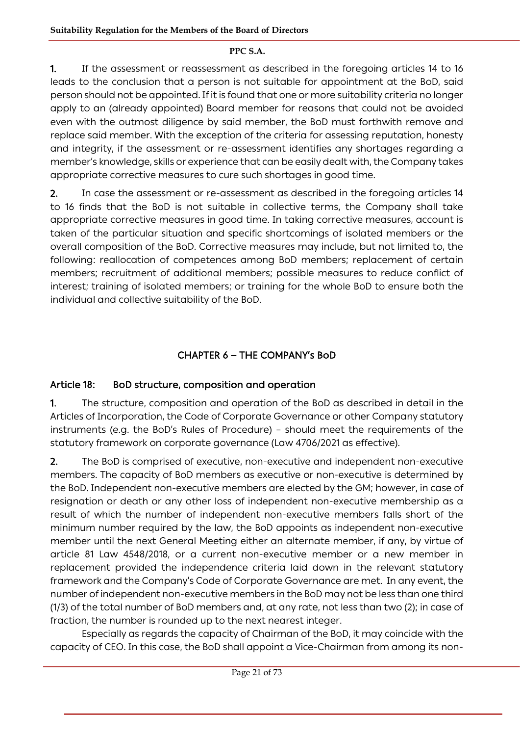1. If the assessment or reassessment as described in the foregoing articles 14 to 16 leads to the conclusion that a person is not suitable for appointment at the BoD, said person should not be appointed. If it is found that one or more suitability criteria no longer apply to an (already appointed) Board member for reasons that could not be avoided even with the outmost diligence by said member, the BoD must forthwith remove and replace said member. With the exception of the criteria for assessing reputation, honesty and integrity, if the assessment or re-assessment identifies any shortages regarding a member's knowledge, skills or experience that can be easily dealt with, the Company takes appropriate corrective measures to cure such shortages in good time.

2. In case the assessment or re-assessment as described in the foregoing articles 14 to 16 finds that the BoD is not suitable in collective terms, the Company shall take appropriate corrective measures in good time. In taking corrective measures, account is taken of the particular situation and specific shortcomings of isolated members or the overall composition of the BoD. Corrective measures may include, but not limited to, the following: reallocation of competences among BoD members; replacement of certain members; recruitment of additional members; possible measures to reduce conflict of interest; training of isolated members; or training for the whole BoD to ensure both the individual and collective suitability of the BoD.

## CHAPTER 6 – THE COMPANY's BoD

### Article 18: BoD structure, composition and operation

1. The structure, composition and operation of the BoD as described in detail in the Articles of Incorporation, the Code of Corporate Governance or other Company statutory instruments (e.g. the BoD's Rules of Procedure) - should meet the requirements of the statutory framework on corporate governance (Law 4706/2021 as effective).

2. The BoD is comprised of executive, non-executive and independent non-executive members. The capacity of BoD members as executive or non-executive is determined by the BoD. Independent non-executive members are elected by the GM; however, in case of resignation or death or any other loss of independent non-executive membership as a result of which the number of independent non-executive members falls short of the minimum number required by the law, the BoD appoints as independent non-executive member until the next General Meeting either an alternate member, if any, by virtue of article 81 Law 4548/2018, or a current non-executive member or a new member in replacement provided the independence criteria laid down in the relevant statutory framework and the Company's Code of Corporate Governance are met. In any event, the number of independent non-executive members in the BoD may not be less than one third (1/3) of the total number of BoD members and, at any rate, not less than two (2); in case of fraction, the number is rounded up to the next nearest integer.

Especially as regards the capacity of Chairman of the BoD, it may coincide with the capacity of CEO. In this case, the BoD shall appoint a Vice-Chairman from among its non-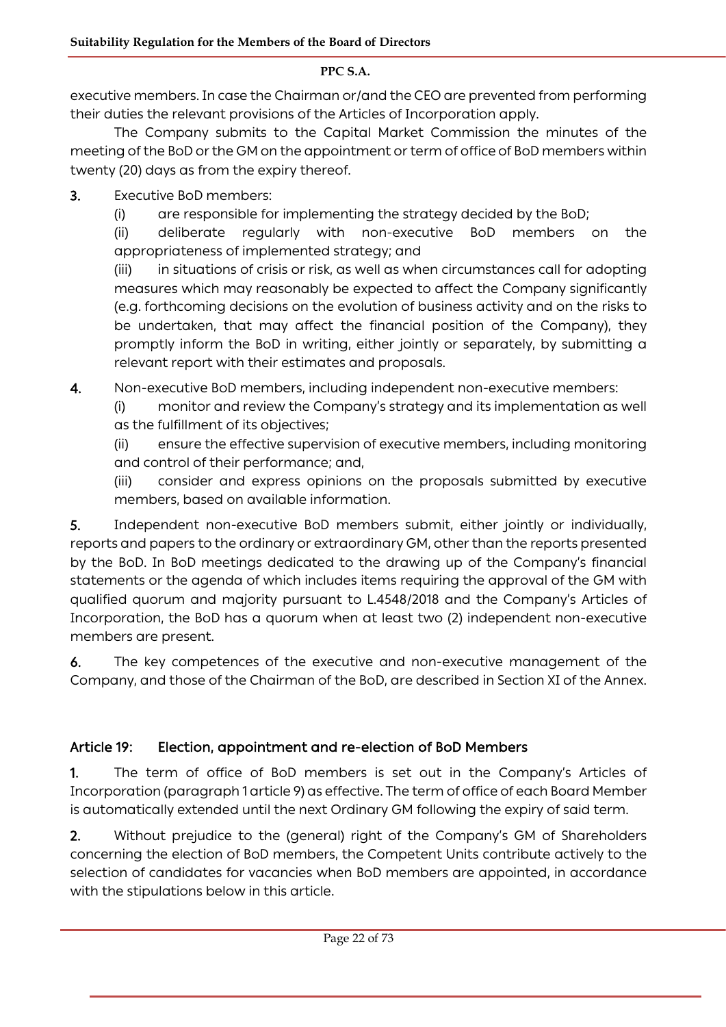executive members. In case the Chairman or/and the CEO are prevented from performing their duties the relevant provisions of the Articles of Incorporation apply.

The Company submits to the Capital Market Commission the minutes of the meeting of the BoD or the GM on the appointment or term of office of BoD members within twenty (20) days as from the expiry thereof.

**3.** Executive BoD members:

(i) are responsible for implementing the strategy decided by the BoD;

(ii) deliberate regularly with non-executive BoD members on the appropriateness of implemented strategy; and

(iii) in situations of crisis or risk, as well as when circumstances call for adopting measures which may reasonably be expected to affect the Company significantly (e.g. forthcoming decisions on the evolution of business activity and on the risks to be undertaken, that may affect the financial position of the Company), they promptly inform the BoD in writing, either jointly or separately, by submitting a relevant report with their estimates and proposals.

**4.** Non-executive BoD members, including independent non-executive members:

(i) monitor and review the Company's strategy and its implementation as well as the fulfillment of its objectives;

(ii) ensure the effective supervision of executive members, including monitoring and control of their performance; and,

(iii) consider and express opinions on the proposals submitted by executive members, based on available information.

**5.** Independent non-executive BoD members submit, either jointly or individually, reports and papers to the ordinary or extraordinary GM, other than the reports presented by the BoD. In BoD meetings dedicated to the drawing up of the Company's financial statements or the agenda of which includes items requiring the approval of the GM with qualified quorum and majority pursuant to L.4548/2018 and the Company's Articles of Incorporation, the BoD has a quorum when at least two (2) independent non-executive members are present.

**6.** The key competences of the executive and non-executive management of the Company, and those of the Chairman of the BoD, are described in Section XI of the Annex.

## Article 19: Election, appointment and re-election of BoD Members

**1.** The term of office of BoD members is set out in the Company's Articles of Incorporation (paragraph 1 article 9) as effective. The term of office of each Board Member is automatically extended until the next Ordinary GM following the expiry of said term.

**2.** Without prejudice to the (general) right of the Company's GM of Shareholders concerning the election of BoD members, the Competent Units contribute actively to the selection of candidates for vacancies when BoD members are appointed, in accordance with the stipulations below in this article.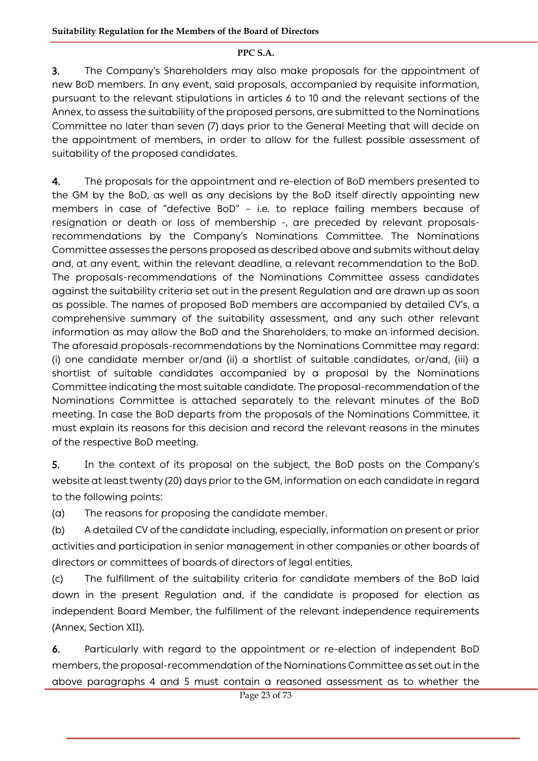**3.** The Company's Shareholders may also make proposals for the appointment of new BoD members. In any event, said proposals, accompanied by requisite information, pursuant to the relevant stipulations in articles 6 to 10 and the relevant sections of the Annex, to assess the suitability of the proposed persons, are submitted to the Nominations Committee no later than seven (7) days prior to the General Meeting that will decide on the appointment of members, in order to allow for the fullest possible assessment of suitability of the proposed candidates.

**4.** The proposals for the appointment and re-election of BoD members presented to the GM by the BoD, as well as any decisions by the BoD itself directly appointing new members in case of "defective BoD" – i.e. to replace failing members because of resignation or death or loss of membership -, are preceded by relevant proposals-recommendations by the Company's Nominations Committee. The Nominations Committee assesses the persons proposed as described above and submits without delay and, at any event, within the relevant deadline, a relevant recommendation to the BoD. The proposals-recommendations of the Nominations Committee assess candidates against the suitability criteria set out in the present Regulation and are drawn up as soon as possible. The names of proposed BoD members are accompanied by detailed CV's, a comprehensive summary of the suitability assessment, and any such other relevant information as may allow the BoD and the Shareholders, to make an informed decision. The aforesaid proposals-recommendations by the Nominations Committee may regard: (i) one candidate member or/and (ii) a shortlist of suitable candidates, or/and, (iii) a shortlist of suitable candidates accompanied by a proposal by the Nominations Committee indicating the most suitable candidate. The proposal-recommendation of the Nominations Committee is attached separately to the relevant minutes of the BoD meeting. In case the BoD departs from the proposals of the Nominations Committee, it must explain its reasons for this decision and record the relevant reasons in the minutes of the respective BoD meeting.

**5.** In the context of its proposal on the subject, the BoD posts on the Company's website at least twenty (20) days prior to the GM, information on each candidate in regard to the following points:

(a) The reasons for proposing the candidate member.

(b) A detailed CV of the candidate including, especially, information on present or prior activities and participation in senior management in other companies or other boards of directors or committees of boards of directors of legal entities.

(c) The fulfillment of the suitability criteria for candidate members of the BoD laid down in the present Regulation and, if the candidate is proposed for election as independent Board Member, the fulfillment of the relevant independence requirements (Annex, Section XII).

**6.** Particularly with regard to the appointment or re-election of independent BoD members, the proposal-recommendation of the Nominations Committee as set out in the above paragraphs 4 and 5 must contain a reasoned assessment as to whether the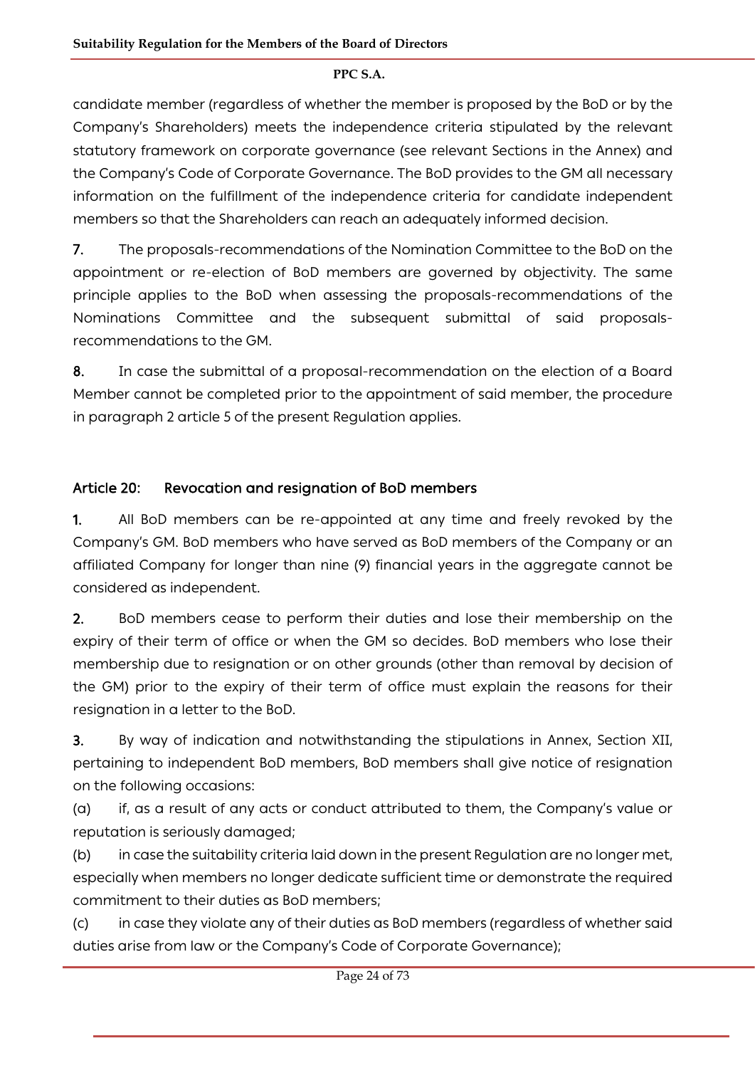candidate member (regardless of whether the member is proposed by the BoD or by the Company's Shareholders) meets the independence criteria stipulated by the relevant statutory framework on corporate governance (see relevant Sections in the Annex) and the Company's Code of Corporate Governance. The BoD provides to the GM all necessary information on the fulfillment of the independence criteria for candidate independent members so that the Shareholders can reach an adequately informed decision.

**7.** The proposals-recommendations of the Nomination Committee to the BoD on the appointment or re-election of BoD members are governed by objectivity. The same principle applies to the BoD when assessing the proposals-recommendations of the Nominations Committee and the subsequent submittal of said proposals-recommendations to the GM.

**8.** In case the submittal of a proposal-recommendation on the election of a Board Member cannot be completed prior to the appointment of said member, the procedure in paragraph 2 article 5 of the present Regulation applies.

## Article 20: Revocation and resignation of BoD members

**1.** All BoD members can be re-appointed at any time and freely revoked by the Company's GM. BoD members who have served as BoD members of the Company or an affiliated Company for longer than nine (9) financial years in the aggregate cannot be considered as independent.

**2.** BoD members cease to perform their duties and lose their membership on the expiry of their term of office or when the GM so decides. BoD members who lose their membership due to resignation or on other grounds (other than removal by decision of the GM) prior to the expiry of their term of office must explain the reasons for their resignation in a letter to the BoD.

**3.** By way of indication and notwithstanding the stipulations in Annex, Section XII, pertaining to independent BoD members, BoD members shall give notice of resignation on the following occasions:

(a) if, as a result of any acts or conduct attributed to them, the Company's value or reputation is seriously damaged;

(b) in case the suitability criteria laid down in the present Regulation are no longer met, especially when members no longer dedicate sufficient time or demonstrate the required commitment to their duties as BoD members;

(c) in case they violate any of their duties as BoD members (regardless of whether said duties arise from law or the Company's Code of Corporate Governance);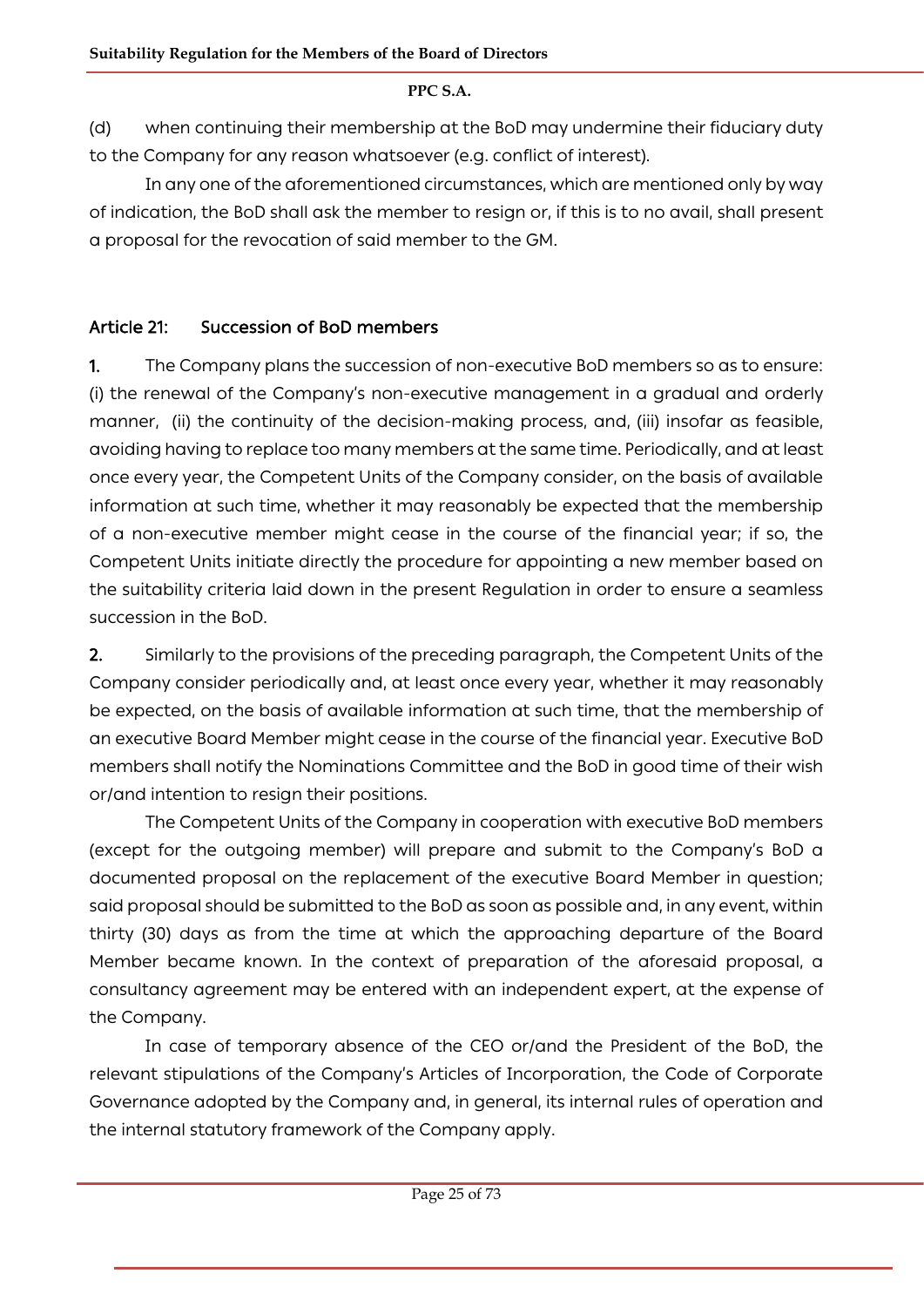(d) when continuing their membership at the BoD may undermine their fiduciary duty to the Company for any reason whatsoever (e.g. conflict of interest).

In any one of the aforementioned circumstances, which are mentioned only by way of indication, the BoD shall ask the member to resign or, if this is to no avail, shall present a proposal for the revocation of said member to the GM.

## Article 21: Succession of BoD members

**1.** The Company plans the succession of non-executive BoD members so as to ensure: (i) the renewal of the Company's non-executive management in a gradual and orderly manner, (ii) the continuity of the decision-making process, and, (iii) insofar as feasible, avoiding having to replace too many members at the same time. Periodically, and at least once every year, the Competent Units of the Company consider, on the basis of available information at such time, whether it may reasonably be expected that the membership of a non-executive member might cease in the course of the financial year; if so, the Competent Units initiate directly the procedure for appointing a new member based on the suitability criteria laid down in the present Regulation in order to ensure a seamless succession in the BoD.

**2.** Similarly to the provisions of the preceding paragraph, the Competent Units of the Company consider periodically and, at least once every year, whether it may reasonably be expected, on the basis of available information at such time, that the membership of an executive Board Member might cease in the course of the financial year. Executive BoD members shall notify the Nominations Committee and the BoD in good time of their wish or/and intention to resign their positions.

The Competent Units of the Company in cooperation with executive BoD members (except for the outgoing member) will prepare and submit to the Company's BoD a documented proposal on the replacement of the executive Board Member in question; said proposal should be submitted to the BoD as soon as possible and, in any event, within thirty (30) days as from the time at which the approaching departure of the Board Member became known. In the context of preparation of the aforesaid proposal, a consultancy agreement may be entered with an independent expert, at the expense of the Company.

In case of temporary absence of the CEO or/and the President of the BoD, the relevant stipulations of the Company's Articles of Incorporation, the Code of Corporate Governance adopted by the Company and, in general, its internal rules of operation and the internal statutory framework of the Company apply.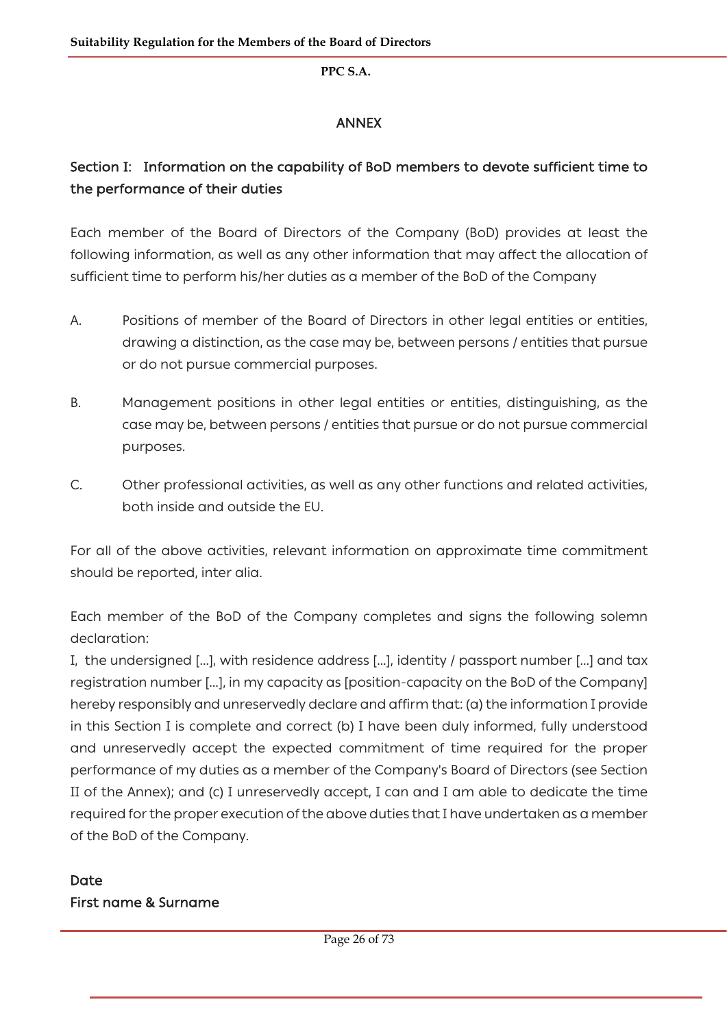## ANNEX

### Section I: Information on the capability of BoD members to devote sufficient time to the performance of their duties

Each member of the Board of Directors of the Company (BoD) provides at least the following information, as well as any other information that may affect the allocation of sufficient time to perform his/her duties as a member of the BoD of the Company

A. Positions of member of the Board of Directors in other legal entities or entities, drawing a distinction, as the case may be, between persons / entities that pursue or do not pursue commercial purposes.

B. Management positions in other legal entities or entities, distinguishing, as the case may be, between persons / entities that pursue or do not pursue commercial purposes.

C. Other professional activities, as well as any other functions and related activities, both inside and outside the EU.

For all of the above activities, relevant information on approximate time commitment should be reported, inter alia.

Each member of the BoD of the Company completes and signs the following solemn declaration:

I, the undersigned [...], with residence address [...], identity / passport number [...] and tax registration number [...], in my capacity as [position-capacity on the BoD of the Company] hereby responsibly and unreservedly declare and affirm that: (a) the information I provide in this Section I is complete and correct (b) I have been duly informed, fully understood and unreservedly accept the expected commitment of time required for the proper performance of my duties as a member of the Company's Board of Directors (see Section II of the Annex); and (c) I unreservedly accept, I can and I am able to dedicate the time required for the proper execution of the above duties that I have undertaken as a member of the BoD of the Company.

Date

First name & Surname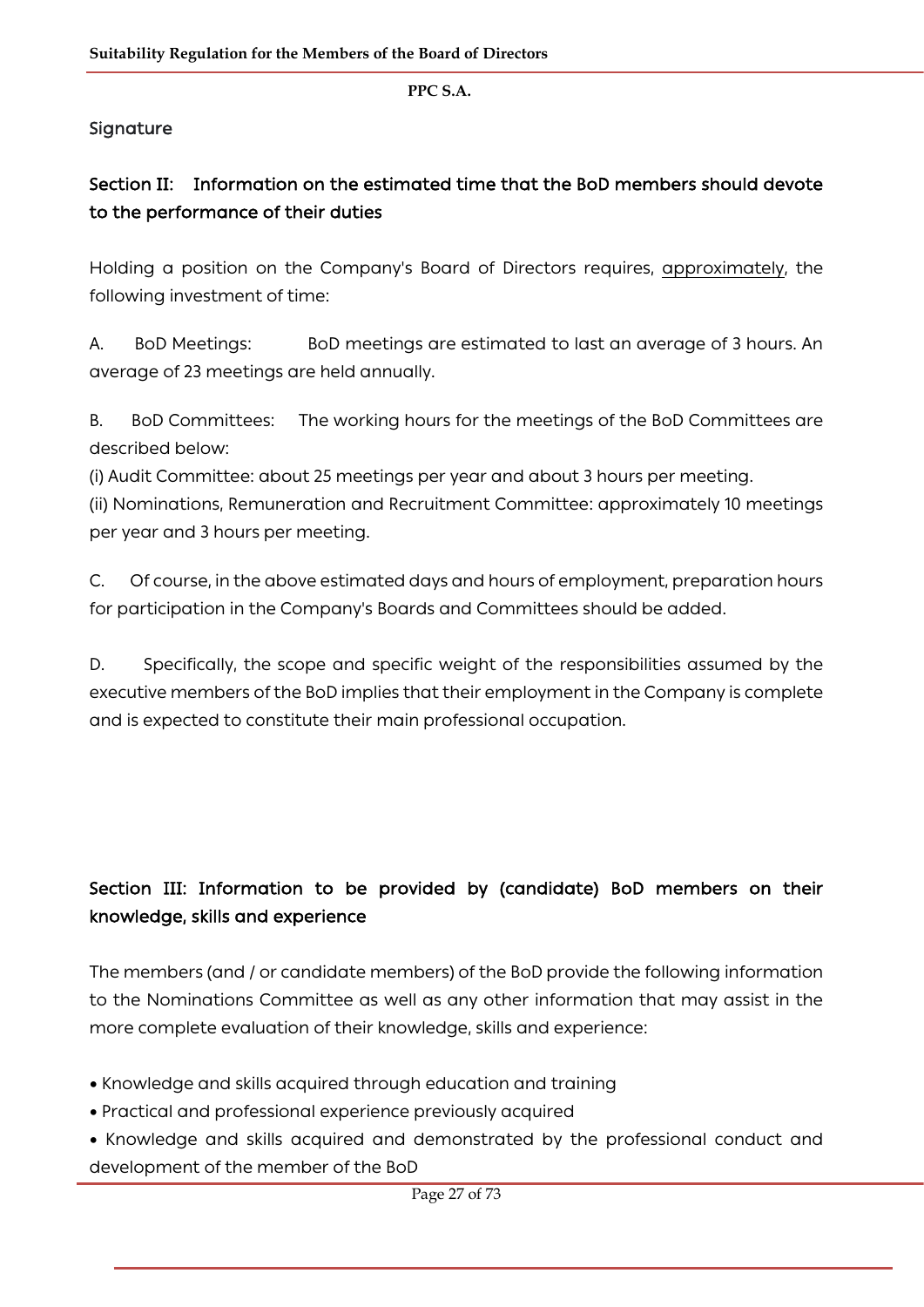Signature

## Section II: Information on the estimated time that the BoD members should devote to the performance of their duties

Holding a position on the Company's Board of Directors requires, <u>approximately</u>, the following investment of time:

A. BoD Meetings: BoD meetings are estimated to last an average of 3 hours. An average of 23 meetings are held annually.

B. BoD Committees: The working hours for the meetings of the BoD Committees are described below:
(i) Audit Committee: about 25 meetings per year and about 3 hours per meeting.
(ii) Nominations, Remuneration and Recruitment Committee: approximately 10 meetings per year and 3 hours per meeting.

C. Of course, in the above estimated days and hours of employment, preparation hours for participation in the Company's Boards and Committees should be added.

D. Specifically, the scope and specific weight of the responsibilities assumed by the executive members of the BoD implies that their employment in the Company is complete and is expected to constitute their main professional occupation.

## Section III: Information to be provided by (candidate) BoD members on their knowledge, skills and experience

The members (and / or candidate members) of the BoD provide the following information to the Nominations Committee as well as any other information that may assist in the more complete evaluation of their knowledge, skills and experience:

- Knowledge and skills acquired through education and training
- Practical and professional experience previously acquired
- Knowledge and skills acquired and demonstrated by the professional conduct and development of the member of the BoD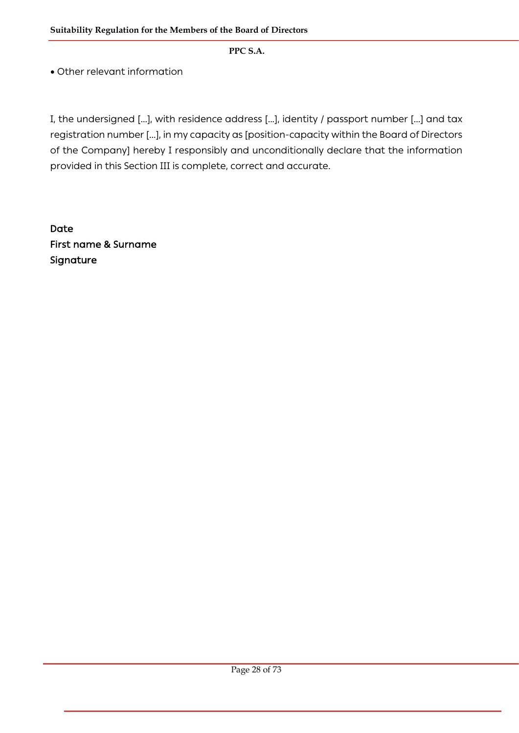- Other relevant information

I, the undersigned [...], with residence address [...], identity / passport number [...] and tax registration number [...], in my capacity as [position-capacity within the Board of Directors of the Company] hereby I responsibly and unconditionally declare that the information provided in this Section III is complete, correct and accurate.

Date
First name & Surname
Signature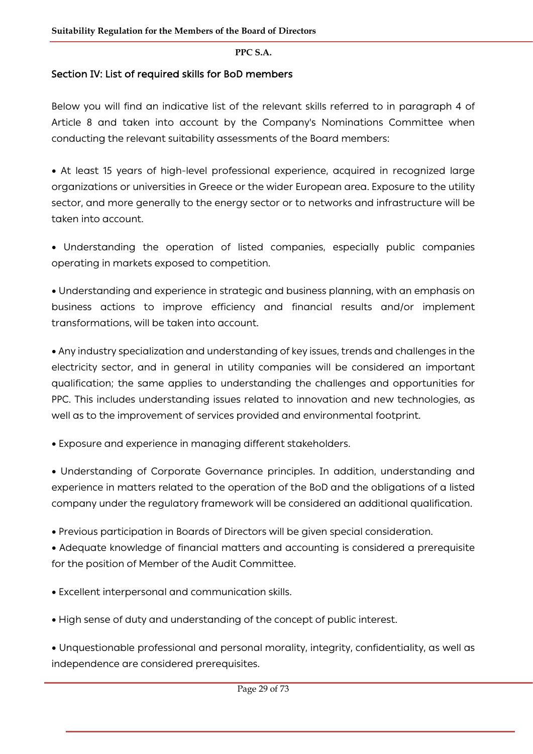## Section IV: List of required skills for BoD members

Below you will find an indicative list of the relevant skills referred to in paragraph 4 of Article 8 and taken into account by the Company's Nominations Committee when conducting the relevant suitability assessments of the Board members:

- At least 15 years of high-level professional experience, acquired in recognized large organizations or universities in Greece or the wider European area. Exposure to the utility sector, and more generally to the energy sector or to networks and infrastructure will be taken into account.

- Understanding the operation of listed companies, especially public companies operating in markets exposed to competition.

- Understanding and experience in strategic and business planning, with an emphasis on business actions to improve efficiency and financial results and/or implement transformations, will be taken into account.

- Any industry specialization and understanding of key issues, trends and challenges in the electricity sector, and in general in utility companies will be considered an important qualification; the same applies to understanding the challenges and opportunities for PPC. This includes understanding issues related to innovation and new technologies, as well as to the improvement of services provided and environmental footprint.

- Exposure and experience in managing different stakeholders.

- Understanding of Corporate Governance principles. In addition, understanding and experience in matters related to the operation of the BoD and the obligations of a listed company under the regulatory framework will be considered an additional qualification.

- Previous participation in Boards of Directors will be given special consideration.
- Adequate knowledge of financial matters and accounting is considered a prerequisite for the position of Member of the Audit Committee.

- Excellent interpersonal and communication skills.

- High sense of duty and understanding of the concept of public interest.

- Unquestionable professional and personal morality, integrity, confidentiality, as well as independence are considered prerequisites.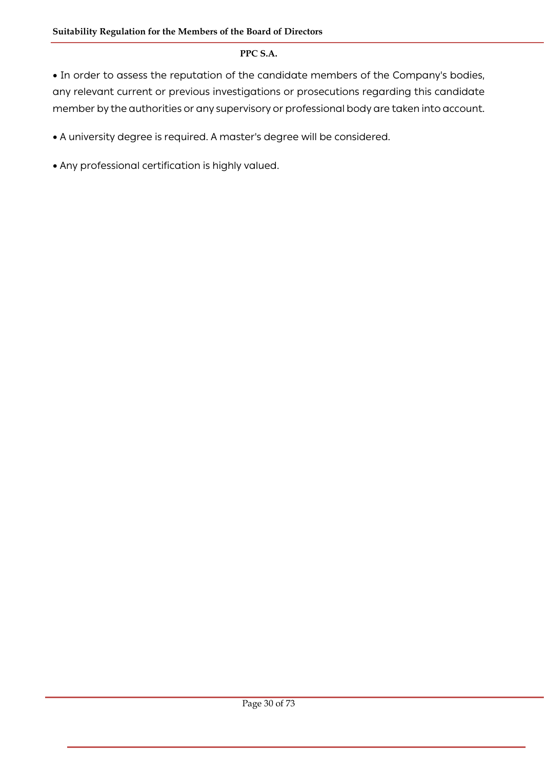- In order to assess the reputation of the candidate members of the Company's bodies, any relevant current or previous investigations or prosecutions regarding this candidate member by the authorities or any supervisory or professional body are taken into account.

- A university degree is required. A master's degree will be considered.

- Any professional certification is highly valued.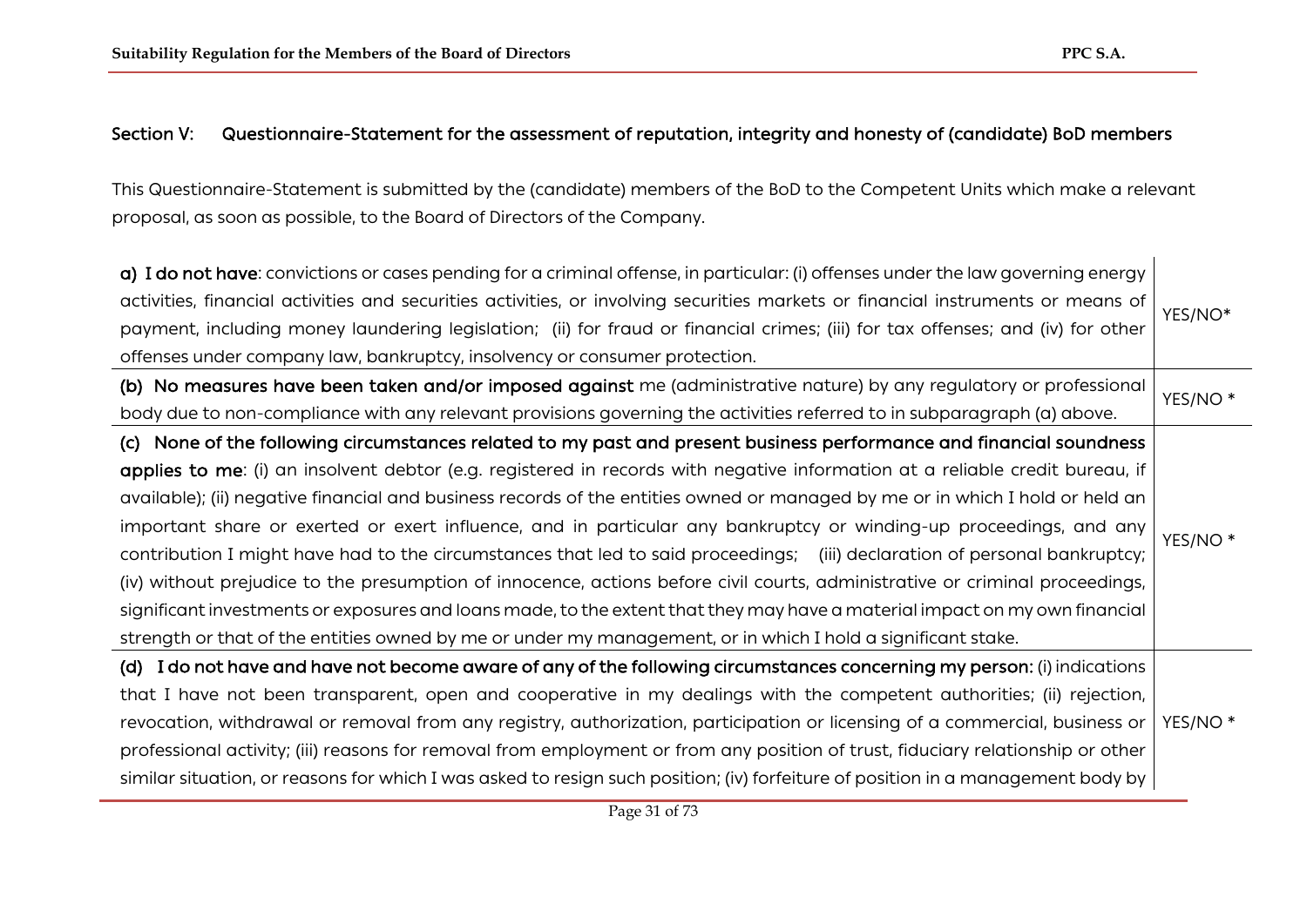## Section V: Questionnaire-Statement for the assessment of reputation, integrity and honesty of (candidate) BoD members

This Questionnaire-Statement is submitted by the (candidate) members of the BoD to the Competent Units which make a relevant proposal, as soon as possible, to the Board of Directors of the Company.

| | |
|---|---|
| **a) I do not have**: convictions or cases pending for a criminal offense, in particular: (i) offenses under the law governing energy activities, financial activities and securities activities, or involving securities markets or financial instruments or means of payment, including money laundering legislation; (ii) for fraud or financial crimes; (iii) for tax offenses; and (iv) for other offenses under company law, bankruptcy, insolvency or consumer protection. | YES/NO* |
| **(b) No measures have been taken and/or imposed against** me (administrative nature) by any regulatory or professional body due to non-compliance with any relevant provisions governing the activities referred to in subparagraph (a) above. | YES/NO * |
| **(c) None of the following circumstances related to my past and present business performance and financial soundness applies to me**: (i) an insolvent debtor (e.g. registered in records with negative information at a reliable credit bureau, if available); (ii) negative financial and business records of the entities owned or managed by me or in which I hold or held an important share or exerted or exert influence, and in particular any bankruptcy or winding-up proceedings, and any contribution I might have had to the circumstances that led to said proceedings; (iii) declaration of personal bankruptcy; (iv) without prejudice to the presumption of innocence, actions before civil courts, administrative or criminal proceedings, significant investments or exposures and loans made, to the extent that they may have a material impact on my own financial strength or that of the entities owned by me or under my management, or in which I hold a significant stake. | YES/NO * |
| **(d) I do not have and have not become aware of any of the following circumstances concerning my person**: (i) indications that I have not been transparent, open and cooperative in my dealings with the competent authorities; (ii) rejection, revocation, withdrawal or removal from any registry, authorization, participation or licensing of a commercial, business or professional activity; (iii) reasons for removal from employment or from any position of trust, fiduciary relationship or other similar situation, or reasons for which I was asked to resign such position; (iv) forfeiture of position in a management body by | YES/NO * |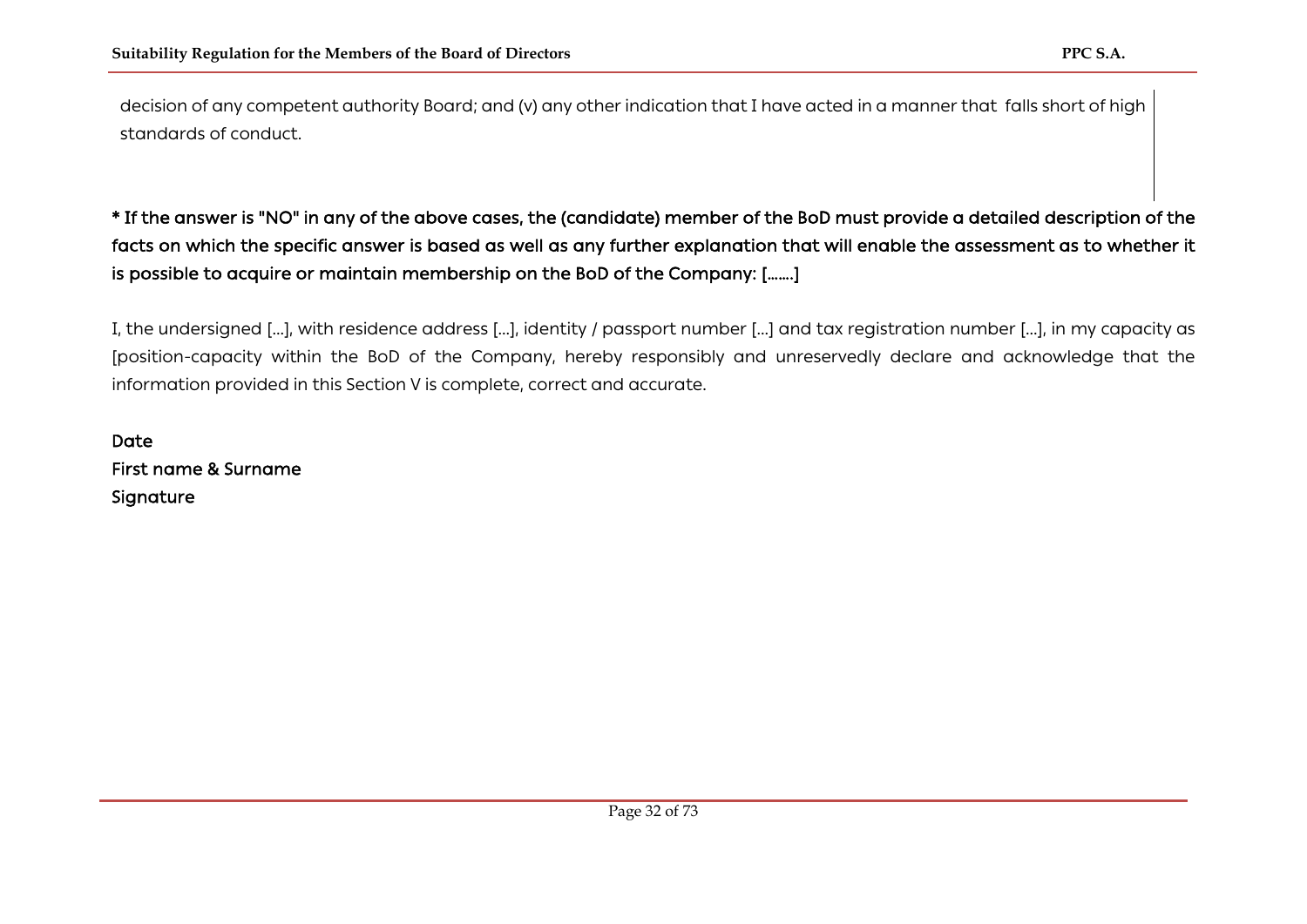decision of any competent authority Board; and (v) any other indication that I have acted in a manner that falls short of high standards of conduct.

**\* If the answer is "NO" in any of the above cases, the (candidate) member of the BoD must provide a detailed description of the facts on which the specific answer is based as well as any further explanation that will enable the assessment as to whether it is possible to acquire or maintain membership on the BoD of the Company: [.......]**

I, the undersigned [...], with residence address [...], identity / passport number [...] and tax registration number [...], in my capacity as [position-capacity within the BoD of the Company, hereby responsibly and unreservedly declare and acknowledge that the information provided in this Section V is complete, correct and accurate.

Date
First name & Surname
Signature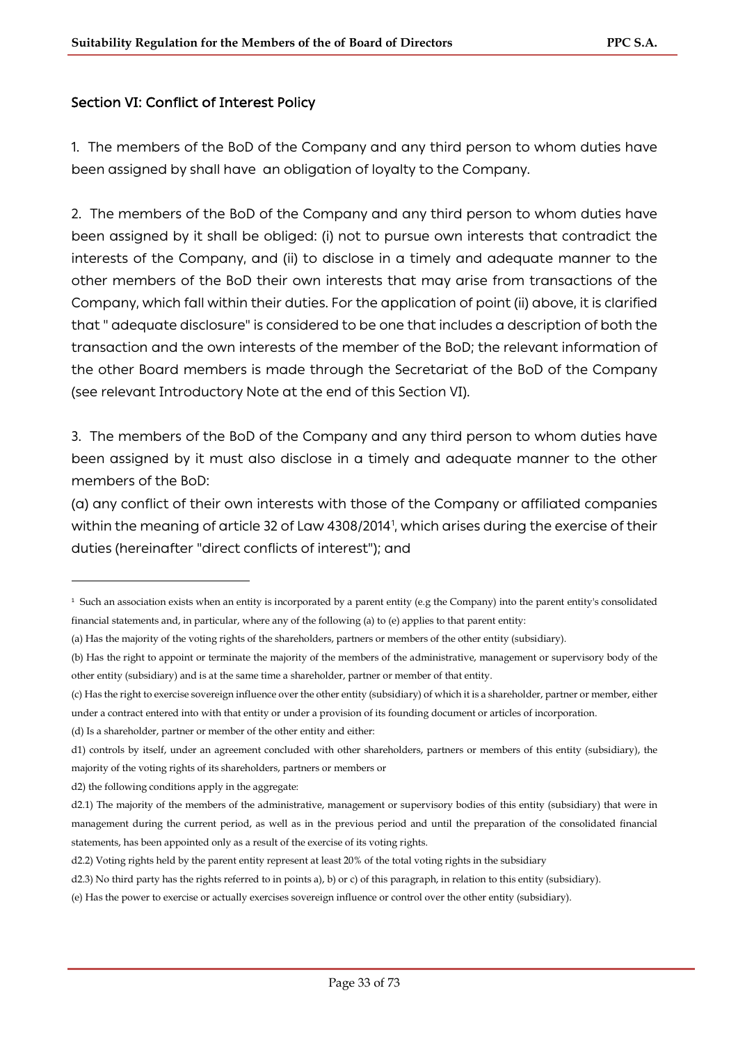## Section VI: Conflict of Interest Policy

1. The members of the BoD of the Company and any third person to whom duties have been assigned by shall have an obligation of loyalty to the Company.

2. The members of the BoD of the Company and any third person to whom duties have been assigned by it shall be obliged: (i) not to pursue own interests that contradict the interests of the Company, and (ii) to disclose in a timely and adequate manner to the other members of the BoD their own interests that may arise from transactions of the Company, which fall within their duties. For the application of point (ii) above, it is clarified that " adequate disclosure" is considered to be one that includes a description of both the transaction and the own interests of the member of the BoD; the relevant information of the other Board members is made through the Secretariat of the BoD of the Company (see relevant Introductory Note at the end of this Section VI).

3. The members of the BoD of the Company and any third person to whom duties have been assigned by it must also disclose in a timely and adequate manner to the other members of the BoD:

(a) any conflict of their own interests with those of the Company or affiliated companies within the meaning of article 32 of Law 4308/2014[1], which arises during the exercise of their duties (hereinafter "direct conflicts of interest"); and

---

[1] Such an association exists when an entity is incorporated by a parent entity (e.g the Company) into the parent entity's consolidated financial statements and, in particular, where any of the following (a) to (e) applies to that parent entity:

(a) Has the majority of the voting rights of the shareholders, partners or members of the other entity (subsidiary).

(b) Has the right to appoint or terminate the majority of the members of the administrative, management or supervisory body of the other entity (subsidiary) and is at the same time a shareholder, partner or member of that entity.

(c) Has the right to exercise sovereign influence over the other entity (subsidiary) of which it is a shareholder, partner or member, either under a contract entered into with that entity or under a provision of its founding document or articles of incorporation.

(d) Is a shareholder, partner or member of the other entity and either:

d1) controls by itself, under an agreement concluded with other shareholders, partners or members of this entity (subsidiary), the majority of the voting rights of its shareholders, partners or members or

d2) the following conditions apply in the aggregate:

d2.1) The majority of the members of the administrative, management or supervisory bodies of this entity (subsidiary) that were in management during the current period, as well as in the previous period and until the preparation of the consolidated financial statements, has been appointed only as a result of the exercise of its voting rights.

d2.2) Voting rights held by the parent entity represent at least 20% of the total voting rights in the subsidiary

d2.3) No third party has the rights referred to in points a), b) or c) of this paragraph, in relation to this entity (subsidiary).

(e) Has the power to exercise or actually exercises sovereign influence or control over the other entity (subsidiary).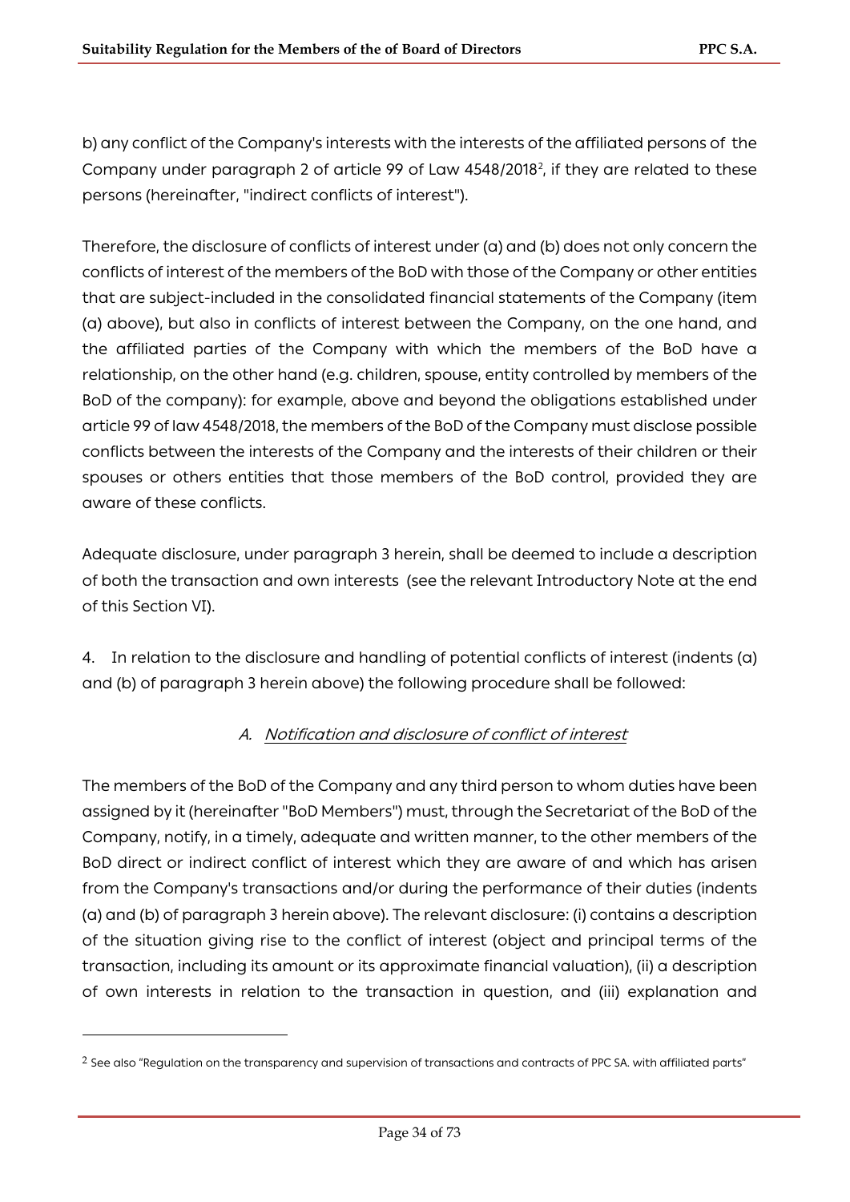b) any conflict of the Company's interests with the interests of the affiliated persons of the Company under paragraph 2 of article 99 of Law 4548/2018[2], if they are related to these persons (hereinafter, "indirect conflicts of interest").

Therefore, the disclosure of conflicts of interest under (a) and (b) does not only concern the conflicts of interest of the members of the BoD with those of the Company or other entities that are subject-included in the consolidated financial statements of the Company (item (a) above), but also in conflicts of interest between the Company, on the one hand, and the affiliated parties of the Company with which the members of the BoD have a relationship, on the other hand (e.g. children, spouse, entity controlled by members of the BoD of the company): for example, above and beyond the obligations established under article 99 of law 4548/2018, the members of the BoD of the Company must disclose possible conflicts between the interests of the Company and the interests of their children or their spouses or others entities that those members of the BoD control, provided they are aware of these conflicts.

Adequate disclosure, under paragraph 3 herein, shall be deemed to include a description of both the transaction and own interests (see the relevant Introductory Note at the end of this Section VI).

4. In relation to the disclosure and handling of potential conflicts of interest (indents (a) and (b) of paragraph 3 herein above) the following procedure shall be followed:

*A. Notification and disclosure of conflict of interest*

The members of the BoD of the Company and any third person to whom duties have been assigned by it (hereinafter "BoD Members") must, through the Secretariat of the BoD of the Company, notify, in a timely, adequate and written manner, to the other members of the BoD direct or indirect conflict of interest which they are aware of and which has arisen from the Company's transactions and/or during the performance of their duties (indents (a) and (b) of paragraph 3 herein above). The relevant disclosure: (i) contains a description of the situation giving rise to the conflict of interest (object and principal terms of the transaction, including its amount or its approximate financial valuation), (ii) a description of own interests in relation to the transaction in question, and (iii) explanation and

---

[2] See also "Regulation on the transparency and supervision of transactions and contracts of PPC SA. with affiliated parts"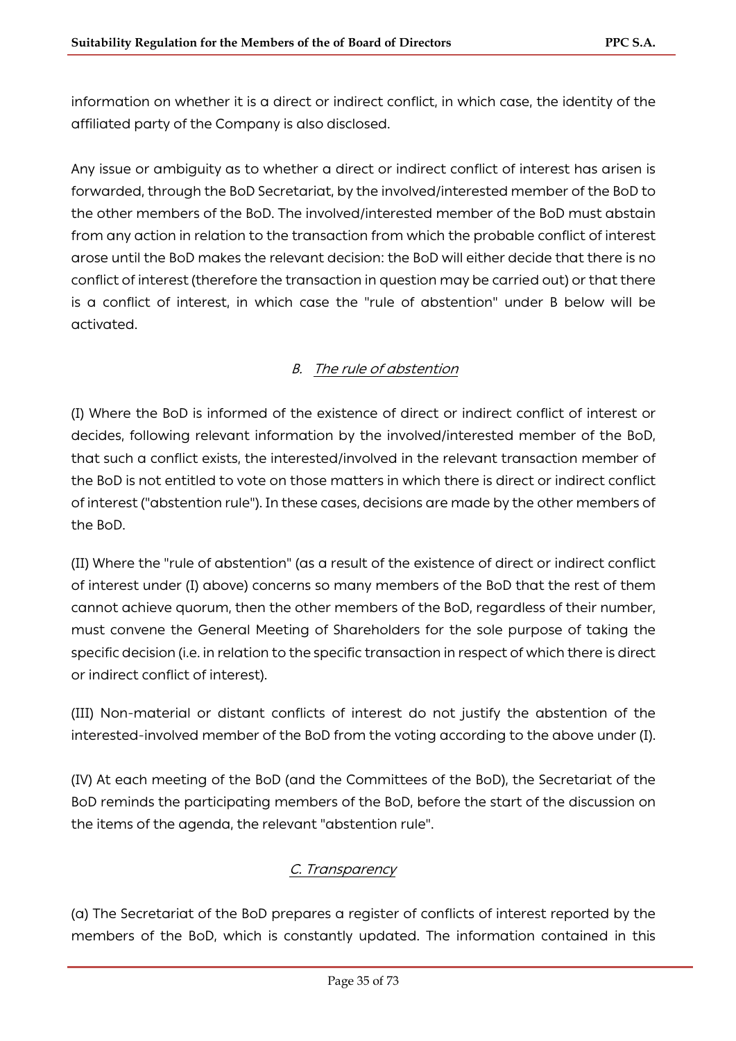information on whether it is a direct or indirect conflict, in which case, the identity of the affiliated party of the Company is also disclosed.

Any issue or ambiguity as to whether a direct or indirect conflict of interest has arisen is forwarded, through the BoD Secretariat, by the involved/interested member of the BoD to the other members of the BoD. The involved/interested member of the BoD must abstain from any action in relation to the transaction from which the probable conflict of interest arose until the BoD makes the relevant decision: the BoD will either decide that there is no conflict of interest (therefore the transaction in question may be carried out) or that there is a conflict of interest, in which case the "rule of abstention" under B below will be activated.

### *B. The rule of abstention*

(I) Where the BoD is informed of the existence of direct or indirect conflict of interest or decides, following relevant information by the involved/interested member of the BoD, that such a conflict exists, the interested/involved in the relevant transaction member of the BoD is not entitled to vote on those matters in which there is direct or indirect conflict of interest ("abstention rule"). In these cases, decisions are made by the other members of the BoD.

(II) Where the "rule of abstention" (as a result of the existence of direct or indirect conflict of interest under (I) above) concerns so many members of the BoD that the rest of them cannot achieve quorum, then the other members of the BoD, regardless of their number, must convene the General Meeting of Shareholders for the sole purpose of taking the specific decision (i.e. in relation to the specific transaction in respect of which there is direct or indirect conflict of interest).

(III) Non-material or distant conflicts of interest do not justify the abstention of the interested-involved member of the BoD from the voting according to the above under (I).

(IV) At each meeting of the BoD (and the Committees of the BoD), the Secretariat of the BoD reminds the participating members of the BoD, before the start of the discussion on the items of the agenda, the relevant "abstention rule".

### *C. Transparency*

(a) The Secretariat of the BoD prepares a register of conflicts of interest reported by the members of the BoD, which is constantly updated. The information contained in this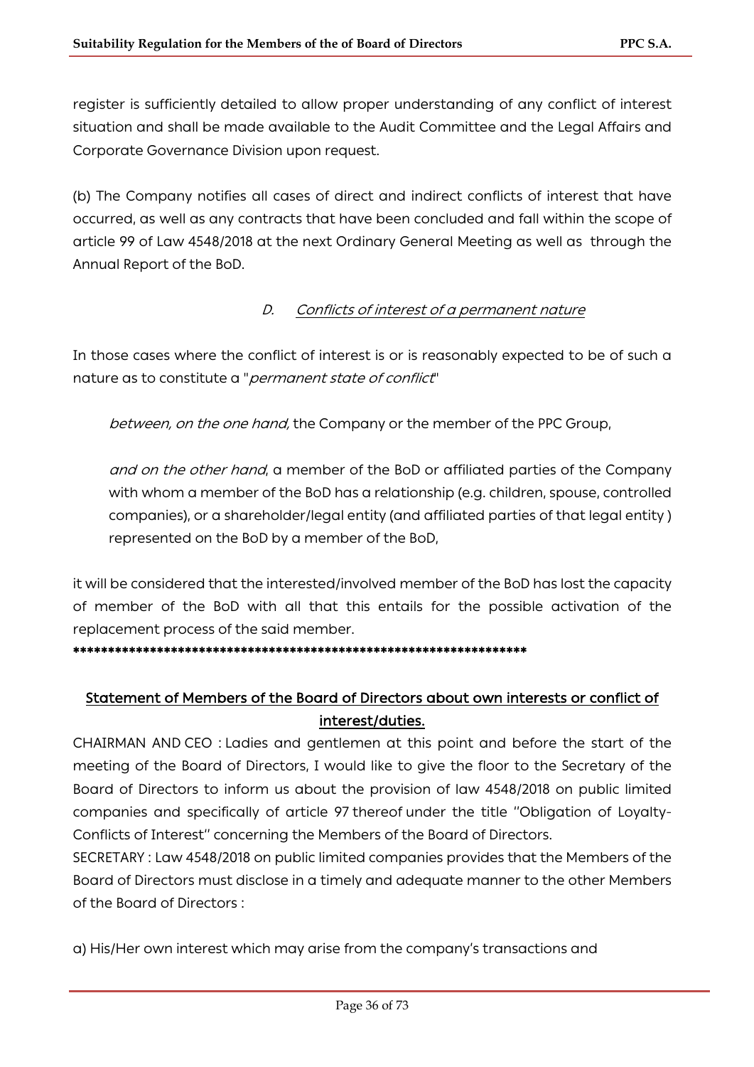register is sufficiently detailed to allow proper understanding of any conflict of interest situation and shall be made available to the Audit Committee and the Legal Affairs and Corporate Governance Division upon request.

(b) The Company notifies all cases of direct and indirect conflicts of interest that have occurred, as well as any contracts that have been concluded and fall within the scope of article 99 of Law 4548/2018 at the next Ordinary General Meeting as well as through the Annual Report of the BoD.

### *D. Conflicts of interest of a permanent nature*

In those cases where the conflict of interest is or is reasonably expected to be of such a nature as to constitute a "*permanent state of conflict*"

> *between, on the one hand,* the Company or the member of the PPC Group,
>
> *and on the other hand*, a member of the BoD or affiliated parties of the Company with whom a member of the BoD has a relationship (e.g. children, spouse, controlled companies), or a shareholder/legal entity (and affiliated parties of that legal entity ) represented on the BoD by a member of the BoD,

it will be considered that the interested/involved member of the BoD has lost the capacity of member of the BoD with all that this entails for the possible activation of the replacement process of the said member.

**\*\*\*\*\*\*\*\*\*\*\*\*\*\*\*\*\*\*\*\*\*\*\*\*\*\*\*\*\*\*\*\*\*\*\*\*\*\*\*\*\*\*\*\*\*\*\*\*\*\*\*\*\*\*\*\*\*\*\*\*\*\*\*\***

## Statement of Members of the Board of Directors about own interests or conflict of interest/duties.

CHAIRMAN AND CEO : Ladies and gentlemen at this point and before the start of the meeting of the Board of Directors, I would like to give the floor to the Secretary of the Board of Directors to inform us about the provision of law 4548/2018 on public limited companies and specifically of article 97 thereof under the title "Obligation of Loyalty-Conflicts of Interest" concerning the Members of the Board of Directors.

SECRETARY : Law 4548/2018 on public limited companies provides that the Members of the Board of Directors must disclose in a timely and adequate manner to the other Members of the Board of Directors :

a) His/Her own interest which may arise from the company's transactions and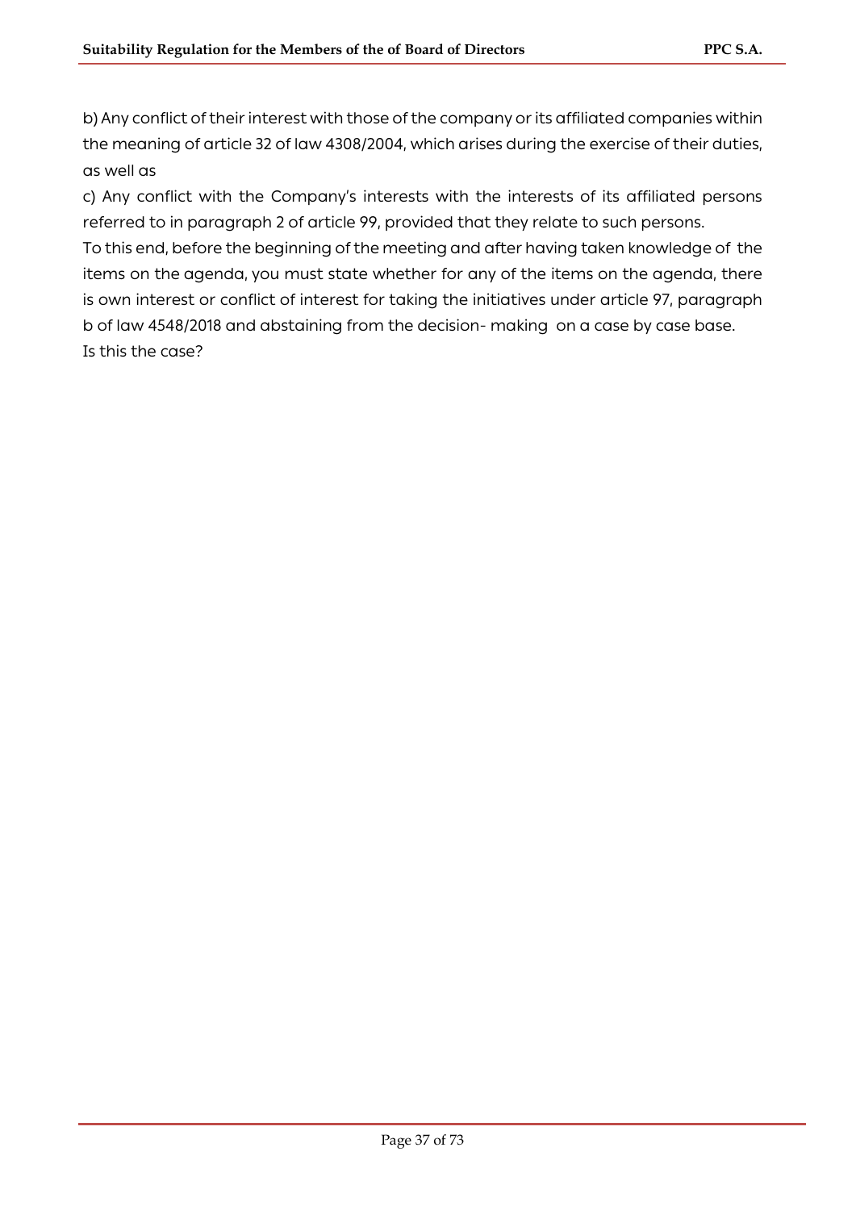b) Any conflict of their interest with those of the company or its affiliated companies within the meaning of article 32 of law 4308/2004, which arises during the exercise of their duties, as well as

c) Any conflict with the Company's interests with the interests of its affiliated persons referred to in paragraph 2 of article 99, provided that they relate to such persons.

To this end, before the beginning of the meeting and after having taken knowledge of the items on the agenda, you must state whether for any of the items on the agenda, there is own interest or conflict of interest for taking the initiatives under article 97, paragraph b of law 4548/2018 and abstaining from the decision- making on a case by case base.

Is this the case?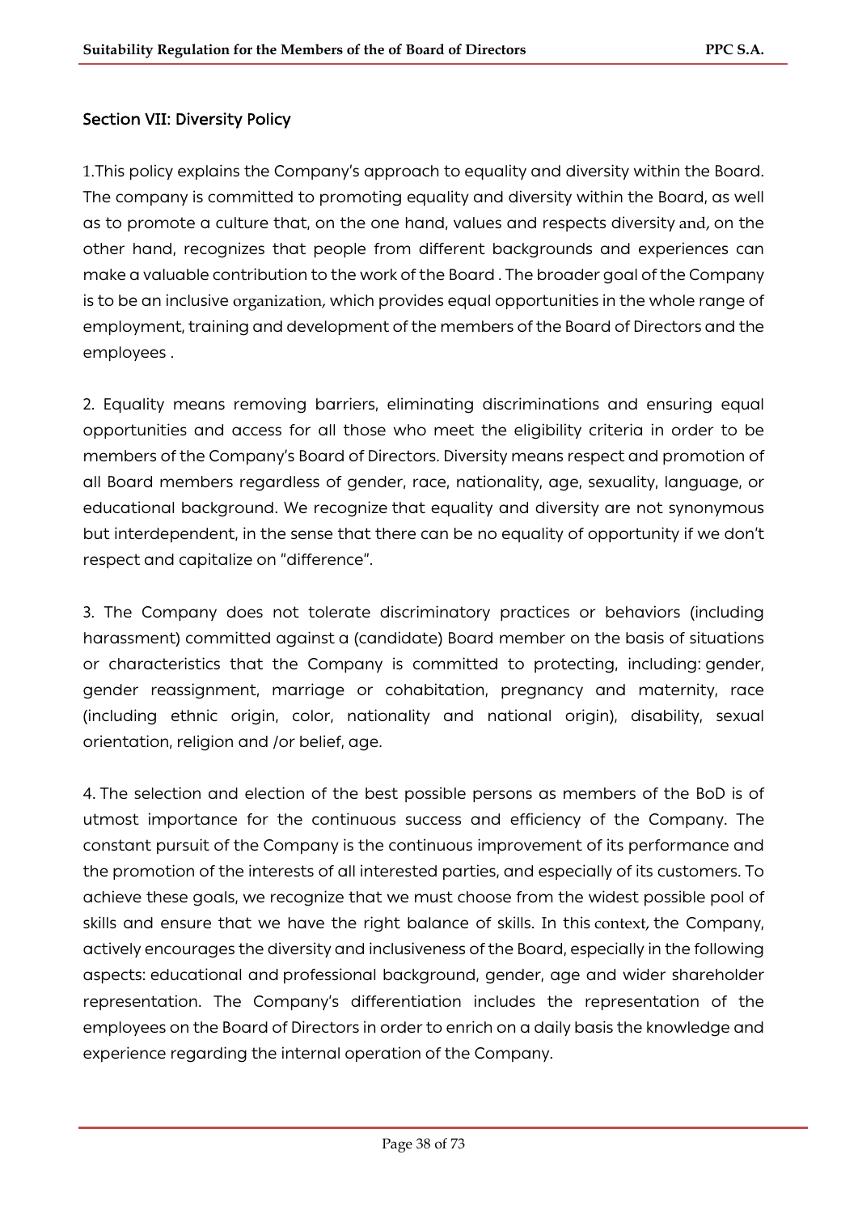## Section VII: Diversity Policy

1.This policy explains the Company's approach to equality and diversity within the Board. The company is committed to promoting equality and diversity within the Board, as well as to promote a culture that, on the one hand, values and respects diversity and, on the other hand, recognizes that people from different backgrounds and experiences can make a valuable contribution to the work of the Board . The broader goal of the Company is to be an inclusive organization, which provides equal opportunities in the whole range of employment, training and development of the members of the Board of Directors and the employees .

2. Equality means removing barriers, eliminating discriminations and ensuring equal opportunities and access for all those who meet the eligibility criteria in order to be members of the Company's Board of Directors. Diversity means respect and promotion of all Board members regardless of gender, race, nationality, age, sexuality, language, or educational background. We recognize that equality and diversity are not synonymous but interdependent, in the sense that there can be no equality of opportunity if we don't respect and capitalize on "difference".

3. The Company does not tolerate discriminatory practices or behaviors (including harassment) committed against a (candidate) Board member on the basis of situations or characteristics that the Company is committed to protecting, including: gender, gender reassignment, marriage or cohabitation, pregnancy and maternity, race (including ethnic origin, color, nationality and national origin), disability, sexual orientation, religion and /or belief, age.

4. The selection and election of the best possible persons as members of the BoD is of utmost importance for the continuous success and efficiency of the Company. The constant pursuit of the Company is the continuous improvement of its performance and the promotion of the interests of all interested parties, and especially of its customers. To achieve these goals, we recognize that we must choose from the widest possible pool of skills and ensure that we have the right balance of skills. In this context, the Company, actively encourages the diversity and inclusiveness of the Board, especially in the following aspects: educational and professional background, gender, age and wider shareholder representation. The Company's differentiation includes the representation of the employees on the Board of Directors in order to enrich on a daily basis the knowledge and experience regarding the internal operation of the Company.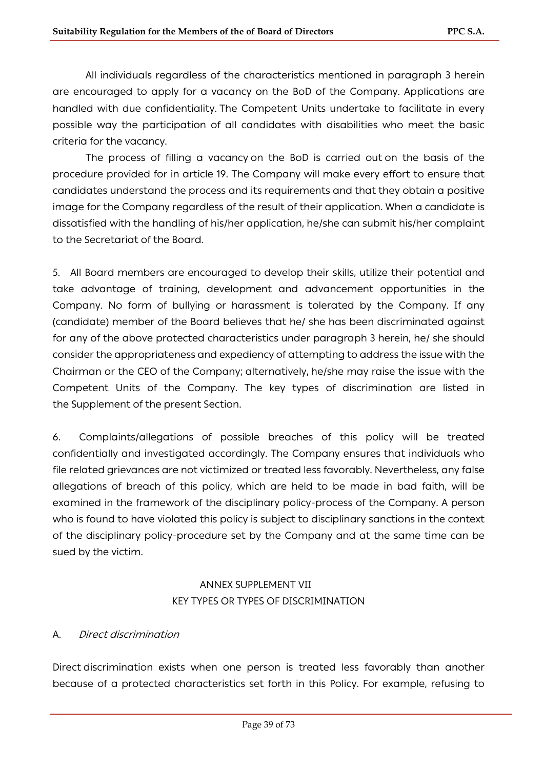All individuals regardless of the characteristics mentioned in paragraph 3 herein are encouraged to apply for a vacancy on the BoD of the Company. Applications are handled with due confidentiality. The Competent Units undertake to facilitate in every possible way the participation of all candidates with disabilities who meet the basic criteria for the vacancy.

The process of filling a vacancy on the BoD is carried out on the basis of the procedure provided for in article 19. The Company will make every effort to ensure that candidates understand the process and its requirements and that they obtain a positive image for the Company regardless of the result of their application. When a candidate is dissatisfied with the handling of his/her application, he/she can submit his/her complaint to the Secretariat of the Board.

5. All Board members are encouraged to develop their skills, utilize their potential and take advantage of training, development and advancement opportunities in the Company. No form of bullying or harassment is tolerated by the Company. If any (candidate) member of the Board believes that he/ she has been discriminated against for any of the above protected characteristics under paragraph 3 herein, he/ she should consider the appropriateness and expediency of attempting to address the issue with the Chairman or the CEO of the Company; alternatively, he/she may raise the issue with the Competent Units of the Company. The key types of discrimination are listed in the Supplement of the present Section.

6. Complaints/allegations of possible breaches of this policy will be treated confidentially and investigated accordingly. The Company ensures that individuals who file related grievances are not victimized or treated less favorably. Nevertheless, any false allegations of breach of this policy, which are held to be made in bad faith, will be examined in the framework of the disciplinary policy-process of the Company. A person who is found to have violated this policy is subject to disciplinary sanctions in the context of the disciplinary policy-procedure set by the Company and at the same time can be sued by the victim.

## ANNEX SUPPLEMENT VII
## KEY TYPES OR TYPES OF DISCRIMINATION

A. *Direct discrimination*

Direct discrimination exists when one person is treated less favorably than another because of a protected characteristics set forth in this Policy. For example, refusing to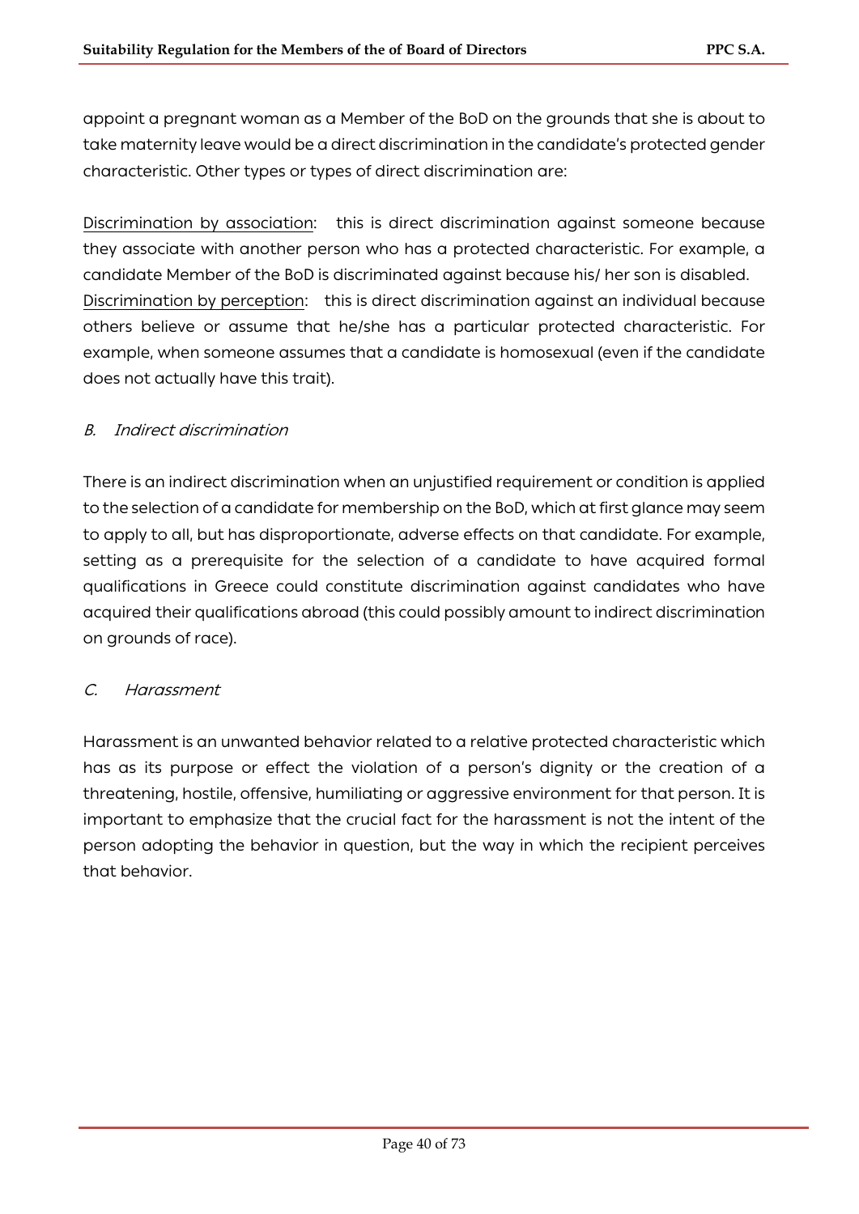appoint a pregnant woman as a Member of the BoD on the grounds that she is about to take maternity leave would be a direct discrimination in the candidate's protected gender characteristic. Other types or types of direct discrimination are:

<u>Discrimination by association</u>: this is direct discrimination against someone because they associate with another person who has a protected characteristic. For example, a candidate Member of the BoD is discriminated against because his/ her son is disabled.
<u>Discrimination by perception</u>: this is direct discrimination against an individual because others believe or assume that he/she has a particular protected characteristic. For example, when someone assumes that a candidate is homosexual (even if the candidate does not actually have this trait).

### *B. Indirect discrimination*

There is an indirect discrimination when an unjustified requirement or condition is applied to the selection of a candidate for membership on the BoD, which at first glance may seem to apply to all, but has disproportionate, adverse effects on that candidate. For example, setting as a prerequisite for the selection of a candidate to have acquired formal qualifications in Greece could constitute discrimination against candidates who have acquired their qualifications abroad (this could possibly amount to indirect discrimination on grounds of race).

### *C. Harassment*

Harassment is an unwanted behavior related to a relative protected characteristic which has as its purpose or effect the violation of a person's dignity or the creation of a threatening, hostile, offensive, humiliating or aggressive environment for that person. It is important to emphasize that the crucial fact for the harassment is not the intent of the person adopting the behavior in question, but the way in which the recipient perceives that behavior.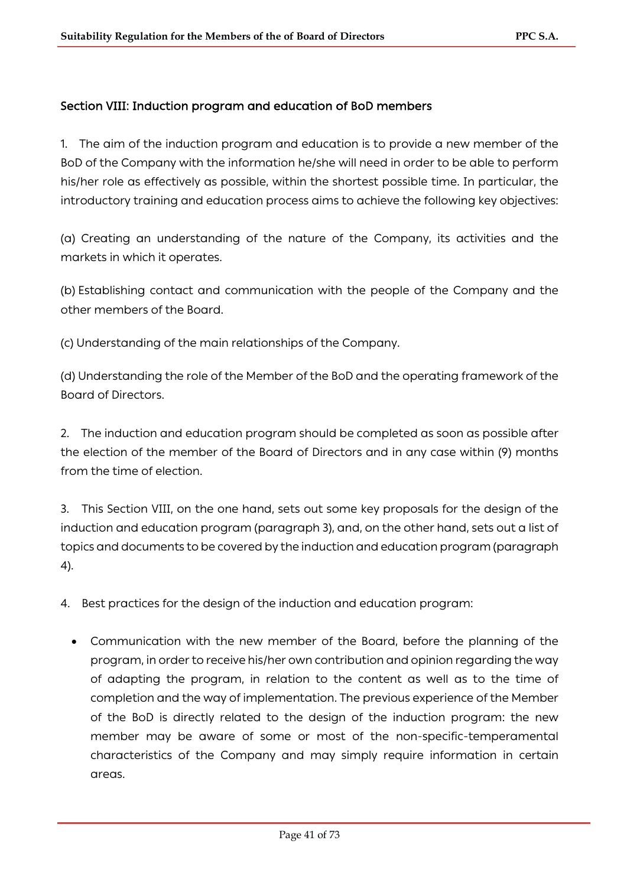## Section VIII: Induction program and education of BoD members

1. The aim of the induction program and education is to provide a new member of the BoD of the Company with the information he/she will need in order to be able to perform his/her role as effectively as possible, within the shortest possible time. In particular, the introductory training and education process aims to achieve the following key objectives:

(a) Creating an understanding of the nature of the Company, its activities and the markets in which it operates.

(b) Establishing contact and communication with the people of the Company and the other members of the Board.

(c) Understanding of the main relationships of the Company.

(d) Understanding the role of the Member of the BoD and the operating framework of the Board of Directors.

2. The induction and education program should be completed as soon as possible after the election of the member of the Board of Directors and in any case within (9) months from the time of election.

3. This Section VIII, on the one hand, sets out some key proposals for the design of the induction and education program (paragraph 3), and, on the other hand, sets out a list of topics and documents to be covered by the induction and education program (paragraph 4).

4. Best practices for the design of the induction and education program:

- Communication with the new member of the Board, before the planning of the program, in order to receive his/her own contribution and opinion regarding the way of adapting the program, in relation to the content as well as to the time of completion and the way of implementation. The previous experience of the Member of the BoD is directly related to the design of the induction program: the new member may be aware of some or most of the non-specific-temperamental characteristics of the Company and may simply require information in certain areas.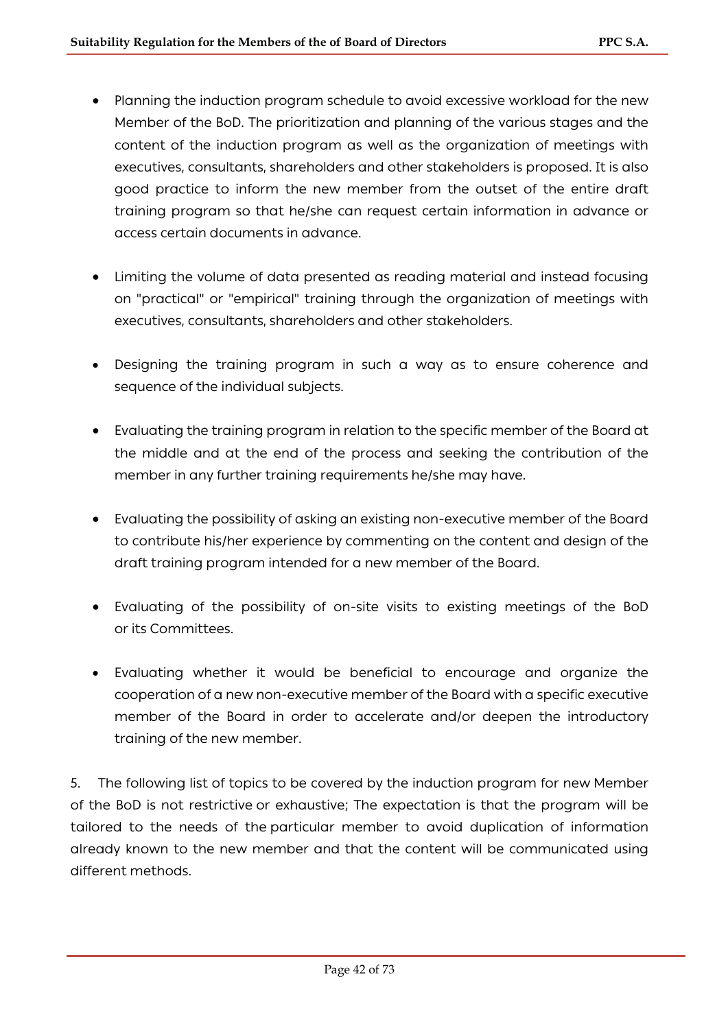- Planning the induction program schedule to avoid excessive workload for the new Member of the BoD. The prioritization and planning of the various stages and the content of the induction program as well as the organization of meetings with executives, consultants, shareholders and other stakeholders is proposed. It is also good practice to inform the new member from the outset of the entire draft training program so that he/she can request certain information in advance or access certain documents in advance.

- Limiting the volume of data presented as reading material and instead focusing on "practical" or "empirical" training through the organization of meetings with executives, consultants, shareholders and other stakeholders.

- Designing the training program in such a way as to ensure coherence and sequence of the individual subjects.

- Evaluating the training program in relation to the specific member of the Board at the middle and at the end of the process and seeking the contribution of the member in any further training requirements he/she may have.

- Evaluating the possibility of asking an existing non-executive member of the Board to contribute his/her experience by commenting on the content and design of the draft training program intended for a new member of the Board.

- Evaluating of the possibility of on-site visits to existing meetings of the BoD or its Committees.

- Evaluating whether it would be beneficial to encourage and organize the cooperation of a new non-executive member of the Board with a specific executive member of the Board in order to accelerate and/or deepen the introductory training of the new member.

5. The following list of topics to be covered by the induction program for new Member of the BoD is not restrictive or exhaustive; The expectation is that the program will be tailored to the needs of the particular member to avoid duplication of information already known to the new member and that the content will be communicated using different methods.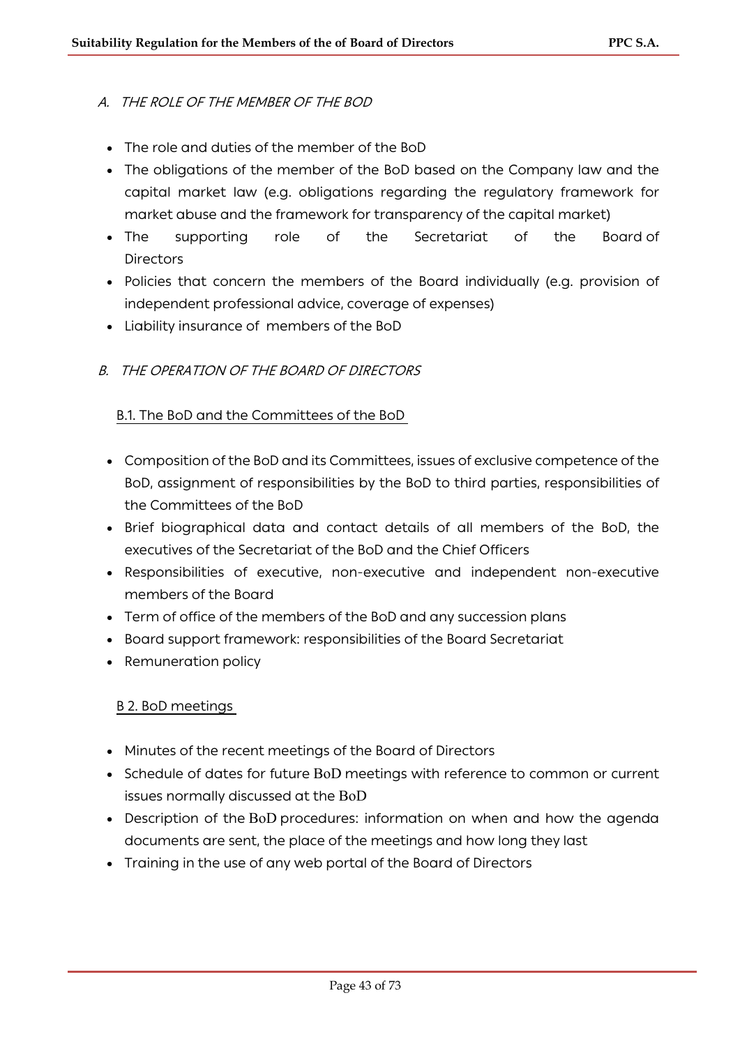## *A. THE ROLE OF THE MEMBER OF THE BOD*

- The role and duties of the member of the BoD
- The obligations of the member of the BoD based on the Company law and the capital market law (e.g. obligations regarding the regulatory framework for market abuse and the framework for transparency of the capital market)
- The supporting role of the Secretariat of the Board of Directors
- Policies that concern the members of the Board individually (e.g. provision of independent professional advice, coverage of expenses)
- Liability insurance of members of the BoD

## *B. THE OPERATION OF THE BOARD OF DIRECTORS*

### B.1. The BoD and the Committees of the BoD

- Composition of the BoD and its Committees, issues of exclusive competence of the BoD, assignment of responsibilities by the BoD to third parties, responsibilities of the Committees of the BoD
- Brief biographical data and contact details of all members of the BoD, the executives of the Secretariat of the BoD and the Chief Officers
- Responsibilities of executive, non-executive and independent non-executive members of the Board
- Term of office of the members of the BoD and any succession plans
- Board support framework: responsibilities of the Board Secretariat
- Remuneration policy

### B 2. BoD meetings

- Minutes of the recent meetings of the Board of Directors
- Schedule of dates for future BoD meetings with reference to common or current issues normally discussed at the BoD
- Description of the BoD procedures: information on when and how the agenda documents are sent, the place of the meetings and how long they last
- Training in the use of any web portal of the Board of Directors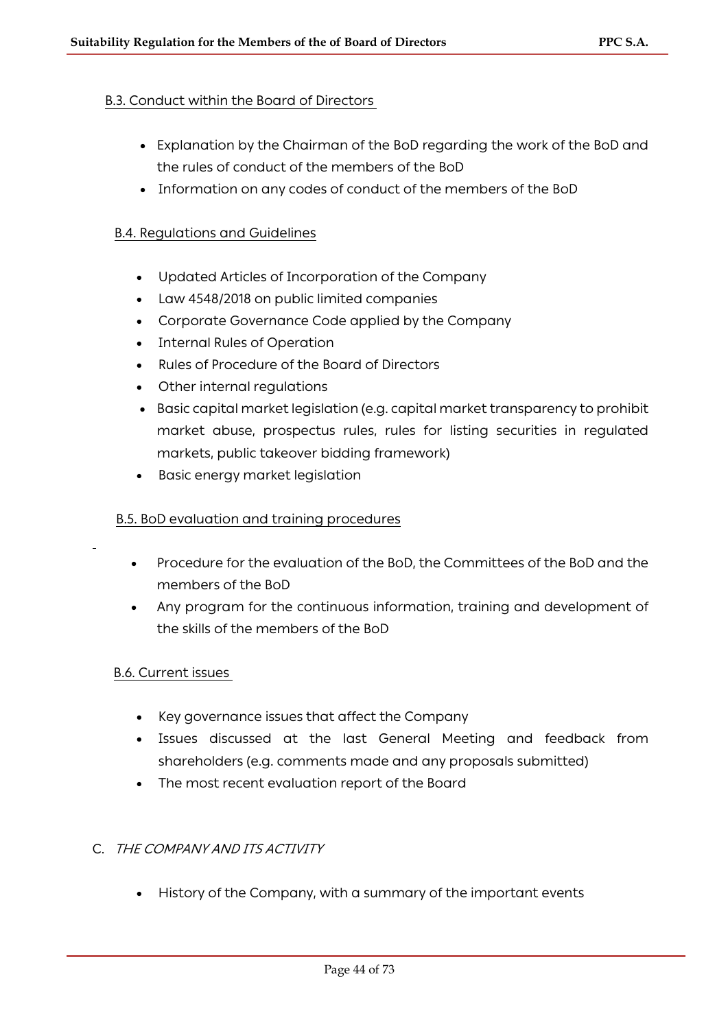### B.3. Conduct within the Board of Directors

- Explanation by the Chairman of the BoD regarding the work of the BoD and the rules of conduct of the members of the BoD
- Information on any codes of conduct of the members of the BoD

### B.4. Regulations and Guidelines

- Updated Articles of Incorporation of the Company
- Law 4548/2018 on public limited companies
- Corporate Governance Code applied by the Company
- Internal Rules of Operation
- Rules of Procedure of the Board of Directors
- Other internal regulations
- Basic capital market legislation (e.g. capital market transparency to prohibit market abuse, prospectus rules, rules for listing securities in regulated markets, public takeover bidding framework)
- Basic energy market legislation

### B.5. BoD evaluation and training procedures

- Procedure for the evaluation of the BoD, the Committees of the BoD and the members of the BoD
- Any program for the continuous information, training and development of the skills of the members of the BoD

### B.6. Current issues

- Key governance issues that affect the Company
- Issues discussed at the last General Meeting and feedback from shareholders (e.g. comments made and any proposals submitted)
- The most recent evaluation report of the Board

## C. *THE COMPANY AND ITS ACTIVITY*

- History of the Company, with a summary of the important events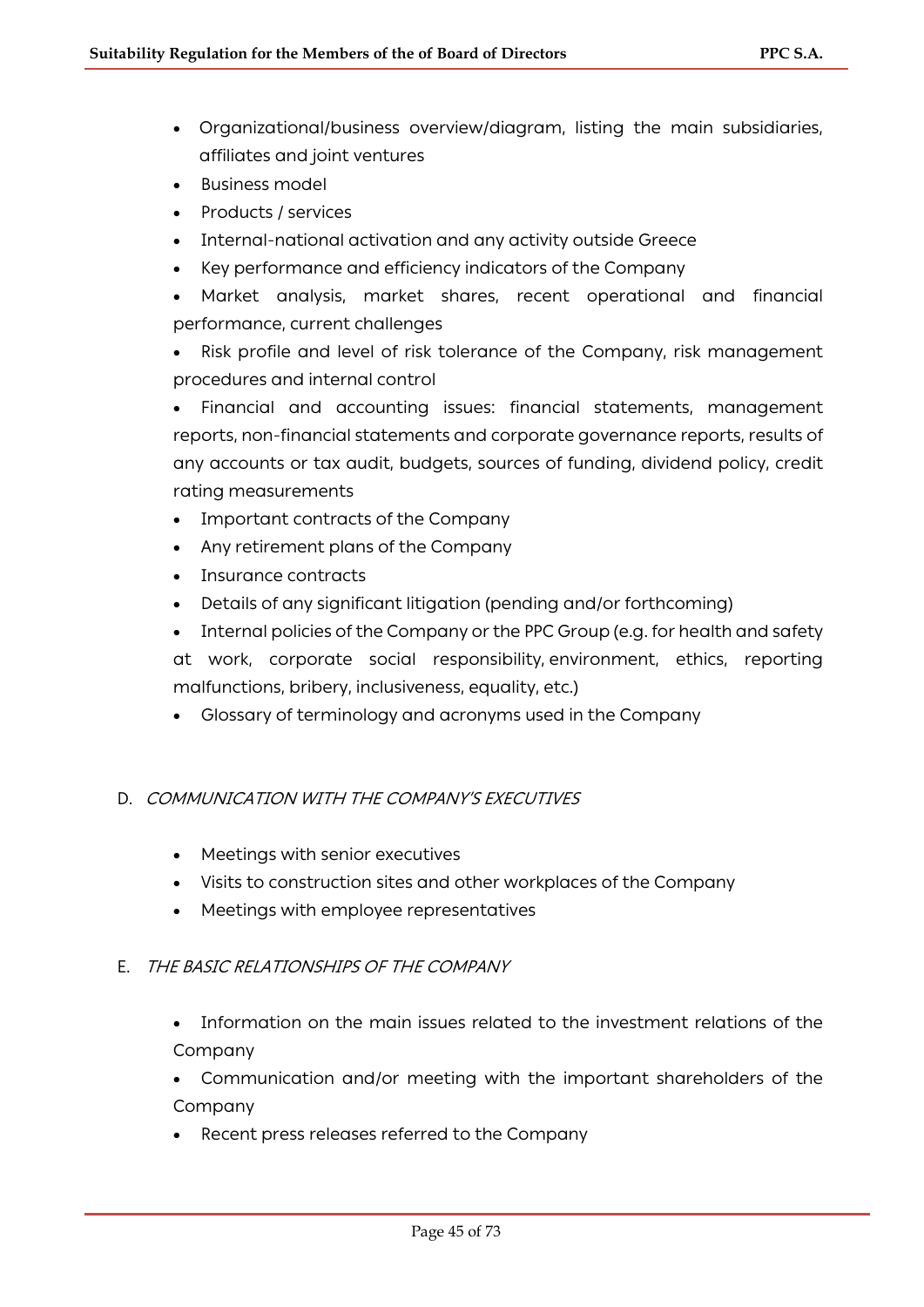- Organizational/business overview/diagram, listing the main subsidiaries, affiliates and joint ventures
- Business model
- Products / services
- Internal-national activation and any activity outside Greece
- Key performance and efficiency indicators of the Company
- Market analysis, market shares, recent operational and financial performance, current challenges
- Risk profile and level of risk tolerance of the Company, risk management procedures and internal control
- Financial and accounting issues: financial statements, management reports, non-financial statements and corporate governance reports, results of any accounts or tax audit, budgets, sources of funding, dividend policy, credit rating measurements
- Important contracts of the Company
- Any retirement plans of the Company
- Insurance contracts
- Details of any significant litigation (pending and/or forthcoming)
- Internal policies of the Company or the PPC Group (e.g. for health and safety at work, corporate social responsibility, environment, ethics, reporting malfunctions, bribery, inclusiveness, equality, etc.)
- Glossary of terminology and acronyms used in the Company

D. *COMMUNICATION WITH THE COMPANY'S EXECUTIVES*

- Meetings with senior executives
- Visits to construction sites and other workplaces of the Company
- Meetings with employee representatives

E. *THE BASIC RELATIONSHIPS OF THE COMPANY*

- Information on the main issues related to the investment relations of the Company
- Communication and/or meeting with the important shareholders of the Company
- Recent press releases referred to the Company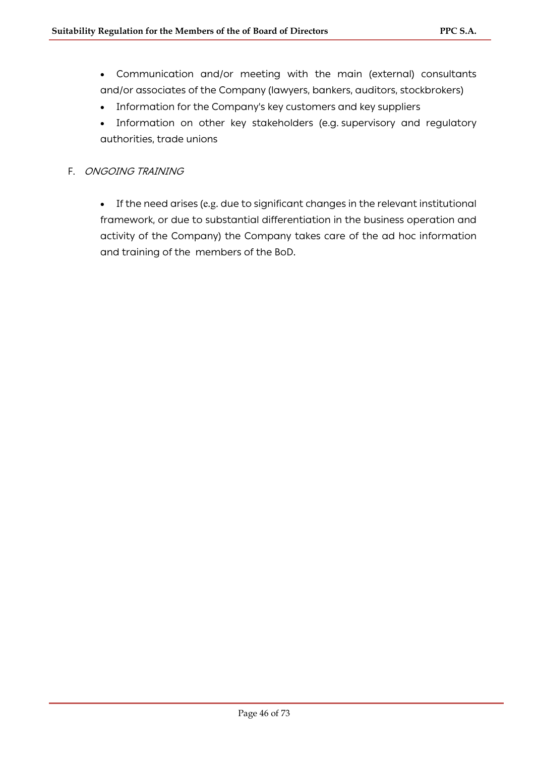- Communication and/or meeting with the main (external) consultants and/or associates of the Company (lawyers, bankers, auditors, stockbrokers)
- Information for the Company's key customers and key suppliers
- Information on other key stakeholders (e.g. supervisory and regulatory authorities, trade unions

F. *ONGOING TRAINING*

- If the need arises (e.g. due to significant changes in the relevant institutional framework, or due to substantial differentiation in the business operation and activity of the Company) the Company takes care of the ad hoc information and training of the members of the BoD.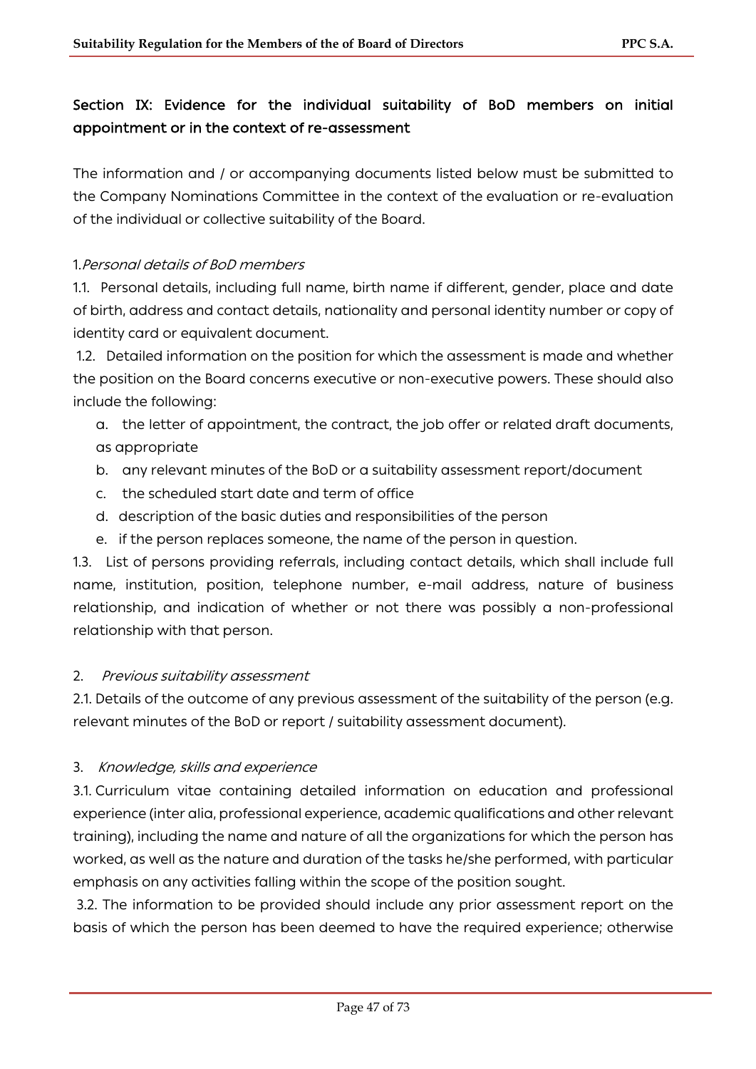## Section IX: Evidence for the individual suitability of BoD members on initial appointment or in the context of re-assessment

The information and / or accompanying documents listed below must be submitted to the Company Nominations Committee in the context of the evaluation or re-evaluation of the individual or collective suitability of the Board.

1. *Personal details of BoD members*

1.1. Personal details, including full name, birth name if different, gender, place and date of birth, address and contact details, nationality and personal identity number or copy of identity card or equivalent document.

1.2. Detailed information on the position for which the assessment is made and whether the position on the Board concerns executive or non-executive powers. These should also include the following:

a. the letter of appointment, the contract, the job offer or related draft documents, as appropriate

b. any relevant minutes of the BoD or a suitability assessment report/document

c. the scheduled start date and term of office

d. description of the basic duties and responsibilities of the person

e. if the person replaces someone, the name of the person in question.

1.3. List of persons providing referrals, including contact details, which shall include full name, institution, position, telephone number, e-mail address, nature of business relationship, and indication of whether or not there was possibly a non-professional relationship with that person.

2. *Previous suitability assessment*

2.1. Details of the outcome of any previous assessment of the suitability of the person (e.g. relevant minutes of the BoD or report / suitability assessment document).

3. *Knowledge, skills and experience*

3.1. Curriculum vitae containing detailed information on education and professional experience (inter alia, professional experience, academic qualifications and other relevant training), including the name and nature of all the organizations for which the person has worked, as well as the nature and duration of the tasks he/she performed, with particular emphasis on any activities falling within the scope of the position sought.

3.2. The information to be provided should include any prior assessment report on the basis of which the person has been deemed to have the required experience; otherwise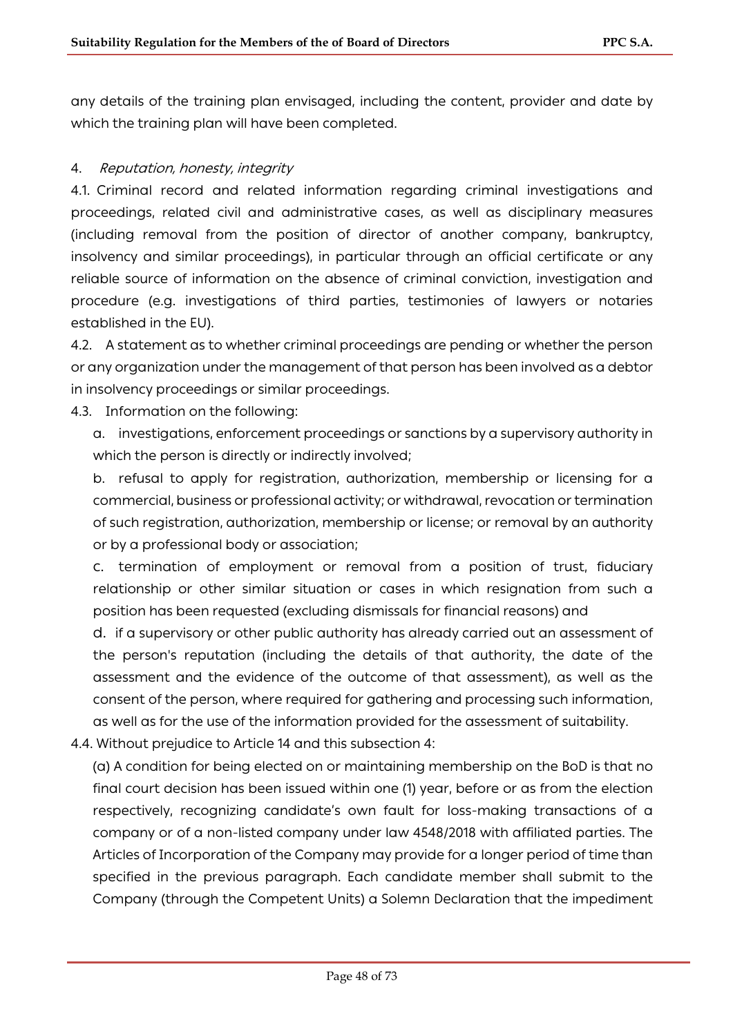any details of the training plan envisaged, including the content, provider and date by which the training plan will have been completed.

4. *Reputation, honesty, integrity*

4.1. Criminal record and related information regarding criminal investigations and proceedings, related civil and administrative cases, as well as disciplinary measures (including removal from the position of director of another company, bankruptcy, insolvency and similar proceedings), in particular through an official certificate or any reliable source of information on the absence of criminal conviction, investigation and procedure (e.g. investigations of third parties, testimonies of lawyers or notaries established in the EU).

4.2. A statement as to whether criminal proceedings are pending or whether the person or any organization under the management of that person has been involved as a debtor in insolvency proceedings or similar proceedings.

4.3. Information on the following:

a. investigations, enforcement proceedings or sanctions by a supervisory authority in which the person is directly or indirectly involved;

b. refusal to apply for registration, authorization, membership or licensing for a commercial, business or professional activity; or withdrawal, revocation or termination of such registration, authorization, membership or license; or removal by an authority or by a professional body or association;

c. termination of employment or removal from a position of trust, fiduciary relationship or other similar situation or cases in which resignation from such a position has been requested (excluding dismissals for financial reasons) and

d. if a supervisory or other public authority has already carried out an assessment of the person's reputation (including the details of that authority, the date of the assessment and the evidence of the outcome of that assessment), as well as the consent of the person, where required for gathering and processing such information, as well as for the use of the information provided for the assessment of suitability.

4.4. Without prejudice to Article 14 and this subsection 4:

(a) A condition for being elected on or maintaining membership on the BoD is that no final court decision has been issued within one (1) year, before or as from the election respectively, recognizing candidate's own fault for loss-making transactions of a company or of a non-listed company under law 4548/2018 with affiliated parties. The Articles of Incorporation of the Company may provide for a longer period of time than specified in the previous paragraph. Each candidate member shall submit to the Company (through the Competent Units) a Solemn Declaration that the impediment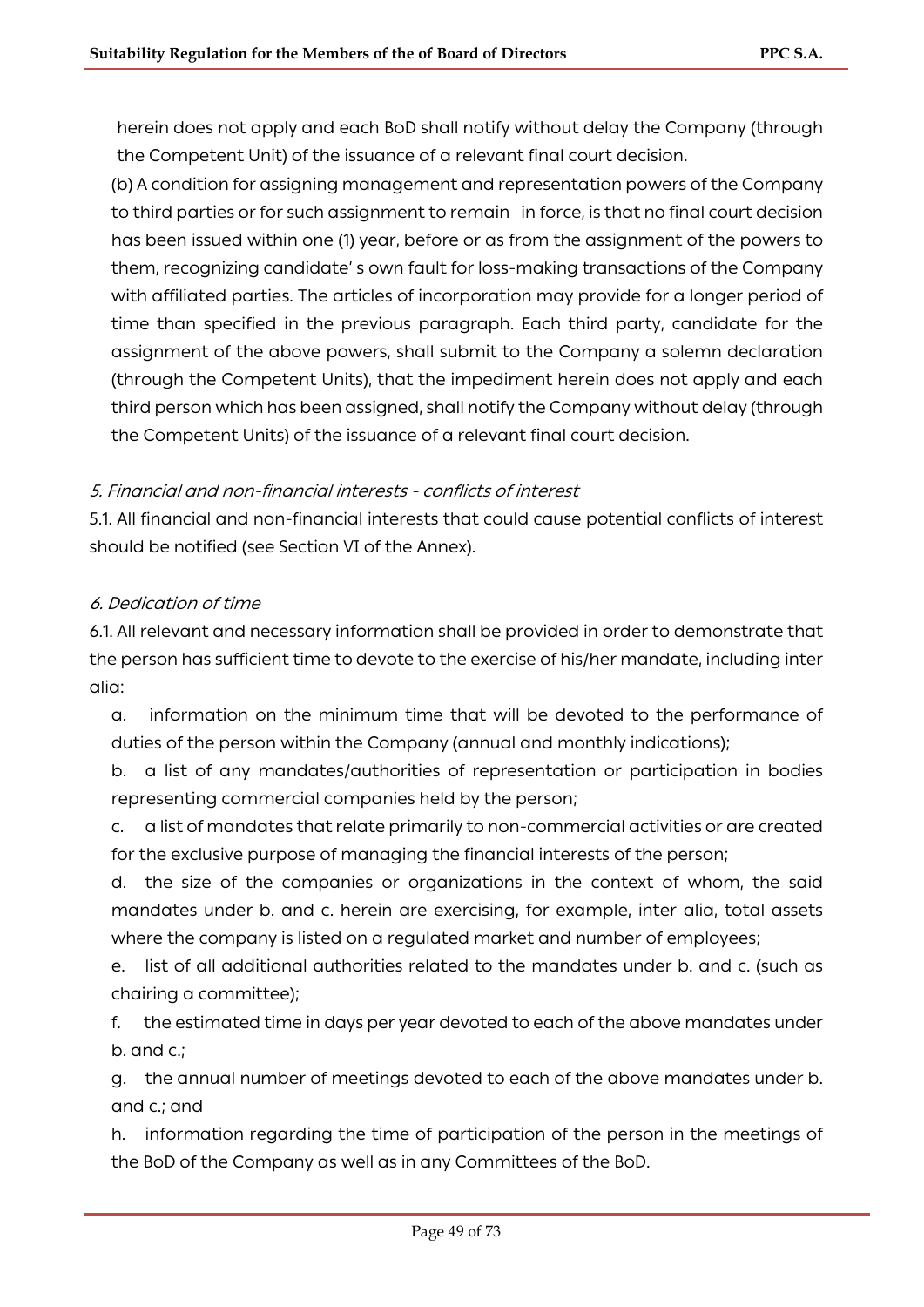herein does not apply and each BoD shall notify without delay the Company (through the Competent Unit) of the issuance of a relevant final court decision.

(b) A condition for assigning management and representation powers of the Company to third parties or for such assignment to remain in force, is that no final court decision has been issued within one (1) year, before or as from the assignment of the powers to them, recognizing candidate' s own fault for loss-making transactions of the Company with affiliated parties. The articles of incorporation may provide for a longer period of time than specified in the previous paragraph. Each third party, candidate for the assignment of the above powers, shall submit to the Company a solemn declaration (through the Competent Units), that the impediment herein does not apply and each third person which has been assigned, shall notify the Company without delay (through the Competent Units) of the issuance of a relevant final court decision.

*5. Financial and non-financial interests - conflicts of interest*

5.1. All financial and non-financial interests that could cause potential conflicts of interest should be notified (see Section VI of the Annex).

*6. Dedication of time*

6.1. All relevant and necessary information shall be provided in order to demonstrate that the person has sufficient time to devote to the exercise of his/her mandate, including inter alia:

a. information on the minimum time that will be devoted to the performance of duties of the person within the Company (annual and monthly indications);

b. a list of any mandates/authorities of representation or participation in bodies representing commercial companies held by the person;

c. a list of mandates that relate primarily to non-commercial activities or are created for the exclusive purpose of managing the financial interests of the person;

d. the size of the companies or organizations in the context of whom, the said mandates under b. and c. herein are exercising, for example, inter alia, total assets where the company is listed on a regulated market and number of employees;

e. list of all additional authorities related to the mandates under b. and c. (such as chairing a committee);

f. the estimated time in days per year devoted to each of the above mandates under b. and c.;

g. the annual number of meetings devoted to each of the above mandates under b. and c.; and

h. information regarding the time of participation of the person in the meetings of the BoD of the Company as well as in any Committees of the BoD.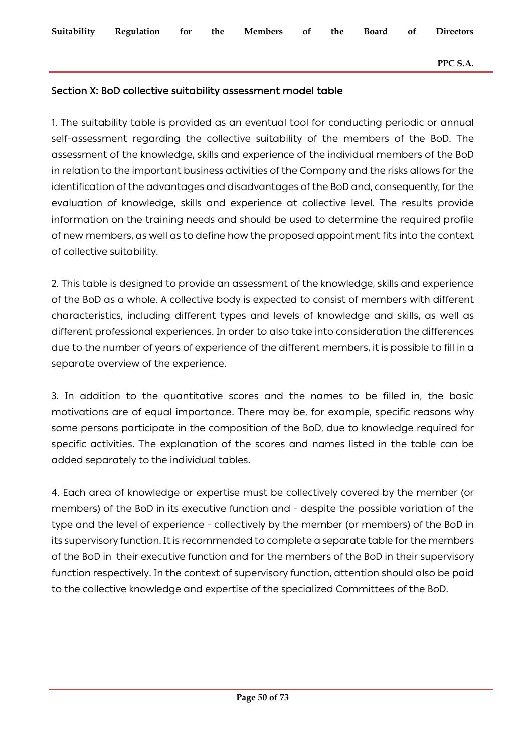## Section X: BoD collective suitability assessment model table

1. The suitability table is provided as an eventual tool for conducting periodic or annual self-assessment regarding the collective suitability of the members of the BoD. The assessment of the knowledge, skills and experience of the individual members of the BoD in relation to the important business activities of the Company and the risks allows for the identification of the advantages and disadvantages of the BoD and, consequently, for the evaluation of knowledge, skills and experience at collective level. The results provide information on the training needs and should be used to determine the required profile of new members, as well as to define how the proposed appointment fits into the context of collective suitability.

2. This table is designed to provide an assessment of the knowledge, skills and experience of the BoD as a whole. A collective body is expected to consist of members with different characteristics, including different types and levels of knowledge and skills, as well as different professional experiences. In order to also take into consideration the differences due to the number of years of experience of the different members, it is possible to fill in a separate overview of the experience.

3. In addition to the quantitative scores and the names to be filled in, the basic motivations are of equal importance. There may be, for example, specific reasons why some persons participate in the composition of the BoD, due to knowledge required for specific activities. The explanation of the scores and names listed in the table can be added separately to the individual tables.

4. Each area of knowledge or expertise must be collectively covered by the member (or members) of the BoD in its executive function and - despite the possible variation of the type and the level of experience - collectively by the member (or members) of the BoD in its supervisory function. It is recommended to complete a separate table for the members of the BoD in their executive function and for the members of the BoD in their supervisory function respectively. In the context of supervisory function, attention should also be paid to the collective knowledge and expertise of the specialized Committees of the BoD.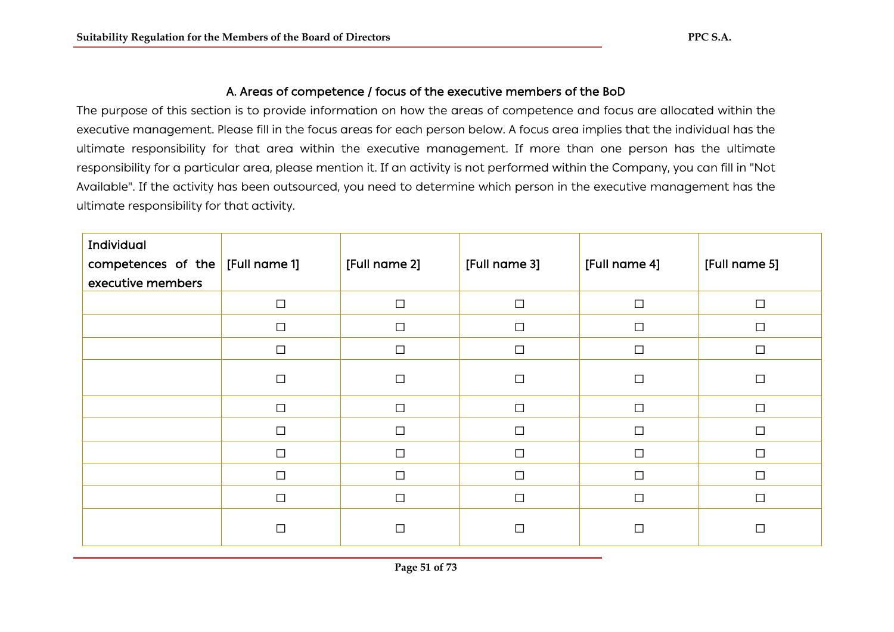### A. Areas of competence / focus of the executive members of the BoD

The purpose of this section is to provide information on how the areas of competence and focus are allocated within the executive management. Please fill in the focus areas for each person below. A focus area implies that the individual has the ultimate responsibility for that area within the executive management. If more than one person has the ultimate responsibility for a particular area, please mention it. If an activity is not performed within the Company, you can fill in "Not Available". If the activity has been outsourced, you need to determine which person in the executive management has the ultimate responsibility for that activity.

| Individual competences of the executive members | [Full name 1] | [Full name 2] | [Full name 3] | [Full name 4] | [Full name 5] |
|---|---|---|---|---|---|
| | ☐ | ☐ | ☐ | ☐ | ☐ |
| | ☐ | ☐ | ☐ | ☐ | ☐ |
| | ☐ | ☐ | ☐ | ☐ | ☐ |
| | ☐ | ☐ | ☐ | ☐ | ☐ |
| | ☐ | ☐ | ☐ | ☐ | ☐ |
| | ☐ | ☐ | ☐ | ☐ | ☐ |
| | ☐ | ☐ | ☐ | ☐ | ☐ |
| | ☐ | ☐ | ☐ | ☐ | ☐ |
| | ☐ | ☐ | ☐ | ☐ | ☐ |
| | ☐ | ☐ | ☐ | ☐ | ☐ |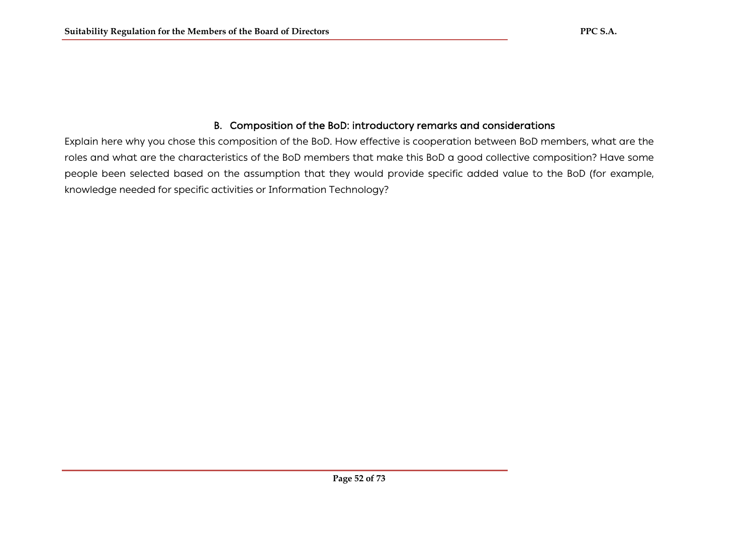## B. Composition of the BoD: introductory remarks and considerations

Explain here why you chose this composition of the BoD. How effective is cooperation between BoD members, what are the roles and what are the characteristics of the BoD members that make this BoD a good collective composition? Have some people been selected based on the assumption that they would provide specific added value to the BoD (for example, knowledge needed for specific activities or Information Technology?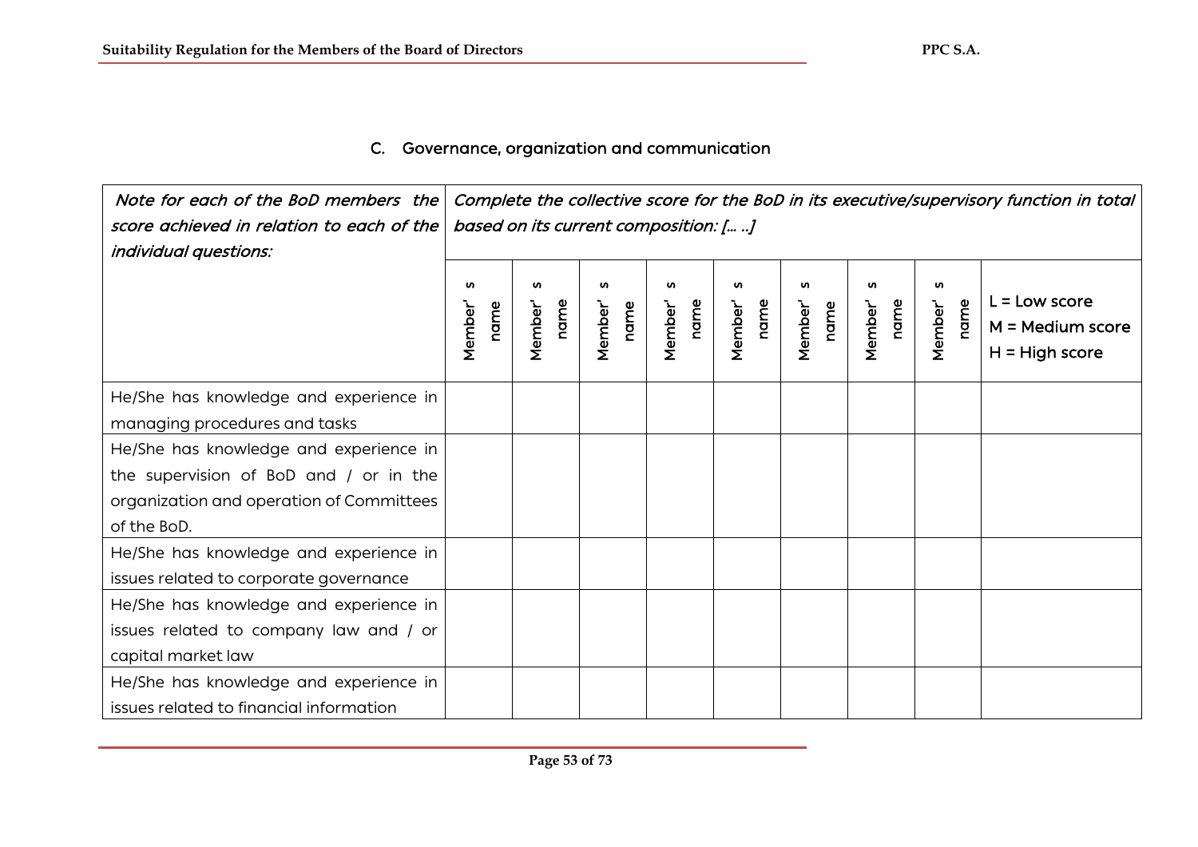### C. Governance, organization and communication

| *Note for each of the BoD members the score achieved in relation to each of the individual questions:* | *Complete the collective score for the BoD in its executive/supervisory function in total based on its current composition: [… ..]* | | | | | | | | |
|---|---|---|---|---|---|---|---|---|---|
| | Member' s name | Member' s name | Member' s name | Member' s name | Member' s name | Member' s name | Member' s name | Member' s name | L = Low score<br>M = Medium score<br>H = High score |
| He/She has knowledge and experience in managing procedures and tasks | | | | | | | | | |
| He/She has knowledge and experience in the supervision of BoD and / or in the organization and operation of Committees of the BoD. | | | | | | | | | |
| He/She has knowledge and experience in issues related to corporate governance | | | | | | | | | |
| He/She has knowledge and experience in issues related to company law and / or capital market law | | | | | | | | | |
| He/She has knowledge and experience in issues related to financial information | | | | | | | | | |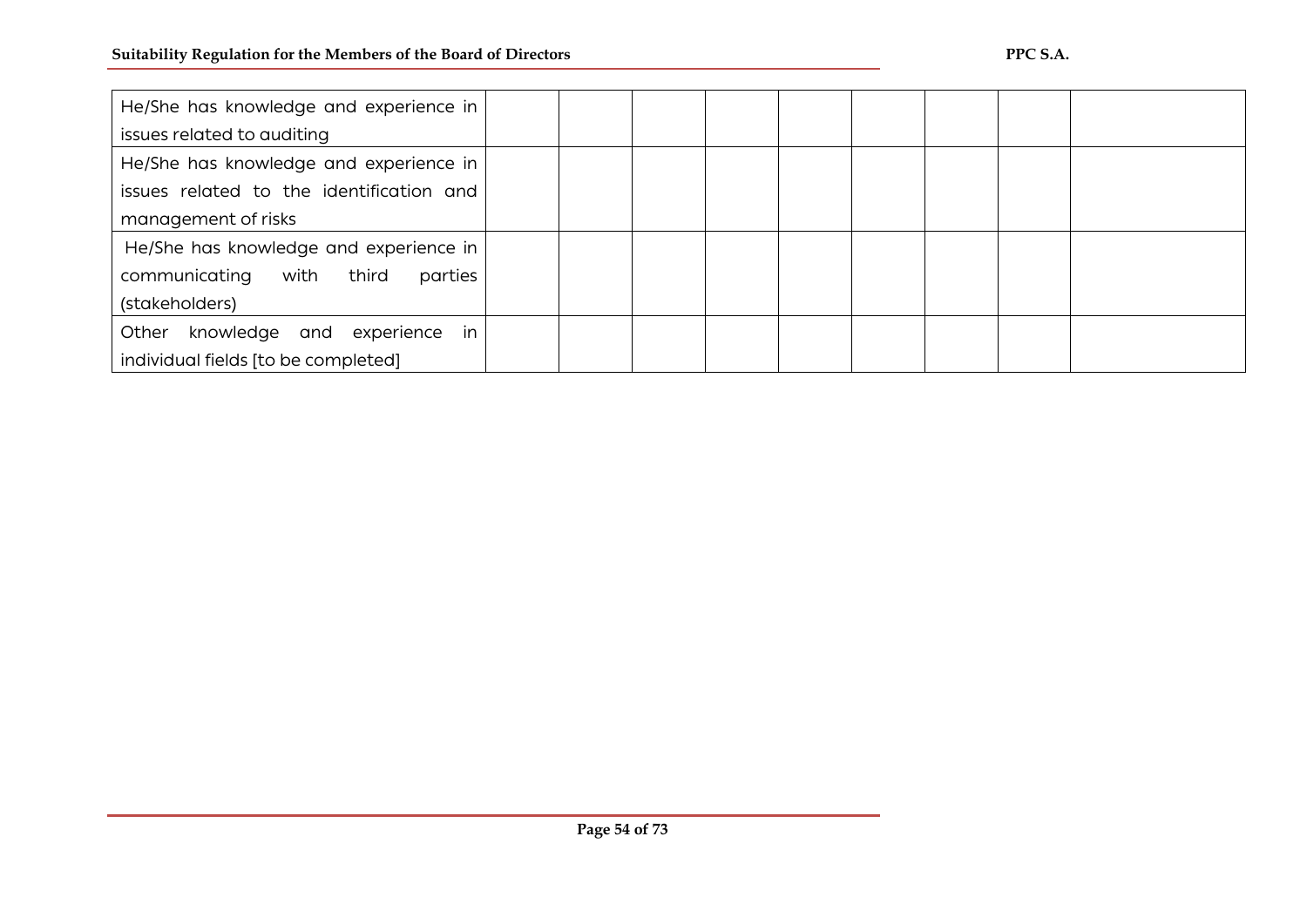| | | | | | | | | |
|---|---|---|---|---|---|---|---|---|
| He/She has knowledge and experience in issues related to auditing | | | | | | | | |
| He/She has knowledge and experience in issues related to the identification and management of risks | | | | | | | | |
| He/She has knowledge and experience in communicating with third parties (stakeholders) | | | | | | | | |
| Other knowledge and experience in individual fields [to be completed] | | | | | | | | |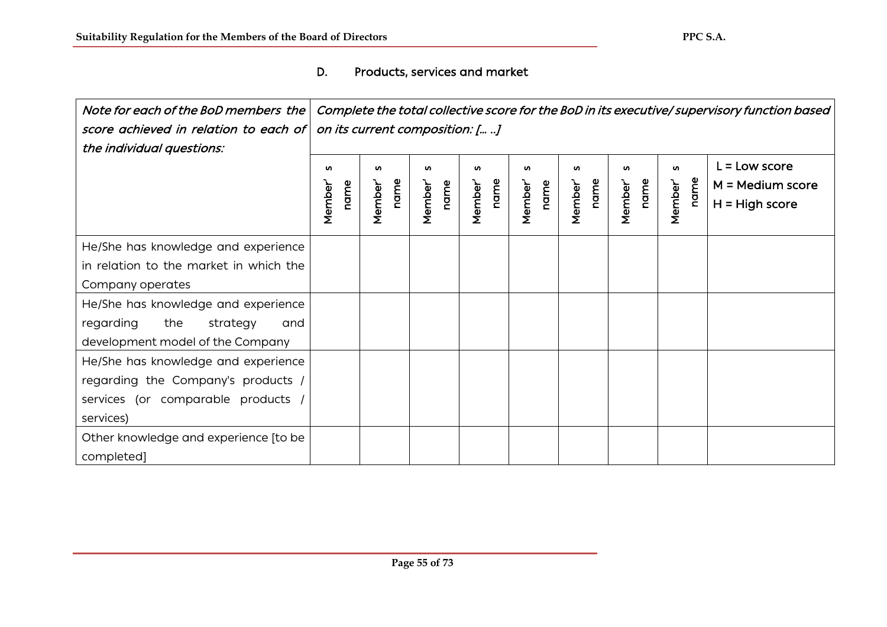### D. Products, services and market

| *Note for each of the BoD members the score achieved in relation to each of the individual questions:* | *Complete the total collective score for the BoD in its executive/ supervisory function based on its current composition: [… ..]* | | | | | | | | |
|---|---|---|---|---|---|---|---|---|---|
| | Member's name | Member's name | Member's name | Member's name | Member's name | Member's name | Member's name | Member's name | L = Low score<br>M = Medium score<br>H = High score |
| He/She has knowledge and experience in relation to the market in which the Company operates | | | | | | | | | |
| He/She has knowledge and experience regarding the strategy and development model of the Company | | | | | | | | | |
| He/She has knowledge and experience regarding the Company's products / services (or comparable products / services) | | | | | | | | | |
| Other knowledge and experience [to be completed] | | | | | | | | | |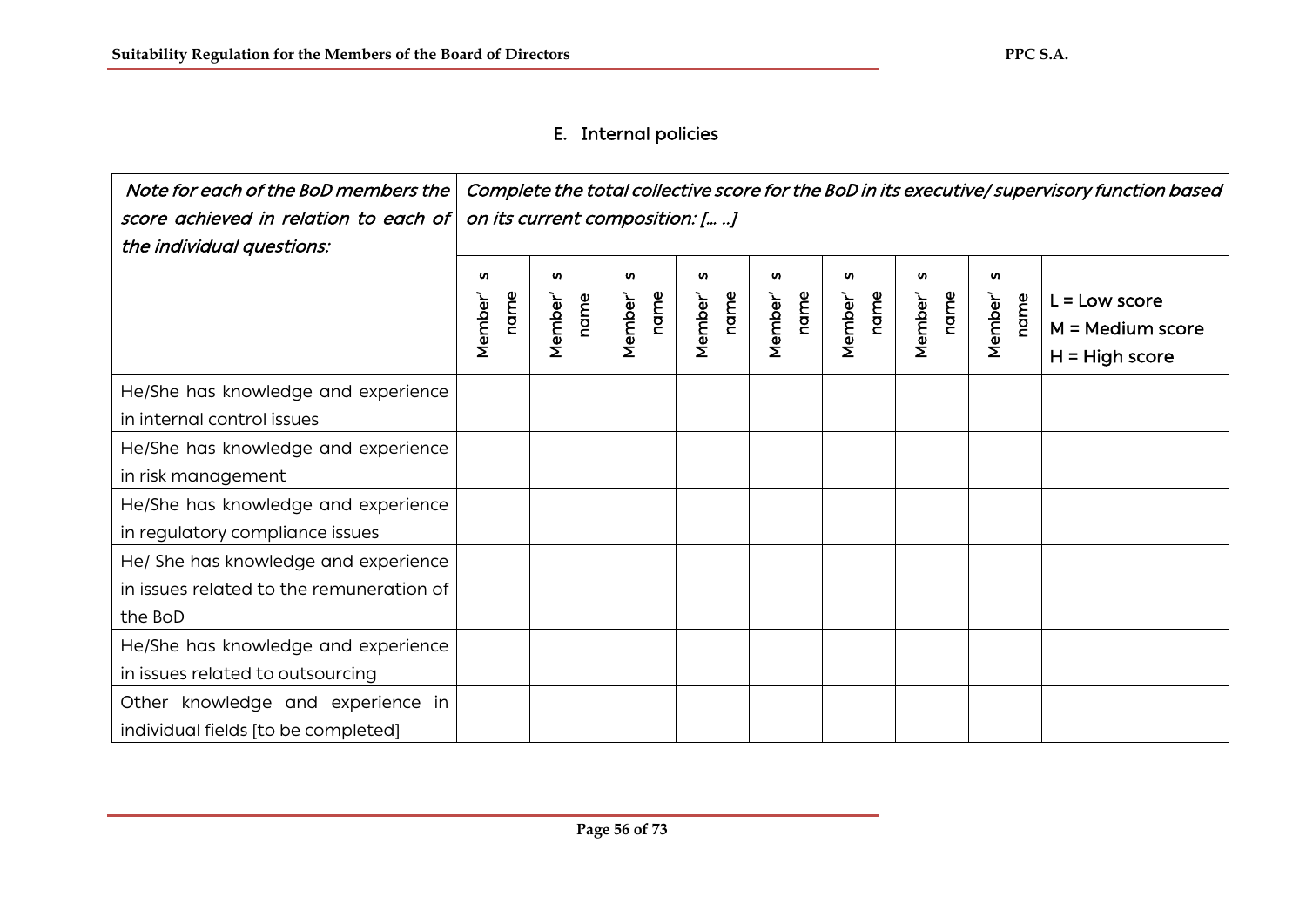## E. Internal policies

| *Note for each of the BoD members the score achieved in relation to each of the individual questions:* | *Complete the total collective score for the BoD in its executive/ supervisory function based on its current composition: [… ..]* | | | | | | | | |
|---|---|---|---|---|---|---|---|---|---|
| | Member' s name | Member' s name | Member' s name | Member' s name | Member' s name | Member' s name | Member' s name | Member' s name | L = Low score<br>M = Medium score<br>H = High score |
| He/She has knowledge and experience in internal control issues | | | | | | | | | |
| He/She has knowledge and experience in risk management | | | | | | | | | |
| He/She has knowledge and experience in regulatory compliance issues | | | | | | | | | |
| He/ She has knowledge and experience in issues related to the remuneration of the BoD | | | | | | | | | |
| He/She has knowledge and experience in issues related to outsourcing | | | | | | | | | |
| Other knowledge and experience in individual fields [to be completed] | | | | | | | | | |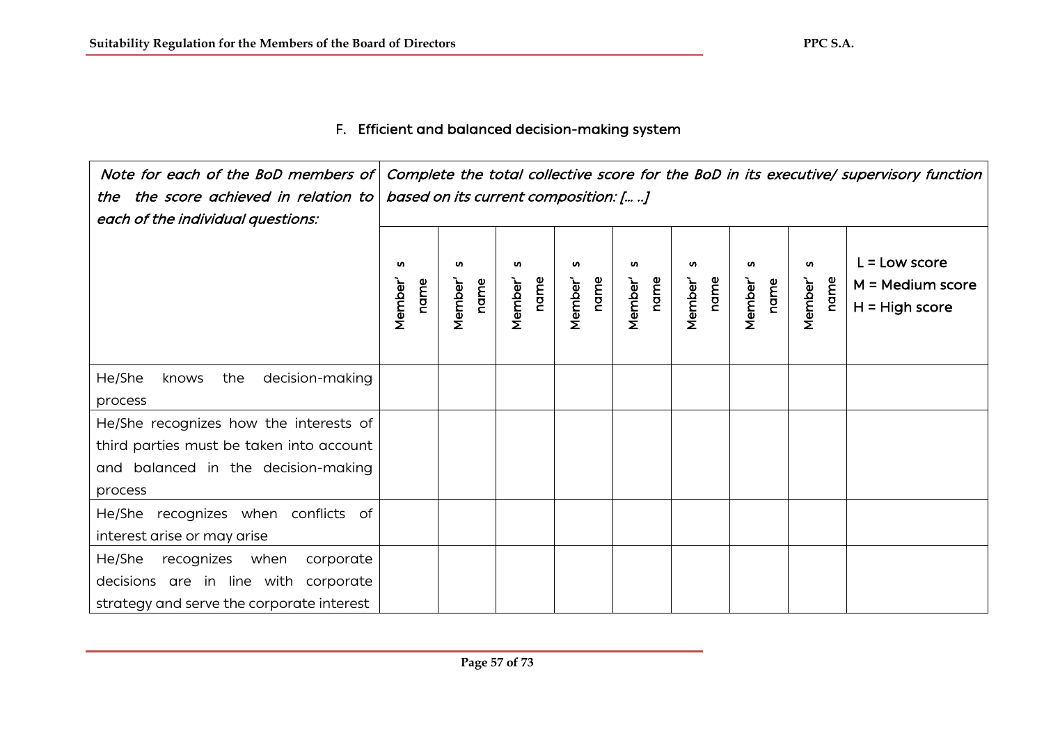### F. Efficient and balanced decision-making system

| *Note for each of the BoD members of the the score achieved in relation to each of the individual questions:* | *Complete the total collective score for the BoD in its executive/ supervisory function based on its current composition: [… ..]* | | | | | | | | |
|---|---|---|---|---|---|---|---|---|---|
| | Member's name | Member's name | Member's name | Member's name | Member's name | Member's name | Member's name | Member's name | L = Low score<br>M = Medium score<br>H = High score |
| He/She knows the decision-making process | | | | | | | | | |
| He/She recognizes how the interests of third parties must be taken into account and balanced in the decision-making process | | | | | | | | | |
| He/She recognizes when conflicts of interest arise or may arise | | | | | | | | | |
| He/She recognizes when corporate decisions are in line with corporate strategy and serve the corporate interest | | | | | | | | | |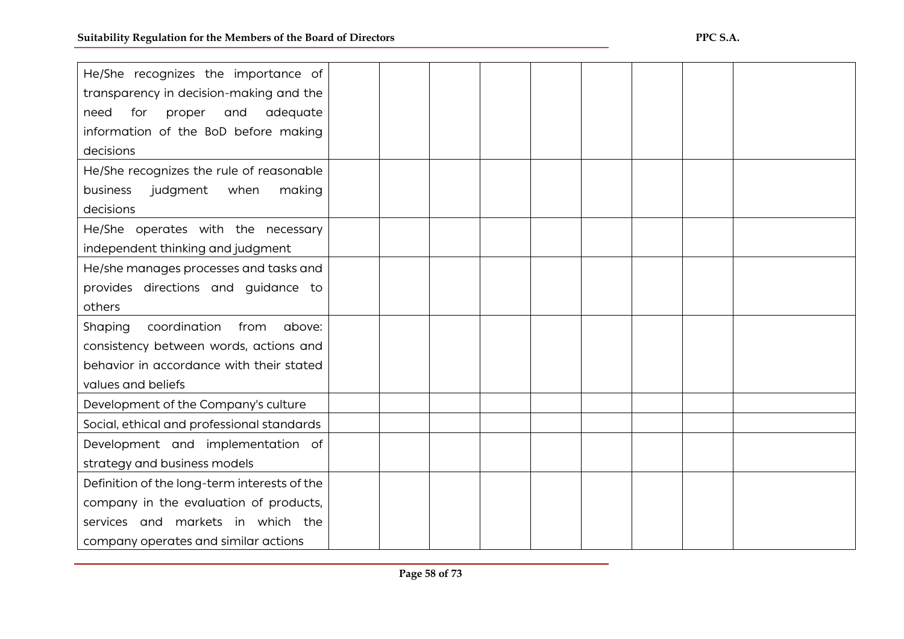| | | | | | | | | |
|---|---|---|---|---|---|---|---|---|
| He/She recognizes the importance of transparency in decision-making and the need for proper and adequate information of the BoD before making decisions | | | | | | | | |
| He/She recognizes the rule of reasonable business judgment when making decisions | | | | | | | | |
| He/She operates with the necessary independent thinking and judgment | | | | | | | | |
| He/she manages processes and tasks and provides directions and guidance to others | | | | | | | | |
| Shaping coordination from above: consistency between words, actions and behavior in accordance with their stated values and beliefs | | | | | | | | |
| Development of the Company's culture | | | | | | | | |
| Social, ethical and professional standards | | | | | | | | |
| Development and implementation of strategy and business models | | | | | | | | |
| Definition of the long-term interests of the company in the evaluation of products, services and markets in which the company operates and similar actions | | | | | | | | |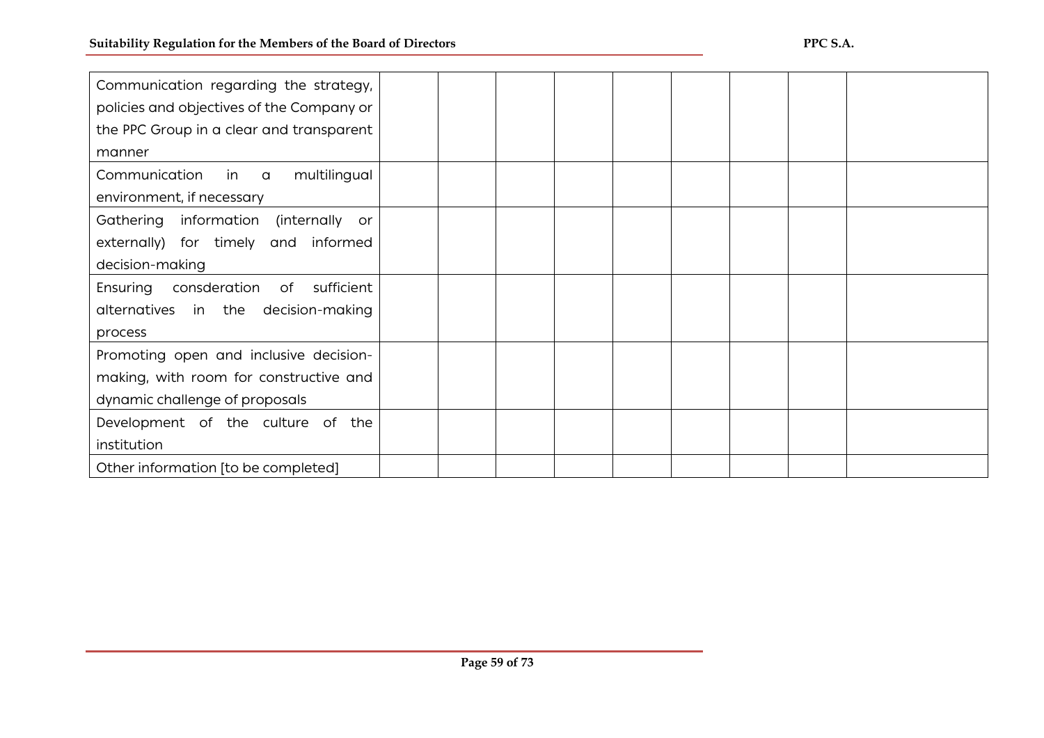| | | | | | | | | |
|---|---|---|---|---|---|---|---|---|
| Communication regarding the strategy, policies and objectives of the Company or the PPC Group in a clear and transparent manner | | | | | | | | |
| Communication in a multilingual environment, if necessary | | | | | | | | |
| Gathering information (internally or externally) for timely and informed decision-making | | | | | | | | |
| Ensuring consderation of sufficient alternatives in the decision-making process | | | | | | | | |
| Promoting open and inclusive decision-making, with room for constructive and dynamic challenge of proposals | | | | | | | | |
| Development of the culture of the institution | | | | | | | | |
| Other information [to be completed] | | | | | | | | |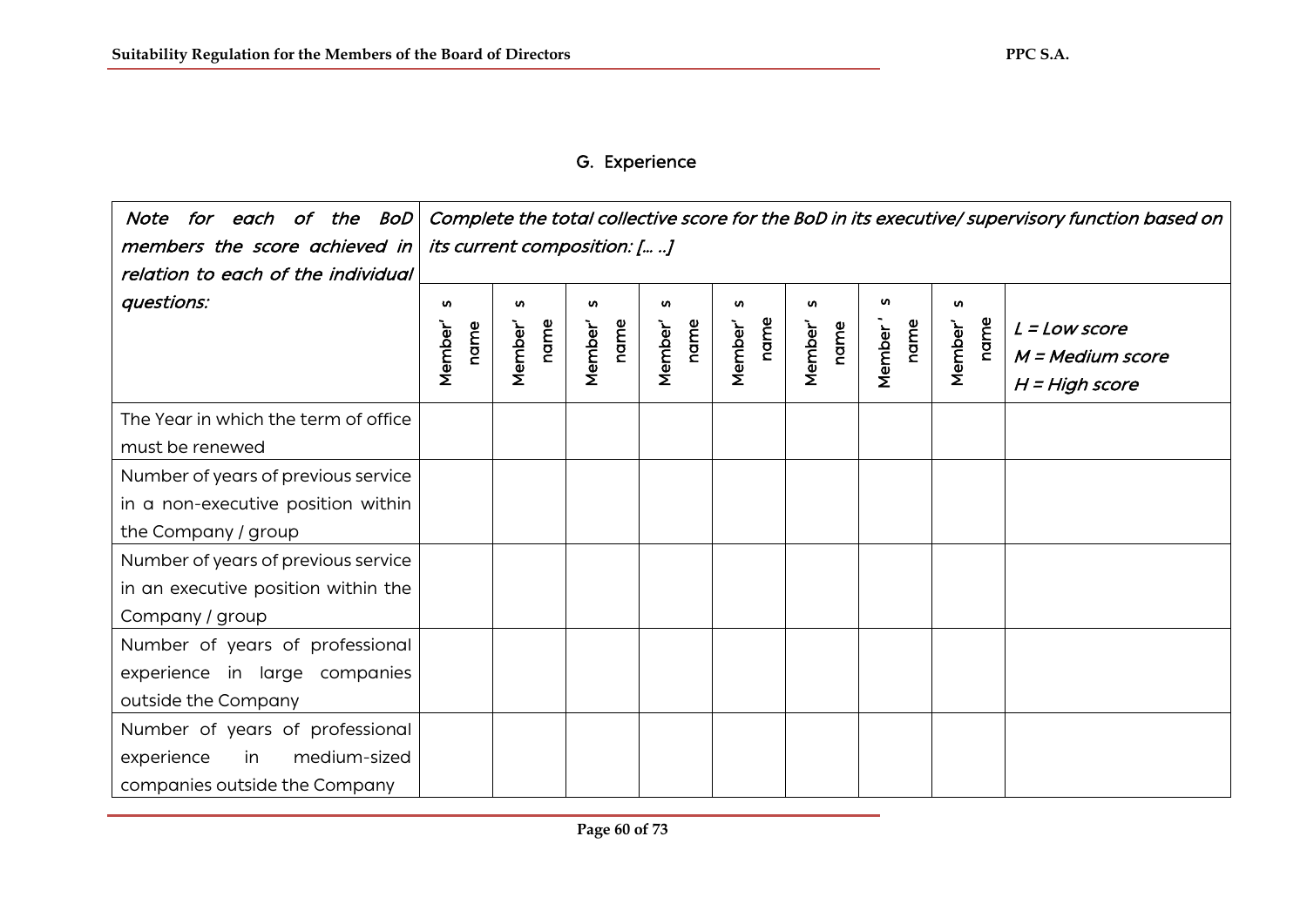## G. Experience

| *Note for each of the BoD members the score achieved in relation to each of the individual questions:* | *Complete the total collective score for the BoD in its executive/ supervisory function based on its current composition: [… ..]* | | | | | | | | |
|---|---|---|---|---|---|---|---|---|---|
| | Member' s name | Member' s name | Member' s name | Member' s name | Member' s name | Member' s name | Member ' s name | Member' s name | *L = Low score*<br>*M = Medium score*<br>*H = High score* |
| The Year in which the term of office must be renewed | | | | | | | | | |
| Number of years of previous service in a non-executive position within the Company / group | | | | | | | | | |
| Number of years of previous service in an executive position within the Company / group | | | | | | | | | |
| Number of years of professional experience in large companies outside the Company | | | | | | | | | |
| Number of years of professional experience in medium-sized companies outside the Company | | | | | | | | | |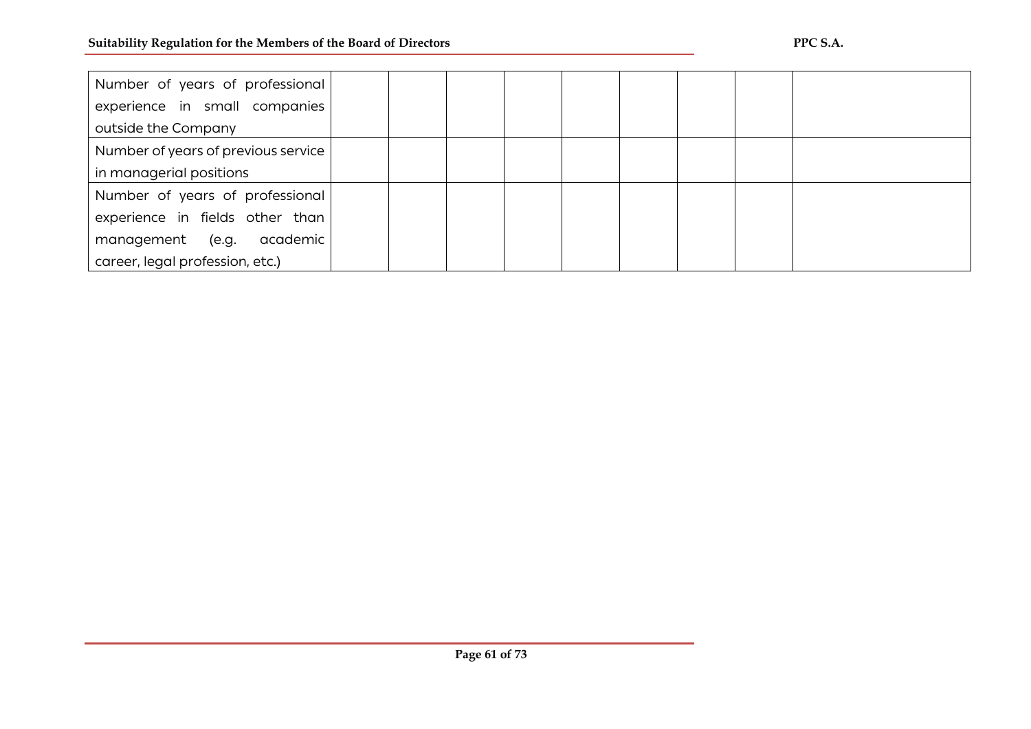| | | | | | | | | |
|---|---|---|---|---|---|---|---|---|
| Number of years of professional experience in small companies outside the Company | | | | | | | | |
| Number of years of previous service in managerial positions | | | | | | | | |
| Number of years of professional experience in fields other than management (e.g. academic career, legal profession, etc.) | | | | | | | | |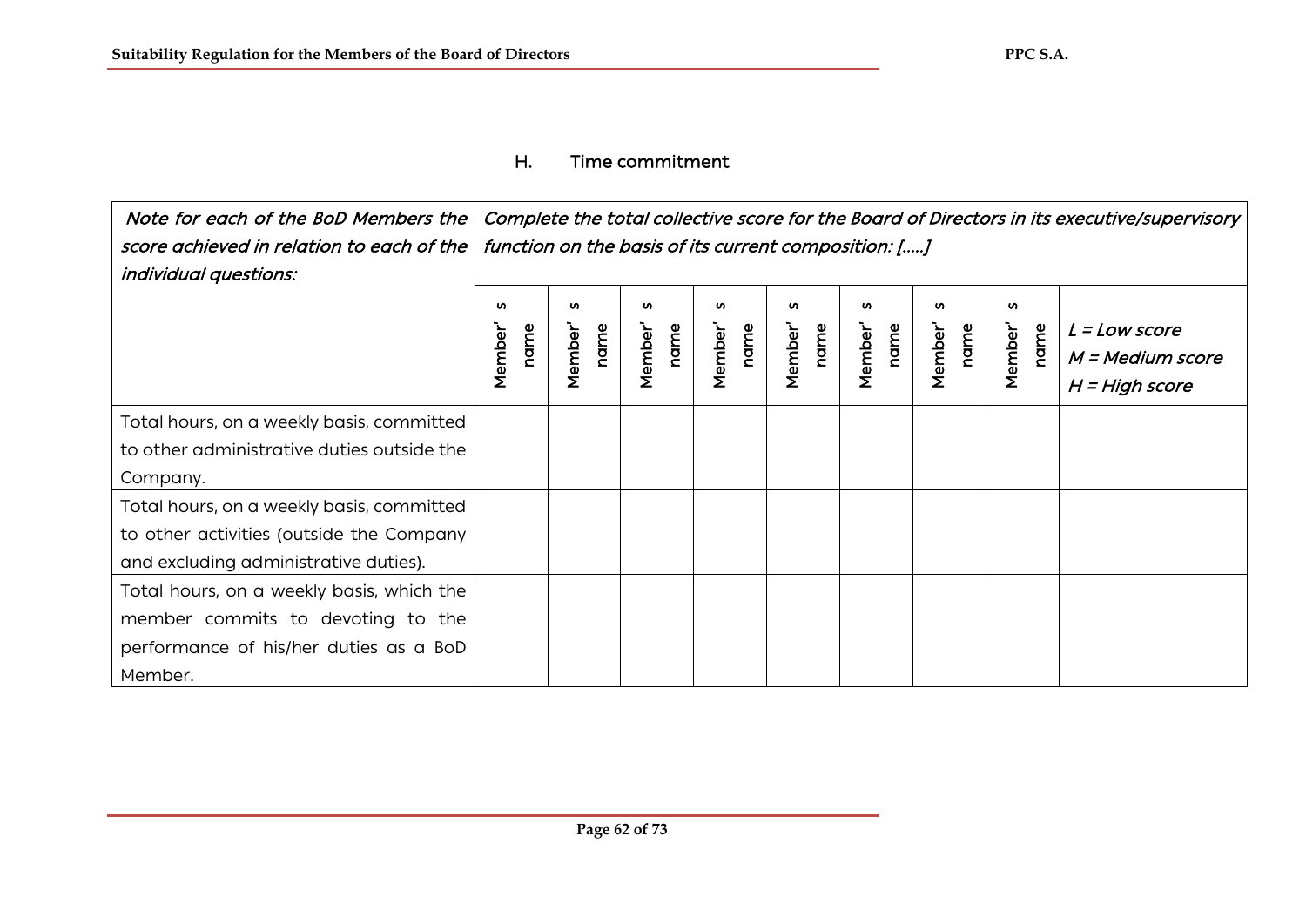## H. Time commitment

| *Note for each of the BoD Members the score achieved in relation to each of the individual questions:* | *Complete the total collective score for the Board of Directors in its executive/supervisory function on the basis of its current composition: [.....]* | | | | | | | | |
|---|---|---|---|---|---|---|---|---|---|
| | Member's name | Member's name | Member's name | Member's name | Member's name | Member's name | Member's name | Member's name | *L = Low score*<br>*M = Medium score*<br>*H = High score* |
| Total hours, on a weekly basis, committed to other administrative duties outside the Company. | | | | | | | | | |
| Total hours, on a weekly basis, committed to other activities (outside the Company and excluding administrative duties). | | | | | | | | | |
| Total hours, on a weekly basis, which the member commits to devoting to the performance of his/her duties as a BoD Member. | | | | | | | | | |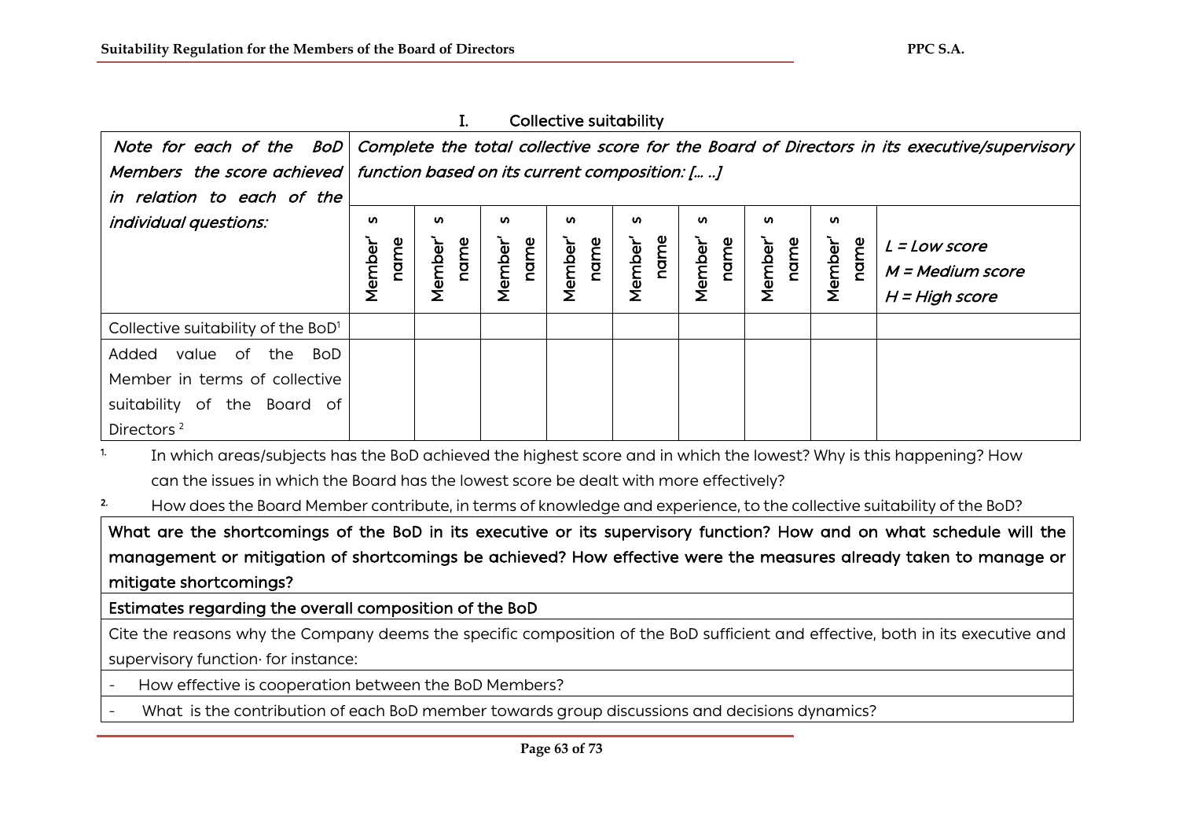## I. Collective suitability

| *Note for each of the BoD Members the score achieved in relation to each of the individual questions:* | *Complete the total collective score for the Board of Directors in its executive/supervisory function based on its current composition: [… ..]* | | | | | | | | |
|---|---|---|---|---|---|---|---|---|---|
| | Member's name | Member's name | Member's name | Member's name | Member's name | Member's name | Member's name | Member's name | *L = Low score*<br>*M = Medium score*<br>*H = High score* |
| Collective suitability of the BoD[1] | | | | | | | | | |
| Added value of the BoD Member in terms of collective suitability of the Board of Directors [2] | | | | | | | | | |

1. In which areas/subjects has the BoD achieved the highest score and in which the lowest? Why is this happening? How can the issues in which the Board has the lowest score be dealt with more effectively?
2. How does the Board Member contribute, in terms of knowledge and experience, to the collective suitability of the BoD?

| What are the shortcomings of the BoD in its executive or its supervisory function? How and on what schedule will the management or mitigation of shortcomings be achieved? How effective were the measures already taken to manage or mitigate shortcomings? |
|---|
| Estimates regarding the overall composition of the BoD |
| Cite the reasons why the Company deems the specific composition of the BoD sufficient and effective, both in its executive and supervisory function· for instance: |
| - How effective is cooperation between the BoD Members? |
| - What is the contribution of each BoD member towards group discussions and decisions dynamics? |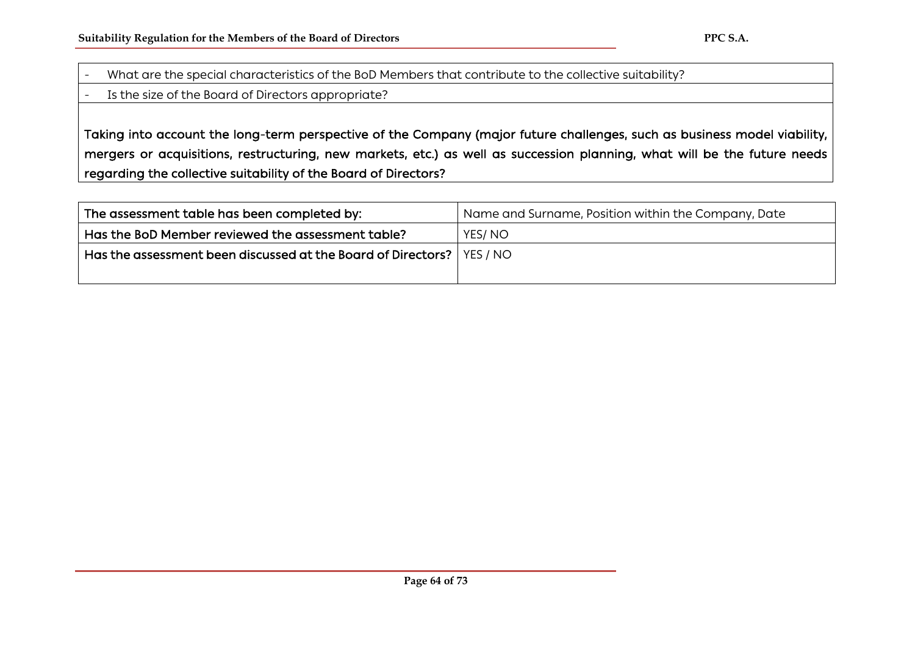| - What are the special characteristics of the BoD Members that contribute to the collective suitability? |
| --- |
| - Is the size of the Board of Directors appropriate? |
| **Taking into account the long-term perspective of the Company (major future challenges, such as business model viability, mergers or acquisitions, restructuring, new markets, etc.) as well as succession planning, what will be the future needs regarding the collective suitability of the Board of Directors?** |

| **The assessment table has been completed by:** | Name and Surname, Position within the Company, Date |
| --- | --- |
| **Has the BoD Member reviewed the assessment table?** | YES/ NO |
| **Has the assessment been discussed at the Board of Directors?** | YES / NO |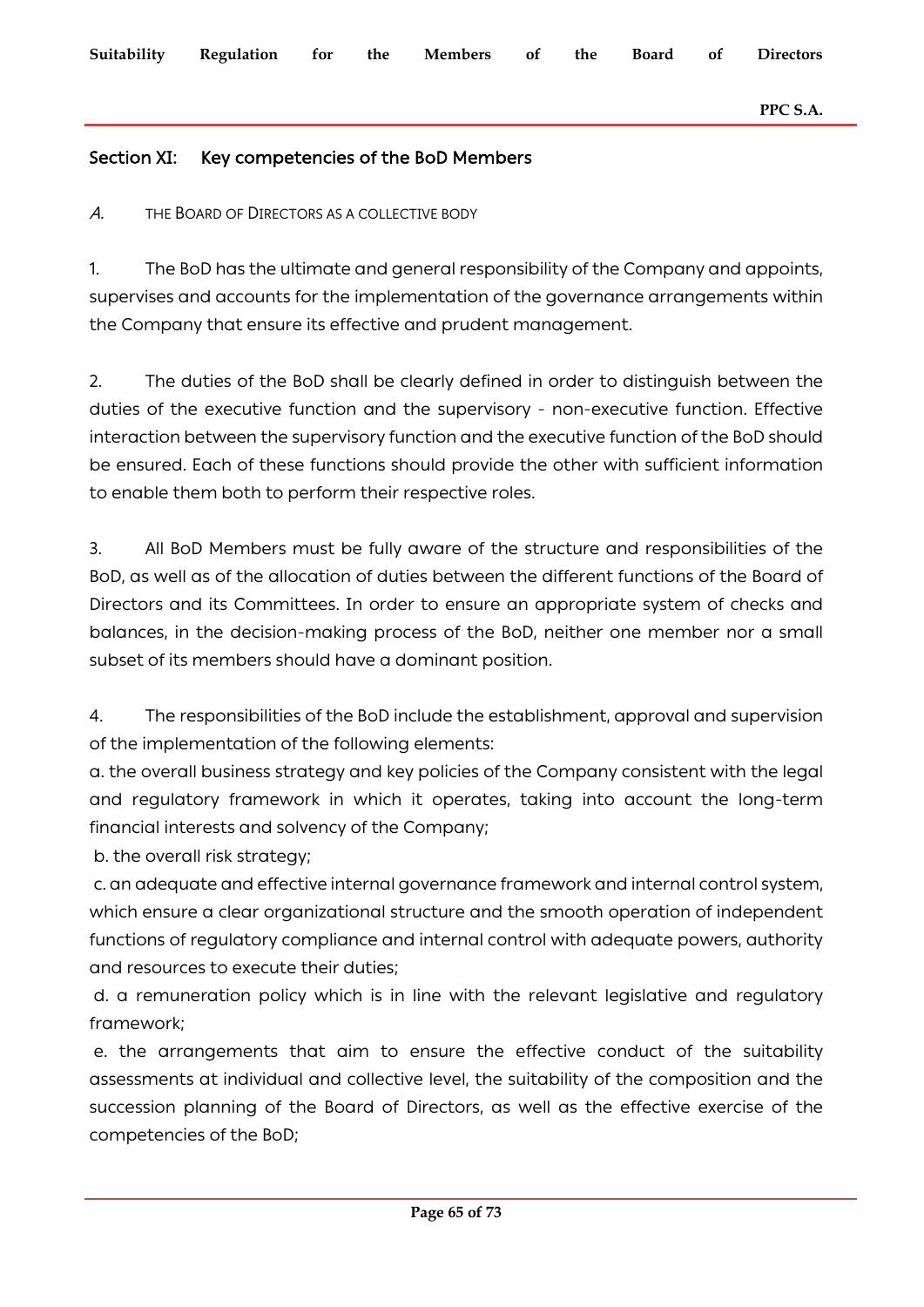## Section XI: Key competencies of the BoD Members

*A.* THE BOARD OF DIRECTORS AS A COLLECTIVE BODY

1. The BoD has the ultimate and general responsibility of the Company and appoints, supervises and accounts for the implementation of the governance arrangements within the Company that ensure its effective and prudent management.

2. The duties of the BoD shall be clearly defined in order to distinguish between the duties of the executive function and the supervisory - non-executive function. Effective interaction between the supervisory function and the executive function of the BoD should be ensured. Each of these functions should provide the other with sufficient information to enable them both to perform their respective roles.

3. All BoD Members must be fully aware of the structure and responsibilities of the BoD, as well as of the allocation of duties between the different functions of the Board of Directors and its Committees. In order to ensure an appropriate system of checks and balances, in the decision-making process of the BoD, neither one member nor a small subset of its members should have a dominant position.

4. The responsibilities of the BoD include the establishment, approval and supervision of the implementation of the following elements:

a. the overall business strategy and key policies of the Company consistent with the legal and regulatory framework in which it operates, taking into account the long-term financial interests and solvency of the Company;

b. the overall risk strategy;

c. an adequate and effective internal governance framework and internal control system, which ensure a clear organizational structure and the smooth operation of independent functions of regulatory compliance and internal control with adequate powers, authority and resources to execute their duties;

d. a remuneration policy which is in line with the relevant legislative and regulatory framework;

e. the arrangements that aim to ensure the effective conduct of the suitability assessments at individual and collective level, the suitability of the composition and the succession planning of the Board of Directors, as well as the effective exercise of the competencies of the BoD;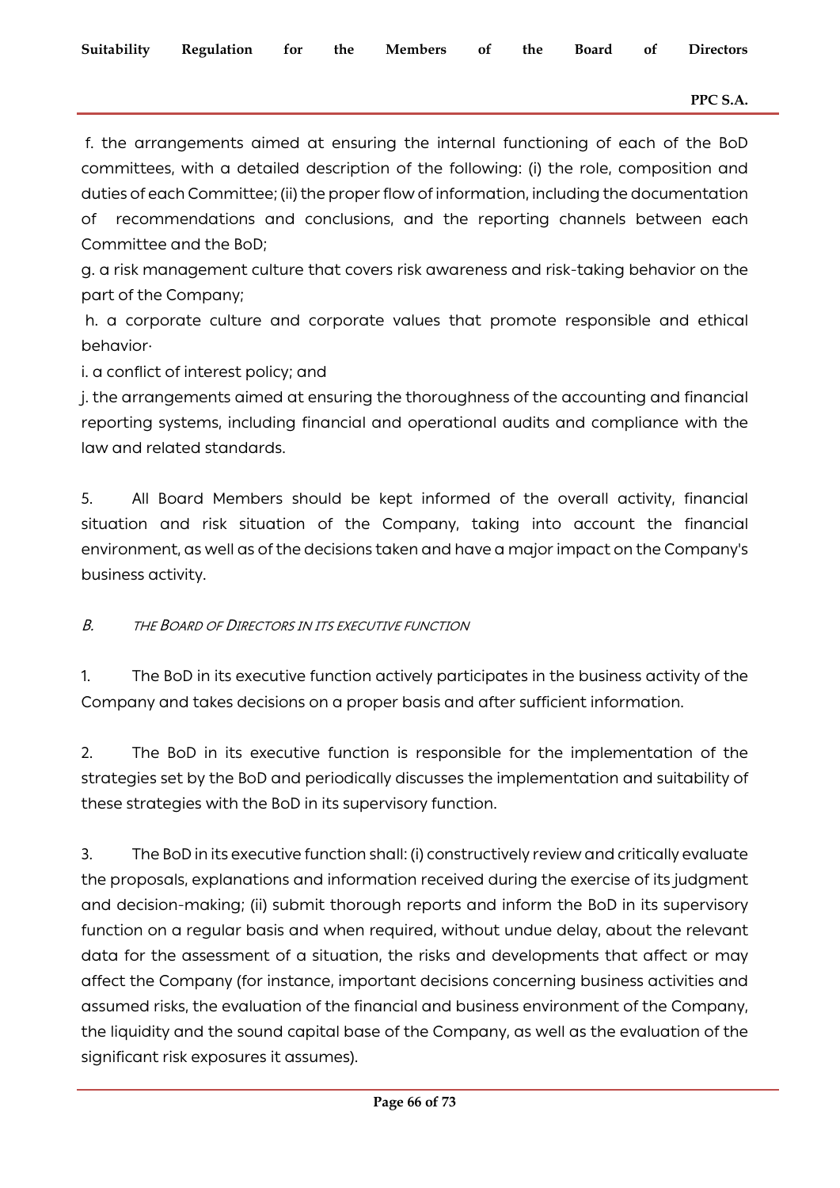f. the arrangements aimed at ensuring the internal functioning of each of the BoD committees, with a detailed description of the following: (i) the role, composition and duties of each Committee; (ii) the proper flow of information, including the documentation of recommendations and conclusions, and the reporting channels between each Committee and the BoD;

g. a risk management culture that covers risk awareness and risk-taking behavior on the part of the Company;

h. a corporate culture and corporate values that promote responsible and ethical behavior·

i. a conflict of interest policy; and

j. the arrangements aimed at ensuring the thoroughness of the accounting and financial reporting systems, including financial and operational audits and compliance with the law and related standards.

5. All Board Members should be kept informed of the overall activity, financial situation and risk situation of the Company, taking into account the financial environment, as well as of the decisions taken and have a major impact on the Company's business activity.

### *B. THE BOARD OF DIRECTORS IN ITS EXECUTIVE FUNCTION*

1. The BoD in its executive function actively participates in the business activity of the Company and takes decisions on a proper basis and after sufficient information.

2. The BoD in its executive function is responsible for the implementation of the strategies set by the BoD and periodically discusses the implementation and suitability of these strategies with the BoD in its supervisory function.

3. The BoD in its executive function shall: (i) constructively review and critically evaluate the proposals, explanations and information received during the exercise of its judgment and decision-making; (ii) submit thorough reports and inform the BoD in its supervisory function on a regular basis and when required, without undue delay, about the relevant data for the assessment of a situation, the risks and developments that affect or may affect the Company (for instance, important decisions concerning business activities and assumed risks, the evaluation of the financial and business environment of the Company, the liquidity and the sound capital base of the Company, as well as the evaluation of the significant risk exposures it assumes).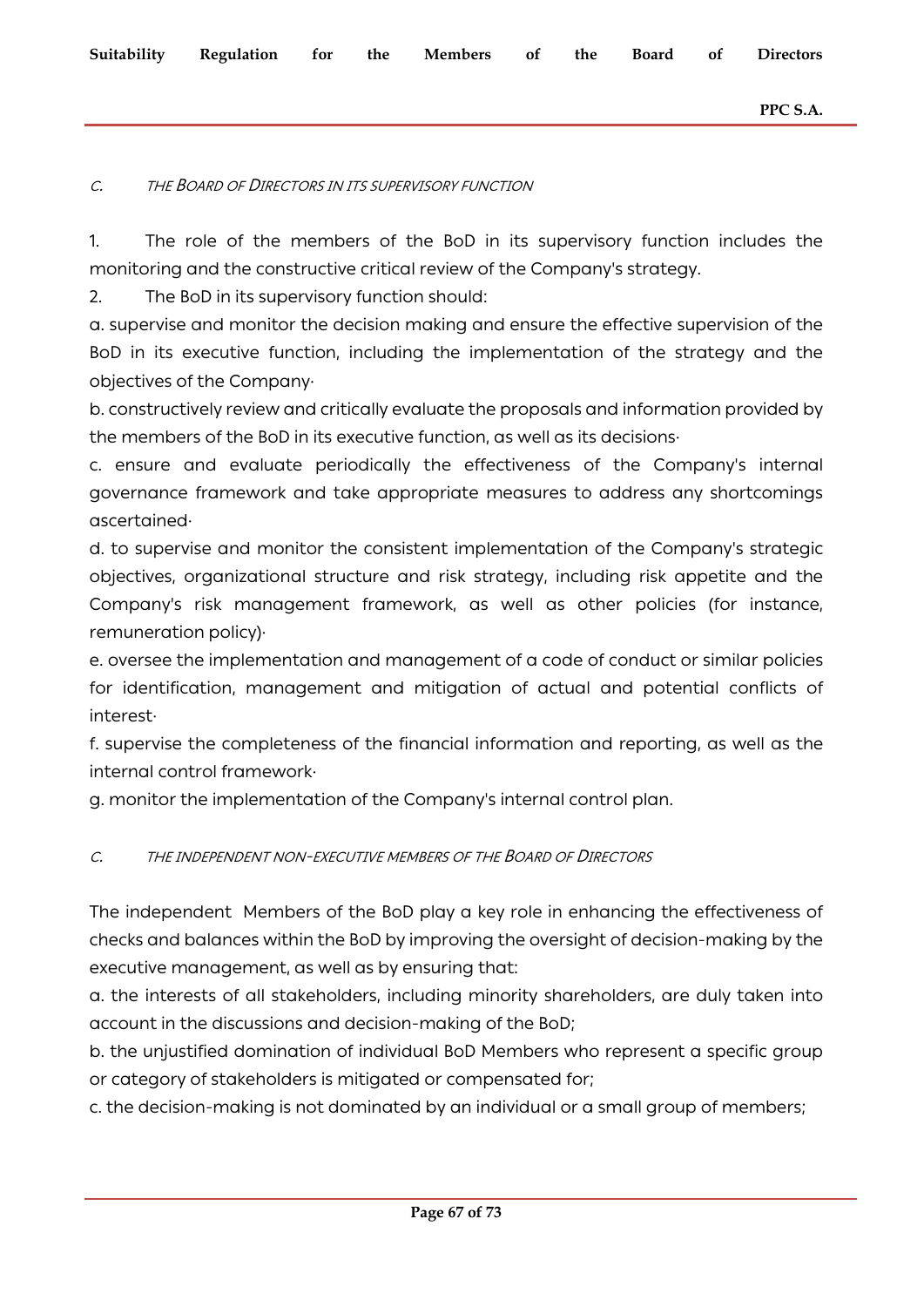### *C. THE BOARD OF DIRECTORS IN ITS SUPERVISORY FUNCTION*

1. The role of the members of the BoD in its supervisory function includes the monitoring and the constructive critical review of the Company's strategy.
2. The BoD in its supervisory function should:

a. supervise and monitor the decision making and ensure the effective supervision of the BoD in its executive function, including the implementation of the strategy and the objectives of the Company·

b. constructively review and critically evaluate the proposals and information provided by the members of the BoD in its executive function, as well as its decisions·

c. ensure and evaluate periodically the effectiveness of the Company's internal governance framework and take appropriate measures to address any shortcomings ascertained·

d. to supervise and monitor the consistent implementation of the Company's strategic objectives, organizational structure and risk strategy, including risk appetite and the Company's risk management framework, as well as other policies (for instance, remuneration policy)·

e. oversee the implementation and management of a code of conduct or similar policies for identification, management and mitigation of actual and potential conflicts of interest·

f. supervise the completeness of the financial information and reporting, as well as the internal control framework·

g. monitor the implementation of the Company's internal control plan.

### *C. THE INDEPENDENT NON-EXECUTIVE MEMBERS OF THE BOARD OF DIRECTORS*

The independent Members of the BoD play a key role in enhancing the effectiveness of checks and balances within the BoD by improving the oversight of decision-making by the executive management, as well as by ensuring that:

a. the interests of all stakeholders, including minority shareholders, are duly taken into account in the discussions and decision-making of the BoD;

b. the unjustified domination of individual BoD Members who represent a specific group or category of stakeholders is mitigated or compensated for;

c. the decision-making is not dominated by an individual or a small group of members;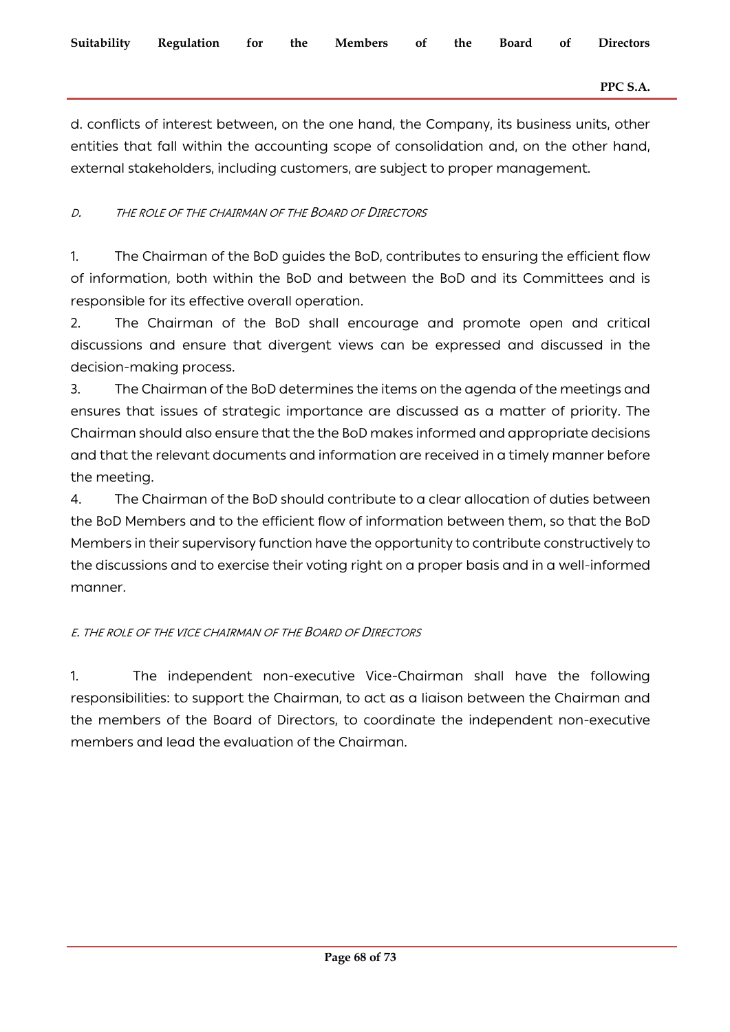d. conflicts of interest between, on the one hand, the Company, its business units, other entities that fall within the accounting scope of consolidation and, on the other hand, external stakeholders, including customers, are subject to proper management.

### *D. The role of the Chairman of the Board of Directors*

1. The Chairman of the BoD guides the BoD, contributes to ensuring the efficient flow of information, both within the BoD and between the BoD and its Committees and is responsible for its effective overall operation.
2. The Chairman of the BoD shall encourage and promote open and critical discussions and ensure that divergent views can be expressed and discussed in the decision-making process.
3. The Chairman of the BoD determines the items on the agenda of the meetings and ensures that issues of strategic importance are discussed as a matter of priority. The Chairman should also ensure that the the BoD makes informed and appropriate decisions and that the relevant documents and information are received in a timely manner before the meeting.
4. The Chairman of the BoD should contribute to a clear allocation of duties between the BoD Members and to the efficient flow of information between them, so that the BoD Members in their supervisory function have the opportunity to contribute constructively to the discussions and to exercise their voting right on a proper basis and in a well-informed manner.

### *E. The role of the Vice Chairman of the Board of Directors*

1. The independent non-executive Vice-Chairman shall have the following responsibilities: to support the Chairman, to act as a liaison between the Chairman and the members of the Board of Directors, to coordinate the independent non-executive members and lead the evaluation of the Chairman.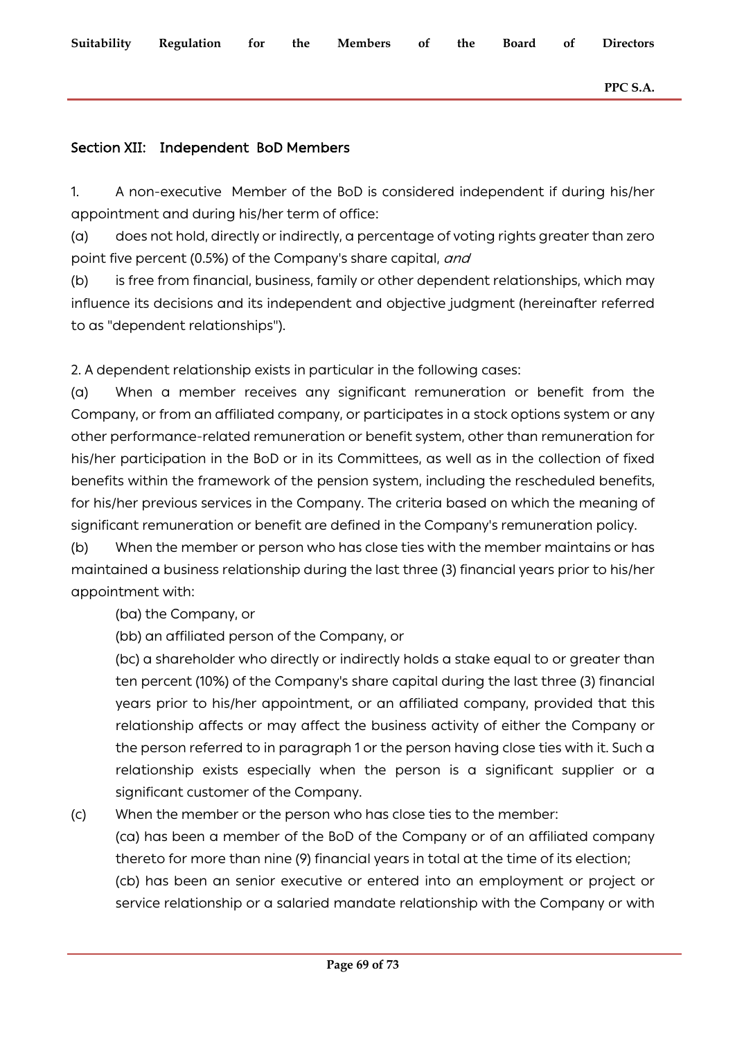## Section XII: Independent BoD Members

1. A non-executive Member of the BoD is considered independent if during his/her appointment and during his/her term of office:

(a) does not hold, directly or indirectly, a percentage of voting rights greater than zero point five percent (0.5%) of the Company's share capital, *and*

(b) is free from financial, business, family or other dependent relationships, which may influence its decisions and its independent and objective judgment (hereinafter referred to as "dependent relationships").

2. A dependent relationship exists in particular in the following cases:

(a) When a member receives any significant remuneration or benefit from the Company, or from an affiliated company, or participates in a stock options system or any other performance-related remuneration or benefit system, other than remuneration for his/her participation in the BoD or in its Committees, as well as in the collection of fixed benefits within the framework of the pension system, including the rescheduled benefits, for his/her previous services in the Company. The criteria based on which the meaning of significant remuneration or benefit are defined in the Company's remuneration policy.

(b) When the member or person who has close ties with the member maintains or has maintained a business relationship during the last three (3) financial years prior to his/her appointment with:

(ba) the Company, or

(bb) an affiliated person of the Company, or

(bc) a shareholder who directly or indirectly holds a stake equal to or greater than ten percent (10%) of the Company's share capital during the last three (3) financial years prior to his/her appointment, or an affiliated company, provided that this relationship affects or may affect the business activity of either the Company or the person referred to in paragraph 1 or the person having close ties with it. Such a relationship exists especially when the person is a significant supplier or a significant customer of the Company.

(c) When the member or the person who has close ties to the member:

(ca) has been a member of the BoD of the Company or of an affiliated company thereto for more than nine (9) financial years in total at the time of its election;

(cb) has been an senior executive or entered into an employment or project or service relationship or a salaried mandate relationship with the Company or with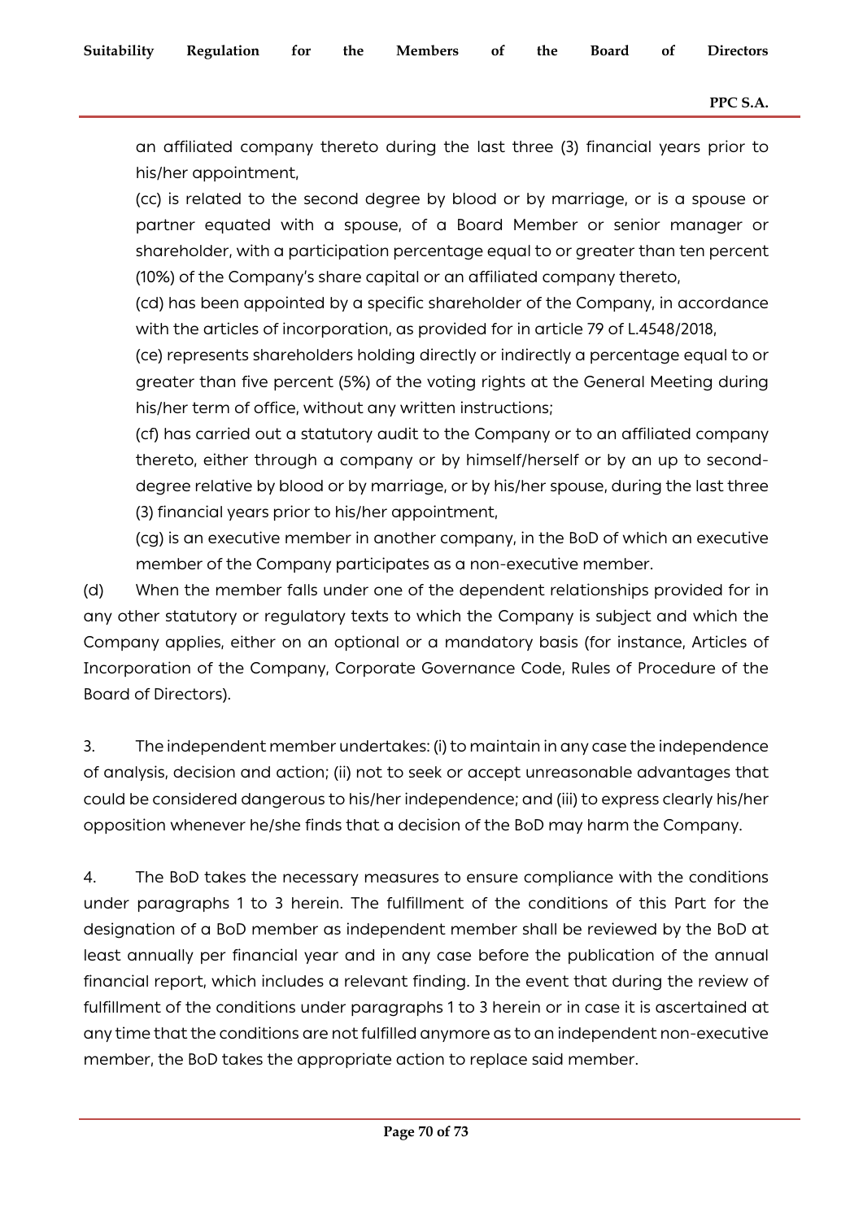an affiliated company thereto during the last three (3) financial years prior to his/her appointment,

(cc) is related to the second degree by blood or by marriage, or is a spouse or partner equated with a spouse, of a Board Member or senior manager or shareholder, with a participation percentage equal to or greater than ten percent (10%) of the Company's share capital or an affiliated company thereto,

(cd) has been appointed by a specific shareholder of the Company, in accordance with the articles of incorporation, as provided for in article 79 of L.4548/2018,

(ce) represents shareholders holding directly or indirectly a percentage equal to or greater than five percent (5%) of the voting rights at the General Meeting during his/her term of office, without any written instructions;

(cf) has carried out a statutory audit to the Company or to an affiliated company thereto, either through a company or by himself/herself or by an up to second-degree relative by blood or by marriage, or by his/her spouse, during the last three (3) financial years prior to his/her appointment,

(cg) is an executive member in another company, in the BoD of which an executive member of the Company participates as a non-executive member.

(d) When the member falls under one of the dependent relationships provided for in any other statutory or regulatory texts to which the Company is subject and which the Company applies, either on an optional or a mandatory basis (for instance, Articles of Incorporation of the Company, Corporate Governance Code, Rules of Procedure of the Board of Directors).

3. The independent member undertakes: (i) to maintain in any case the independence of analysis, decision and action; (ii) not to seek or accept unreasonable advantages that could be considered dangerous to his/her independence; and (iii) to express clearly his/her opposition whenever he/she finds that a decision of the BoD may harm the Company.

4. The BoD takes the necessary measures to ensure compliance with the conditions under paragraphs 1 to 3 herein. The fulfillment of the conditions of this Part for the designation of a BoD member as independent member shall be reviewed by the BoD at least annually per financial year and in any case before the publication of the annual financial report, which includes a relevant finding. In the event that during the review of fulfillment of the conditions under paragraphs 1 to 3 herein or in case it is ascertained at any time that the conditions are not fulfilled anymore as to an independent non-executive member, the BoD takes the appropriate action to replace said member.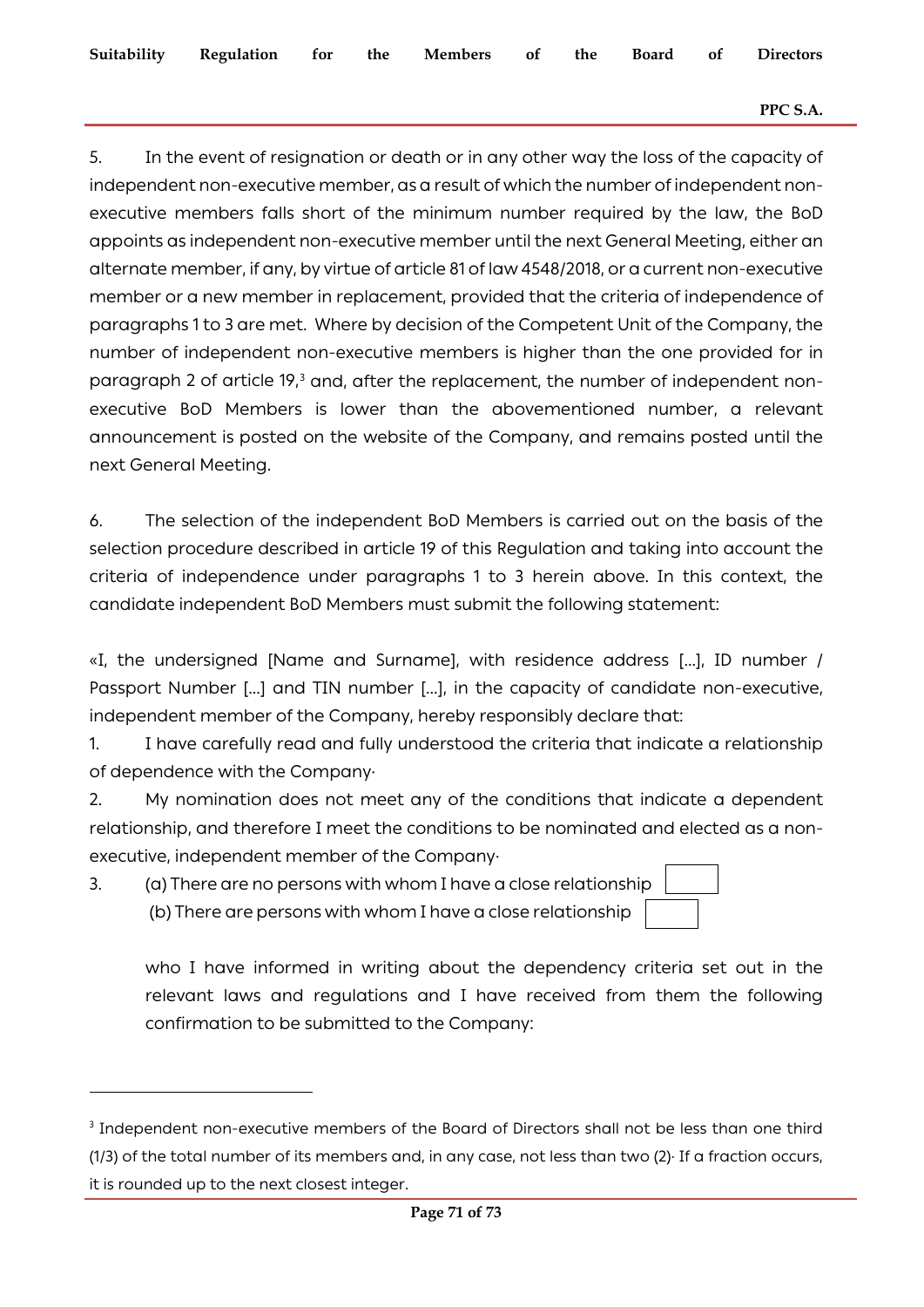5. In the event of resignation or death or in any other way the loss of the capacity of independent non-executive member, as a result of which the number of independent non-executive members falls short of the minimum number required by the law, the BoD appoints as independent non-executive member until the next General Meeting, either an alternate member, if any, by virtue of article 81 of law 4548/2018, or a current non-executive member or a new member in replacement, provided that the criteria of independence of paragraphs 1 to 3 are met. Where by decision of the Competent Unit of the Company, the number of independent non-executive members is higher than the one provided for in paragraph 2 of article 19,[3] and, after the replacement, the number of independent non-executive BoD Members is lower than the abovementioned number, a relevant announcement is posted on the website of the Company, and remains posted until the next General Meeting.

6. The selection of the independent BoD Members is carried out on the basis of the selection procedure described in article 19 of this Regulation and taking into account the criteria of independence under paragraphs 1 to 3 herein above. In this context, the candidate independent BoD Members must submit the following statement:

«I, the undersigned [Name and Surname], with residence address [...], ID number / Passport Number [...] and TIN number [...], in the capacity of candidate non-executive, independent member of the Company, hereby responsibly declare that:

1. I have carefully read and fully understood the criteria that indicate a relationship of dependence with the Company·
2. My nomination does not meet any of the conditions that indicate a dependent relationship, and therefore I meet the conditions to be nominated and elected as a non-executive, independent member of the Company·
3. (a) There are no persons with whom I have a close relationship ☐
   (b) There are persons with whom I have a close relationship ☐

   who I have informed in writing about the dependency criteria set out in the relevant laws and regulations and I have received from them the following confirmation to be submitted to the Company:

---

[3] Independent non-executive members of the Board of Directors shall not be less than one third (1/3) of the total number of its members and, in any case, not less than two (2)· If a fraction occurs, it is rounded up to the next closest integer.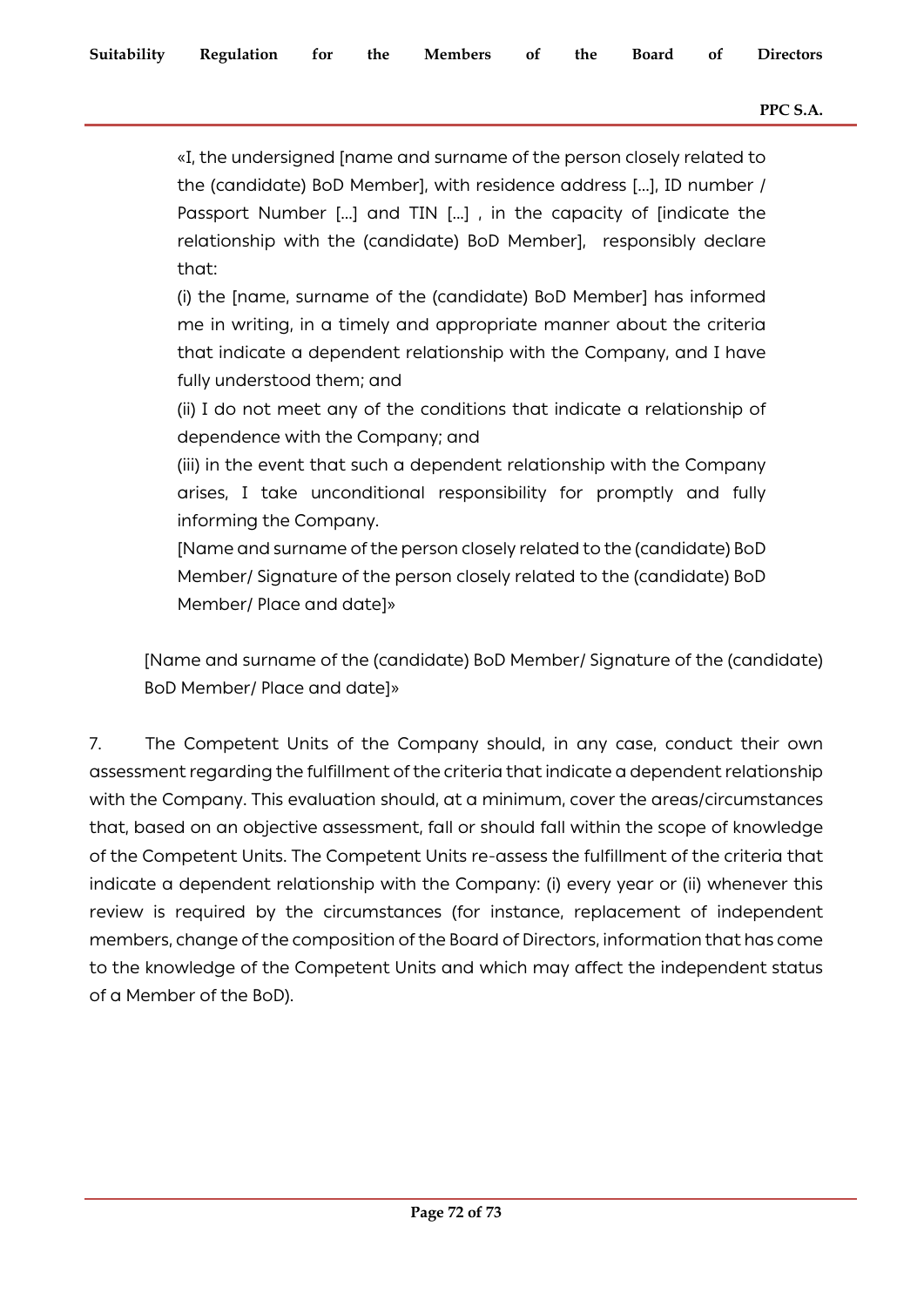«I, the undersigned [name and surname of the person closely related to the (candidate) BoD Member], with residence address [...], ID number / Passport Number [...] and TIN [...] , in the capacity of [indicate the relationship with the (candidate) BoD Member], responsibly declare that:

(i) the [name, surname of the (candidate) BoD Member] has informed me in writing, in a timely and appropriate manner about the criteria that indicate a dependent relationship with the Company, and I have fully understood them; and

(ii) I do not meet any of the conditions that indicate a relationship of dependence with the Company; and

(iii) in the event that such a dependent relationship with the Company arises, I take unconditional responsibility for promptly and fully informing the Company.

[Name and surname of the person closely related to the (candidate) BoD Member/ Signature of the person closely related to the (candidate) BoD Member/ Place and date]»

[Name and surname of the (candidate) BoD Member/ Signature of the (candidate) BoD Member/ Place and date]»

7. The Competent Units of the Company should, in any case, conduct their own assessment regarding the fulfillment of the criteria that indicate a dependent relationship with the Company. This evaluation should, at a minimum, cover the areas/circumstances that, based on an objective assessment, fall or should fall within the scope of knowledge of the Competent Units. The Competent Units re-assess the fulfillment of the criteria that indicate a dependent relationship with the Company: (i) every year or (ii) whenever this review is required by the circumstances (for instance, replacement of independent members, change of the composition of the Board of Directors, information that has come to the knowledge of the Competent Units and which may affect the independent status of a Member of the BoD).